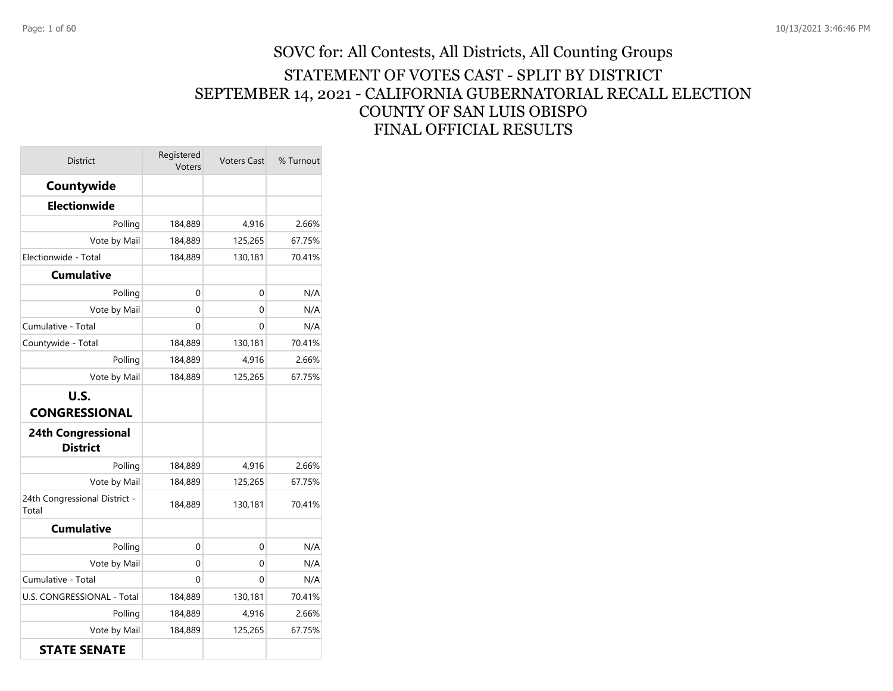# SOVC for: All Contests, All Districts, All Counting Groups

## STATEMENT OF VOTES CAST - SPLIT BY DISTRICT
## SEPTEMBER 14, 2021 - CALIFORNIA GUBERNATORIAL RECALL ELECTION
## COUNTY OF SAN LUIS OBISPO
## FINAL OFFICIAL RESULTS

| District | Registered Voters | Voters Cast | % Turnout |
|---|---|---|---|
| **Countywide** | | | |
| **Electionwide** | | | |
| Polling | 184,889 | 4,916 | 2.66% |
| Vote by Mail | 184,889 | 125,265 | 67.75% |
| Electionwide - Total | 184,889 | 130,181 | 70.41% |
| **Cumulative** | | | |
| Polling | 0 | 0 | N/A |
| Vote by Mail | 0 | 0 | N/A |
| Cumulative - Total | 0 | 0 | N/A |
| Countywide - Total | 184,889 | 130,181 | 70.41% |
| Polling | 184,889 | 4,916 | 2.66% |
| Vote by Mail | 184,889 | 125,265 | 67.75% |
| **U.S. CONGRESSIONAL** | | | |
| **24th Congressional District** | | | |
| Polling | 184,889 | 4,916 | 2.66% |
| Vote by Mail | 184,889 | 125,265 | 67.75% |
| 24th Congressional District - Total | 184,889 | 130,181 | 70.41% |
| **Cumulative** | | | |
| Polling | 0 | 0 | N/A |
| Vote by Mail | 0 | 0 | N/A |
| Cumulative - Total | 0 | 0 | N/A |
| U.S. CONGRESSIONAL - Total | 184,889 | 130,181 | 70.41% |
| Polling | 184,889 | 4,916 | 2.66% |
| Vote by Mail | 184,889 | 125,265 | 67.75% |
| **STATE SENATE** | | | |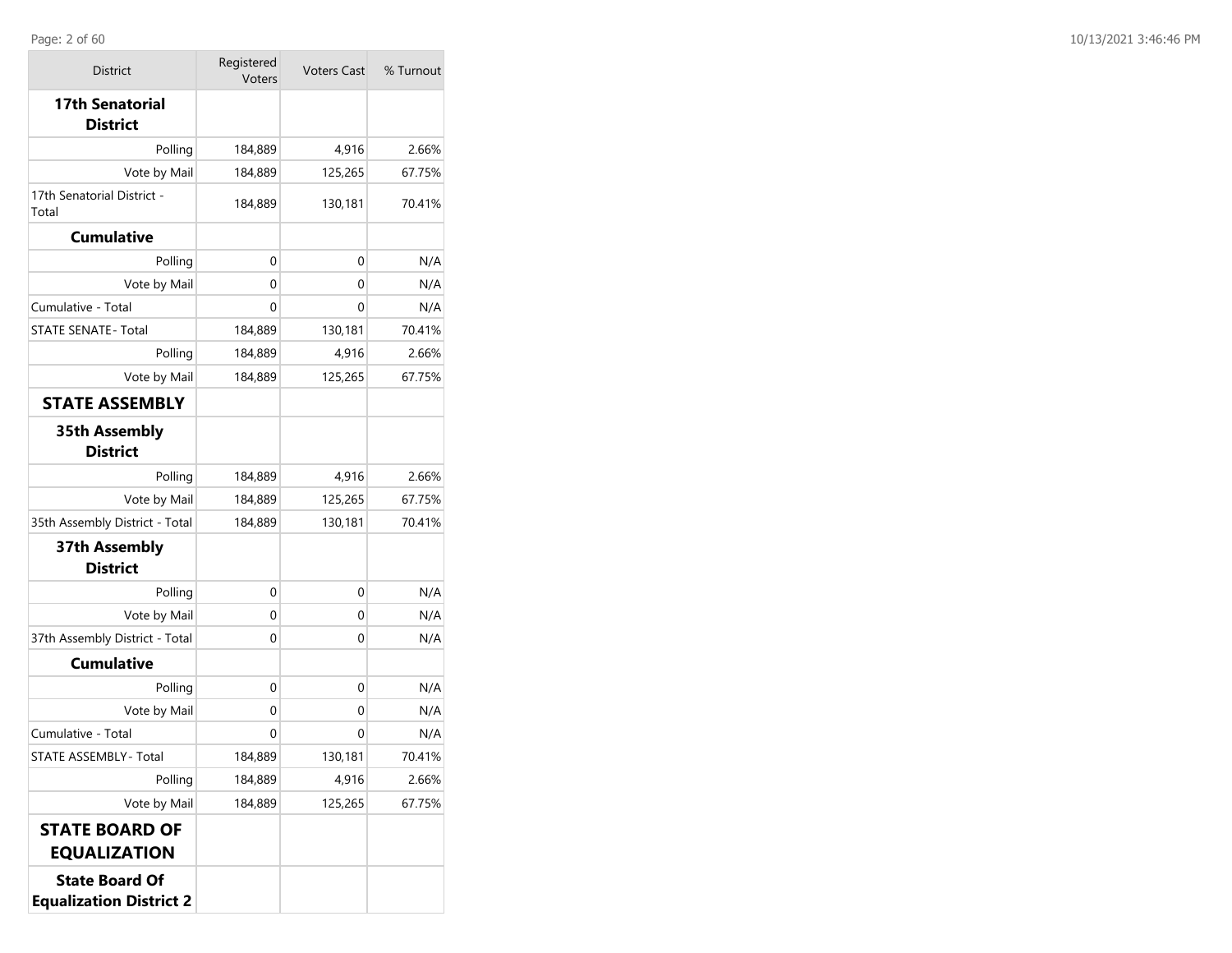| District | Registered Voters | Voters Cast | % Turnout |
|---|---|---|---|
| **17th Senatorial District** | | | |
| Polling | 184,889 | 4,916 | 2.66% |
| Vote by Mail | 184,889 | 125,265 | 67.75% |
| 17th Senatorial District - Total | 184,889 | 130,181 | 70.41% |
| **Cumulative** | | | |
| Polling | 0 | 0 | N/A |
| Vote by Mail | 0 | 0 | N/A |
| Cumulative - Total | 0 | 0 | N/A |
| STATE SENATE- Total | 184,889 | 130,181 | 70.41% |
| Polling | 184,889 | 4,916 | 2.66% |
| Vote by Mail | 184,889 | 125,265 | 67.75% |
| **STATE ASSEMBLY** | | | |
| **35th Assembly District** | | | |
| Polling | 184,889 | 4,916 | 2.66% |
| Vote by Mail | 184,889 | 125,265 | 67.75% |
| 35th Assembly District - Total | 184,889 | 130,181 | 70.41% |
| **37th Assembly District** | | | |
| Polling | 0 | 0 | N/A |
| Vote by Mail | 0 | 0 | N/A |
| 37th Assembly District - Total | 0 | 0 | N/A |
| **Cumulative** | | | |
| Polling | 0 | 0 | N/A |
| Vote by Mail | 0 | 0 | N/A |
| Cumulative - Total | 0 | 0 | N/A |
| STATE ASSEMBLY- Total | 184,889 | 130,181 | 70.41% |
| Polling | 184,889 | 4,916 | 2.66% |
| Vote by Mail | 184,889 | 125,265 | 67.75% |
| **STATE BOARD OF EQUALIZATION** | | | |
| **State Board Of Equalization District 2** | | | |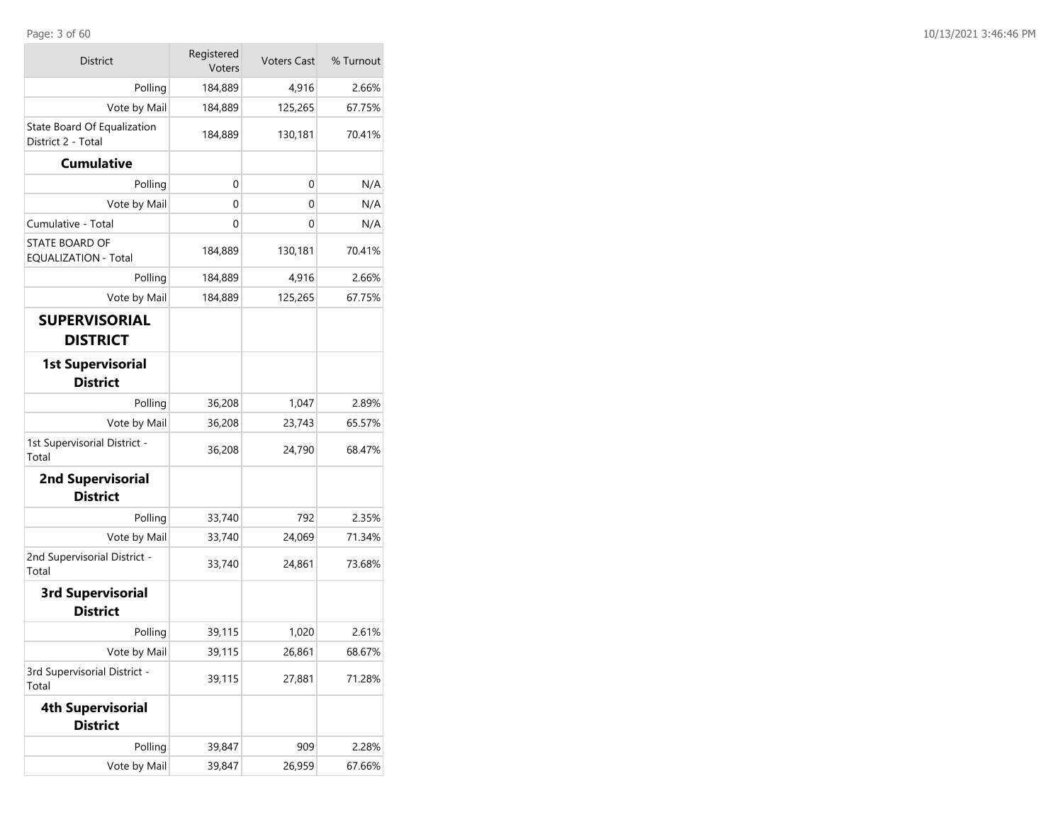| District | Registered Voters | Voters Cast | % Turnout |
|---|---|---|---|
| Polling | 184,889 | 4,916 | 2.66% |
| Vote by Mail | 184,889 | 125,265 | 67.75% |
| State Board Of Equalization District 2 - Total | 184,889 | 130,181 | 70.41% |
| **Cumulative** | | | |
| Polling | 0 | 0 | N/A |
| Vote by Mail | 0 | 0 | N/A |
| Cumulative - Total | 0 | 0 | N/A |
| STATE BOARD OF EQUALIZATION - Total | 184,889 | 130,181 | 70.41% |
| Polling | 184,889 | 4,916 | 2.66% |
| Vote by Mail | 184,889 | 125,265 | 67.75% |
| **SUPERVISORIAL DISTRICT** | | | |
| **1st Supervisorial District** | | | |
| Polling | 36,208 | 1,047 | 2.89% |
| Vote by Mail | 36,208 | 23,743 | 65.57% |
| 1st Supervisorial District - Total | 36,208 | 24,790 | 68.47% |
| **2nd Supervisorial District** | | | |
| Polling | 33,740 | 792 | 2.35% |
| Vote by Mail | 33,740 | 24,069 | 71.34% |
| 2nd Supervisorial District - Total | 33,740 | 24,861 | 73.68% |
| **3rd Supervisorial District** | | | |
| Polling | 39,115 | 1,020 | 2.61% |
| Vote by Mail | 39,115 | 26,861 | 68.67% |
| 3rd Supervisorial District - Total | 39,115 | 27,881 | 71.28% |
| **4th Supervisorial District** | | | |
| Polling | 39,847 | 909 | 2.28% |
| Vote by Mail | 39,847 | 26,959 | 67.66% |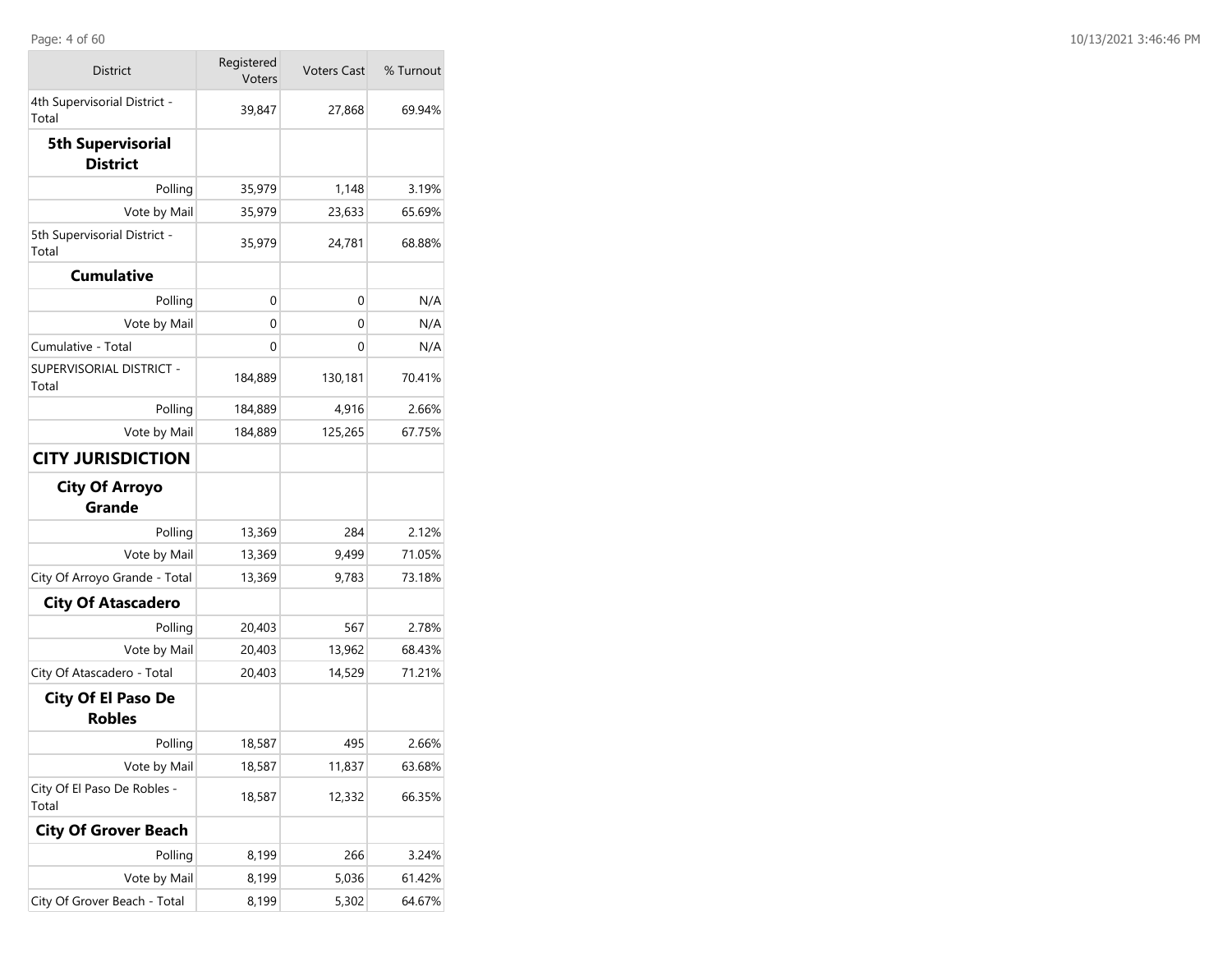| District | Registered Voters | Voters Cast | % Turnout |
|---|---|---|---|
| 4th Supervisorial District - Total | 39,847 | 27,868 | 69.94% |
| **5th Supervisorial District** | | | |
| Polling | 35,979 | 1,148 | 3.19% |
| Vote by Mail | 35,979 | 23,633 | 65.69% |
| 5th Supervisorial District - Total | 35,979 | 24,781 | 68.88% |
| **Cumulative** | | | |
| Polling | 0 | 0 | N/A |
| Vote by Mail | 0 | 0 | N/A |
| Cumulative - Total | 0 | 0 | N/A |
| SUPERVISORIAL DISTRICT - Total | 184,889 | 130,181 | 70.41% |
| Polling | 184,889 | 4,916 | 2.66% |
| Vote by Mail | 184,889 | 125,265 | 67.75% |
| **CITY JURISDICTION** | | | |
| **City Of Arroyo Grande** | | | |
| Polling | 13,369 | 284 | 2.12% |
| Vote by Mail | 13,369 | 9,499 | 71.05% |
| City Of Arroyo Grande - Total | 13,369 | 9,783 | 73.18% |
| **City Of Atascadero** | | | |
| Polling | 20,403 | 567 | 2.78% |
| Vote by Mail | 20,403 | 13,962 | 68.43% |
| City Of Atascadero - Total | 20,403 | 14,529 | 71.21% |
| **City Of El Paso De Robles** | | | |
| Polling | 18,587 | 495 | 2.66% |
| Vote by Mail | 18,587 | 11,837 | 63.68% |
| City Of El Paso De Robles - Total | 18,587 | 12,332 | 66.35% |
| **City Of Grover Beach** | | | |
| Polling | 8,199 | 266 | 3.24% |
| Vote by Mail | 8,199 | 5,036 | 61.42% |
| City Of Grover Beach - Total | 8,199 | 5,302 | 64.67% |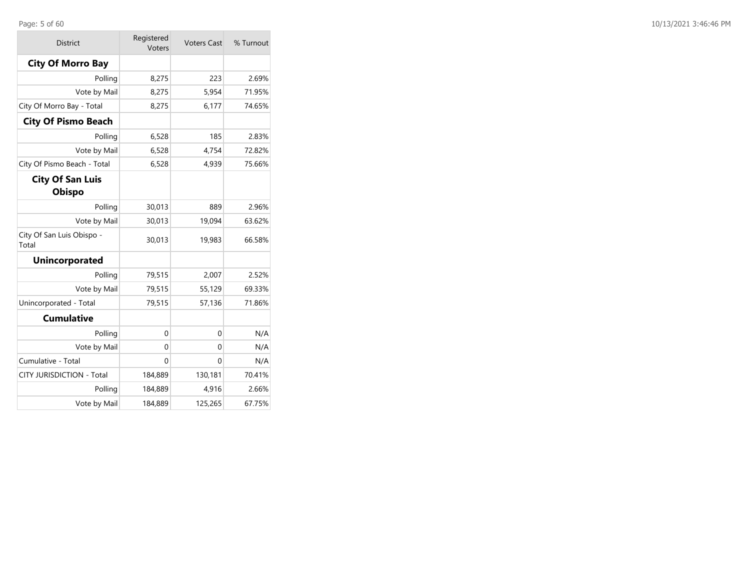| District | Registered Voters | Voters Cast | % Turnout |
| --- | --- | --- | --- |
| **City Of Morro Bay** | | | |
| Polling | 8,275 | 223 | 2.69% |
| Vote by Mail | 8,275 | 5,954 | 71.95% |
| City Of Morro Bay - Total | 8,275 | 6,177 | 74.65% |
| **City Of Pismo Beach** | | | |
| Polling | 6,528 | 185 | 2.83% |
| Vote by Mail | 6,528 | 4,754 | 72.82% |
| City Of Pismo Beach - Total | 6,528 | 4,939 | 75.66% |
| **City Of San Luis Obispo** | | | |
| Polling | 30,013 | 889 | 2.96% |
| Vote by Mail | 30,013 | 19,094 | 63.62% |
| City Of San Luis Obispo - Total | 30,013 | 19,983 | 66.58% |
| **Unincorporated** | | | |
| Polling | 79,515 | 2,007 | 2.52% |
| Vote by Mail | 79,515 | 55,129 | 69.33% |
| Unincorporated - Total | 79,515 | 57,136 | 71.86% |
| **Cumulative** | | | |
| Polling | 0 | 0 | N/A |
| Vote by Mail | 0 | 0 | N/A |
| Cumulative - Total | 0 | 0 | N/A |
| CITY JURISDICTION - Total | 184,889 | 130,181 | 70.41% |
| Polling | 184,889 | 4,916 | 2.66% |
| Vote by Mail | 184,889 | 125,265 | 67.75% |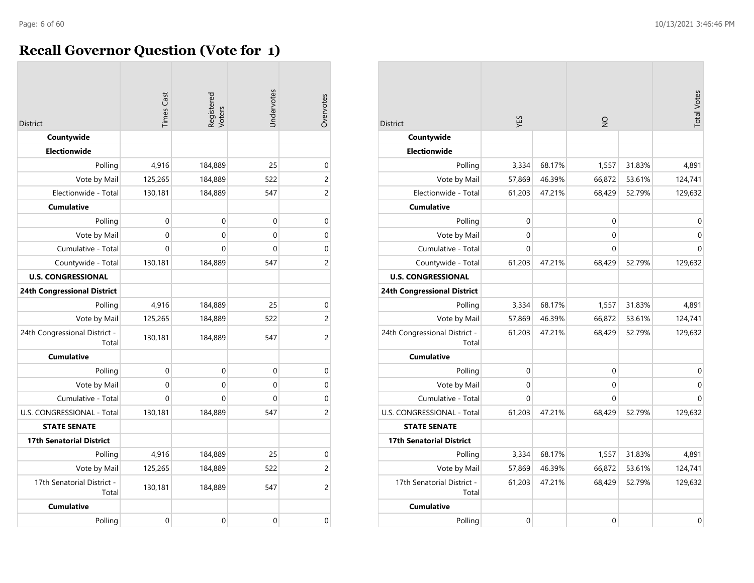# Recall Governor Question (Vote for 1)

| District | Times Cast | Registered Voters | Undervotes | Overvotes |
|---|---|---|---|---|
| **Countywide** | | | | |
| **Electionwide** | | | | |
| Polling | 4,916 | 184,889 | 25 | 0 |
| Vote by Mail | 125,265 | 184,889 | 522 | 2 |
| Electionwide - Total | 130,181 | 184,889 | 547 | 2 |
| **Cumulative** | | | | |
| Polling | 0 | 0 | 0 | 0 |
| Vote by Mail | 0 | 0 | 0 | 0 |
| Cumulative - Total | 0 | 0 | 0 | 0 |
| Countywide - Total | 130,181 | 184,889 | 547 | 2 |
| **U.S. CONGRESSIONAL** | | | | |
| **24th Congressional District** | | | | |
| Polling | 4,916 | 184,889 | 25 | 0 |
| Vote by Mail | 125,265 | 184,889 | 522 | 2 |
| 24th Congressional District - Total | 130,181 | 184,889 | 547 | 2 |
| **Cumulative** | | | | |
| Polling | 0 | 0 | 0 | 0 |
| Vote by Mail | 0 | 0 | 0 | 0 |
| Cumulative - Total | 0 | 0 | 0 | 0 |
| U.S. CONGRESSIONAL - Total | 130,181 | 184,889 | 547 | 2 |
| **STATE SENATE** | | | | |
| **17th Senatorial District** | | | | |
| Polling | 4,916 | 184,889 | 25 | 0 |
| Vote by Mail | 125,265 | 184,889 | 522 | 2 |
| 17th Senatorial District - Total | 130,181 | 184,889 | 547 | 2 |
| **Cumulative** | | | | |
| Polling | 0 | 0 | 0 | 0 |

| District | YES | | NO | | Total Votes |
|---|---|---|---|---|---|
| **Countywide** | | | | | |
| **Electionwide** | | | | | |
| Polling | 3,334 | 68.17% | 1,557 | 31.83% | 4,891 |
| Vote by Mail | 57,869 | 46.39% | 66,872 | 53.61% | 124,741 |
| Electionwide - Total | 61,203 | 47.21% | 68,429 | 52.79% | 129,632 |
| **Cumulative** | | | | | |
| Polling | 0 | | 0 | | 0 |
| Vote by Mail | 0 | | 0 | | 0 |
| Cumulative - Total | 0 | | 0 | | 0 |
| Countywide - Total | 61,203 | 47.21% | 68,429 | 52.79% | 129,632 |
| **U.S. CONGRESSIONAL** | | | | | |
| **24th Congressional District** | | | | | |
| Polling | 3,334 | 68.17% | 1,557 | 31.83% | 4,891 |
| Vote by Mail | 57,869 | 46.39% | 66,872 | 53.61% | 124,741 |
| 24th Congressional District - Total | 61,203 | 47.21% | 68,429 | 52.79% | 129,632 |
| **Cumulative** | | | | | |
| Polling | 0 | | 0 | | 0 |
| Vote by Mail | 0 | | 0 | | 0 |
| Cumulative - Total | 0 | | 0 | | 0 |
| U.S. CONGRESSIONAL - Total | 61,203 | 47.21% | 68,429 | 52.79% | 129,632 |
| **STATE SENATE** | | | | | |
| **17th Senatorial District** | | | | | |
| Polling | 3,334 | 68.17% | 1,557 | 31.83% | 4,891 |
| Vote by Mail | 57,869 | 46.39% | 66,872 | 53.61% | 124,741 |
| 17th Senatorial District - Total | 61,203 | 47.21% | 68,429 | 52.79% | 129,632 |
| **Cumulative** | | | | | |
| Polling | 0 | | 0 | | 0 |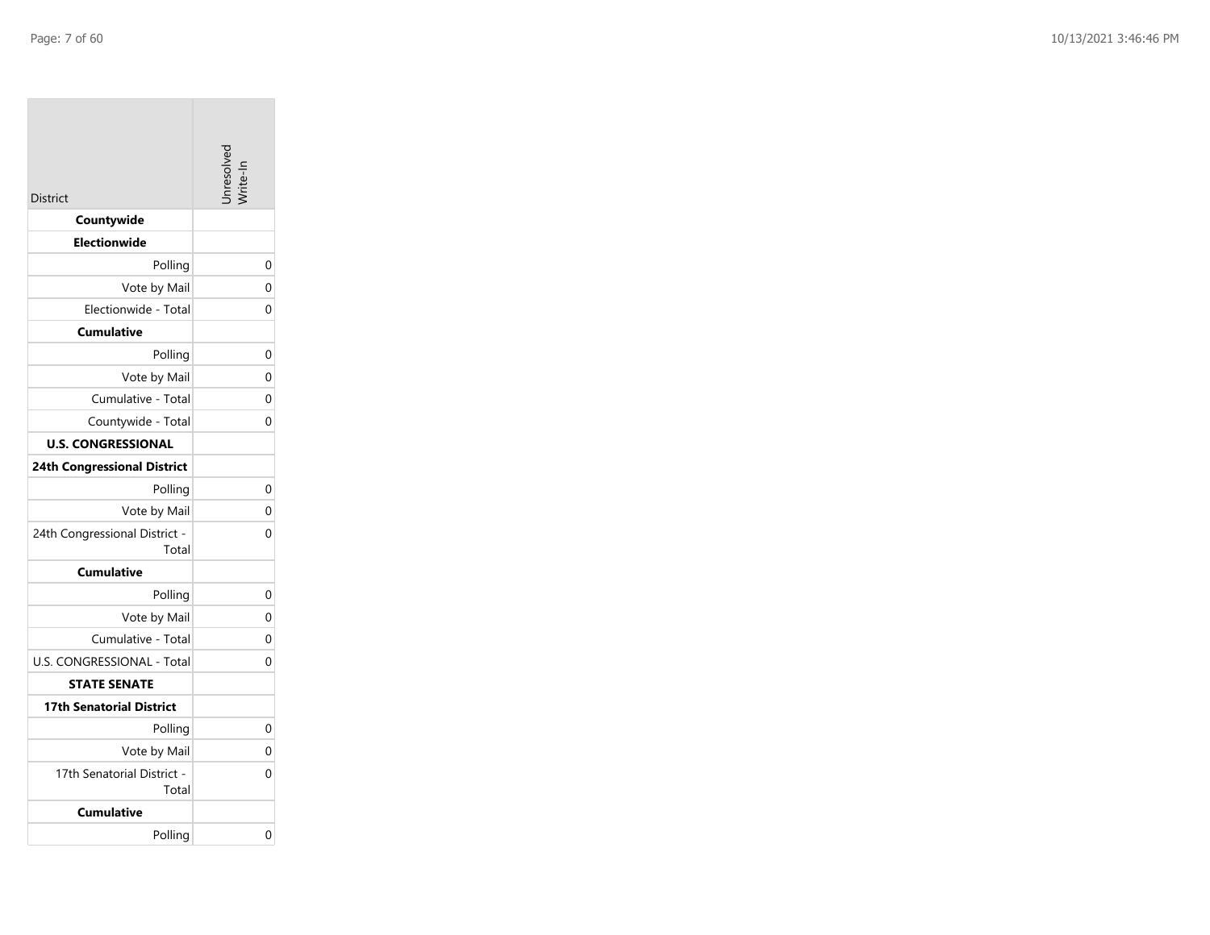| District | Unresolved Write-In |
|---|---|
| **Countywide** | |
| **Electionwide** | |
| Polling | 0 |
| Vote by Mail | 0 |
| Electionwide - Total | 0 |
| **Cumulative** | |
| Polling | 0 |
| Vote by Mail | 0 |
| Cumulative - Total | 0 |
| Countywide - Total | 0 |
| **U.S. CONGRESSIONAL** | |
| **24th Congressional District** | |
| Polling | 0 |
| Vote by Mail | 0 |
| 24th Congressional District - Total | 0 |
| **Cumulative** | |
| Polling | 0 |
| Vote by Mail | 0 |
| Cumulative - Total | 0 |
| U.S. CONGRESSIONAL - Total | 0 |
| **STATE SENATE** | |
| **17th Senatorial District** | |
| Polling | 0 |
| Vote by Mail | 0 |
| 17th Senatorial District - Total | 0 |
| **Cumulative** | |
| Polling | 0 |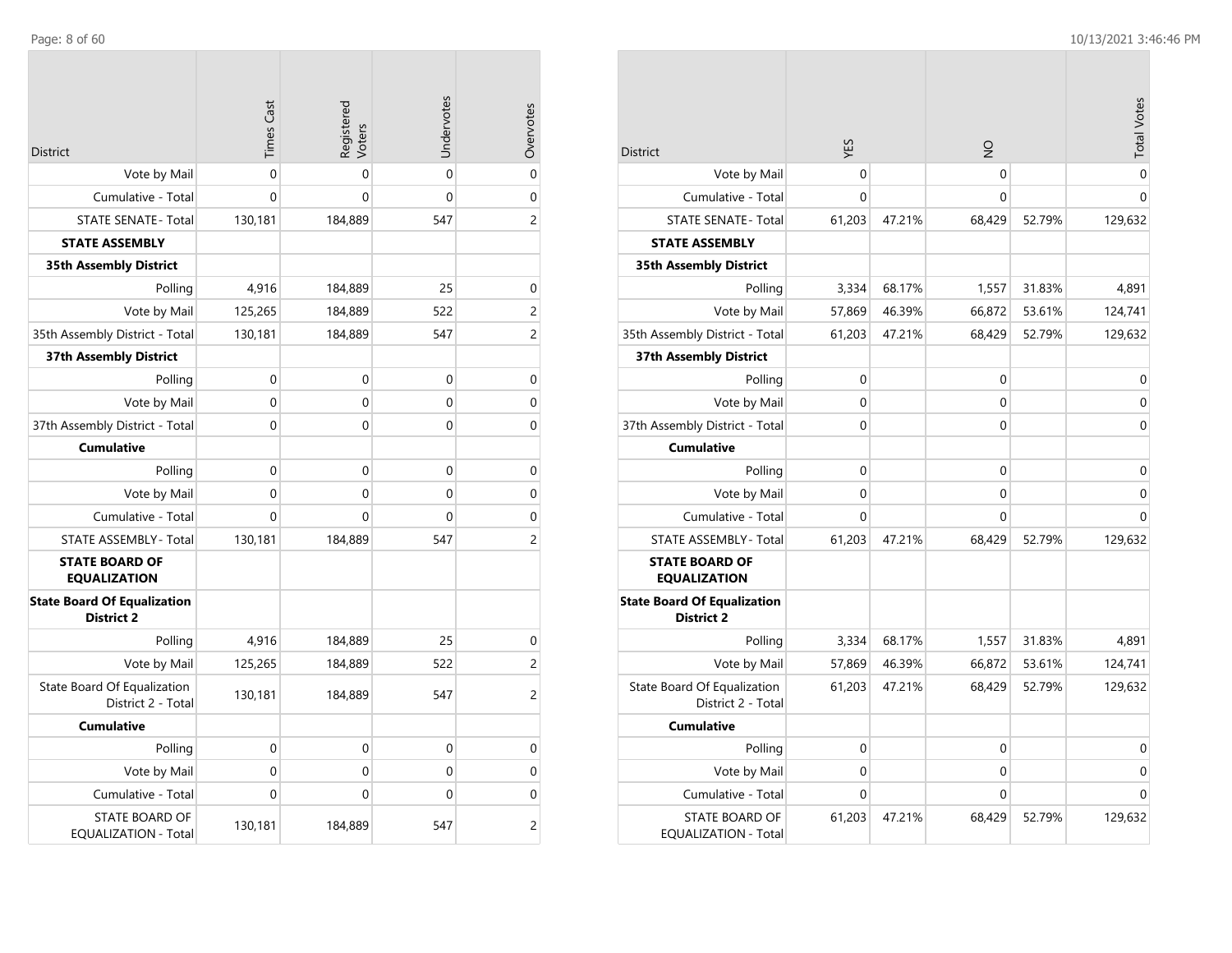| District | Times Cast | Registered Voters | Undervotes | Overvotes |
|---|---|---|---|---|
| Vote by Mail | 0 | 0 | 0 | 0 |
| Cumulative - Total | 0 | 0 | 0 | 0 |
| STATE SENATE - Total | 130,181 | 184,889 | 547 | 2 |
| **STATE ASSEMBLY** | | | | |
| **35th Assembly District** | | | | |
| Polling | 4,916 | 184,889 | 25 | 0 |
| Vote by Mail | 125,265 | 184,889 | 522 | 2 |
| 35th Assembly District - Total | 130,181 | 184,889 | 547 | 2 |
| **37th Assembly District** | | | | |
| Polling | 0 | 0 | 0 | 0 |
| Vote by Mail | 0 | 0 | 0 | 0 |
| 37th Assembly District - Total | 0 | 0 | 0 | 0 |
| **Cumulative** | | | | |
| Polling | 0 | 0 | 0 | 0 |
| Vote by Mail | 0 | 0 | 0 | 0 |
| Cumulative - Total | 0 | 0 | 0 | 0 |
| STATE ASSEMBLY - Total | 130,181 | 184,889 | 547 | 2 |
| **STATE BOARD OF EQUALIZATION** | | | | |
| **State Board Of Equalization District 2** | | | | |
| Polling | 4,916 | 184,889 | 25 | 0 |
| Vote by Mail | 125,265 | 184,889 | 522 | 2 |
| State Board Of Equalization District 2 - Total | 130,181 | 184,889 | 547 | 2 |
| **Cumulative** | | | | |
| Polling | 0 | 0 | 0 | 0 |
| Vote by Mail | 0 | 0 | 0 | 0 |
| Cumulative - Total | 0 | 0 | 0 | 0 |
| STATE BOARD OF EQUALIZATION - Total | 130,181 | 184,889 | 547 | 2 |

| District | YES | | NO | | Total Votes |
|---|---|---|---|---|---|
| Vote by Mail | 0 | | 0 | | 0 |
| Cumulative - Total | 0 | | 0 | | 0 |
| STATE SENATE - Total | 61,203 | 47.21% | 68,429 | 52.79% | 129,632 |
| **STATE ASSEMBLY** | | | | | |
| **35th Assembly District** | | | | | |
| Polling | 3,334 | 68.17% | 1,557 | 31.83% | 4,891 |
| Vote by Mail | 57,869 | 46.39% | 66,872 | 53.61% | 124,741 |
| 35th Assembly District - Total | 61,203 | 47.21% | 68,429 | 52.79% | 129,632 |
| **37th Assembly District** | | | | | |
| Polling | 0 | | 0 | | 0 |
| Vote by Mail | 0 | | 0 | | 0 |
| 37th Assembly District - Total | 0 | | 0 | | 0 |
| **Cumulative** | | | | | |
| Polling | 0 | | 0 | | 0 |
| Vote by Mail | 0 | | 0 | | 0 |
| Cumulative - Total | 0 | | 0 | | 0 |
| STATE ASSEMBLY - Total | 61,203 | 47.21% | 68,429 | 52.79% | 129,632 |
| **STATE BOARD OF EQUALIZATION** | | | | | |
| **State Board Of Equalization District 2** | | | | | |
| Polling | 3,334 | 68.17% | 1,557 | 31.83% | 4,891 |
| Vote by Mail | 57,869 | 46.39% | 66,872 | 53.61% | 124,741 |
| State Board Of Equalization District 2 - Total | 61,203 | 47.21% | 68,429 | 52.79% | 129,632 |
| **Cumulative** | | | | | |
| Polling | 0 | | 0 | | 0 |
| Vote by Mail | 0 | | 0 | | 0 |
| Cumulative - Total | 0 | | 0 | | 0 |
| STATE BOARD OF EQUALIZATION - Total | 61,203 | 47.21% | 68,429 | 52.79% | 129,632 |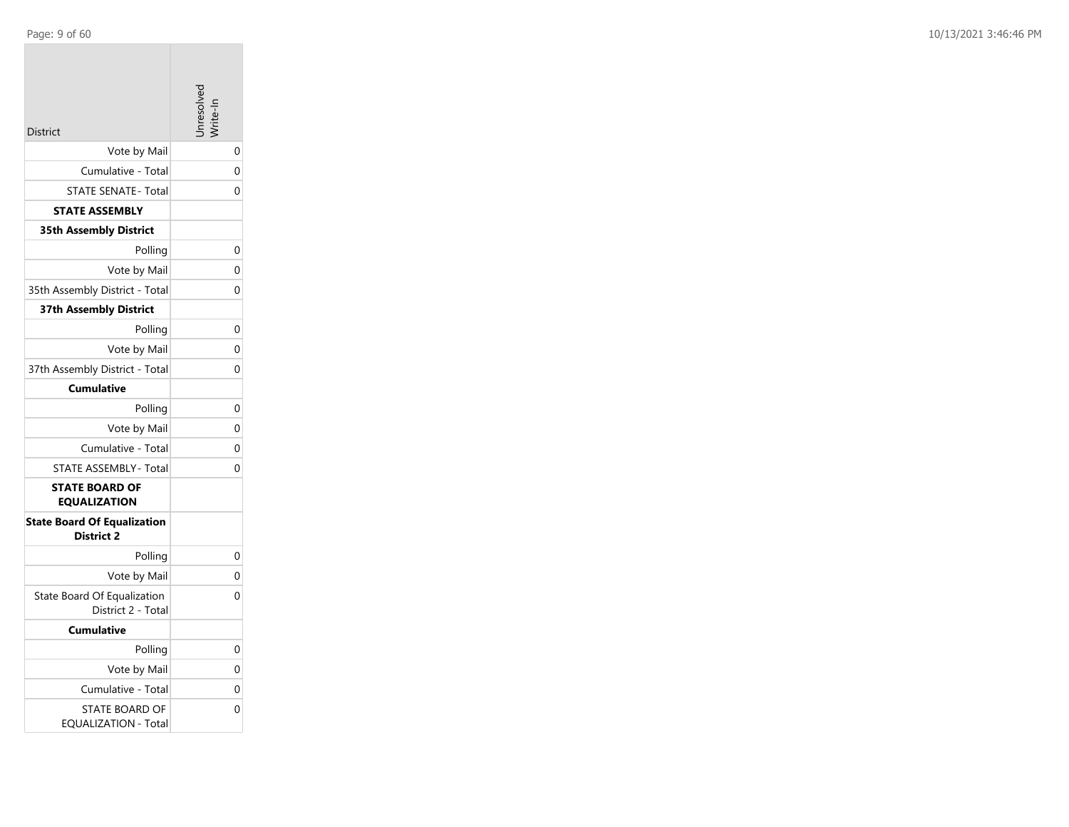| District | Unresolved Write-In |
|---|---|
| Vote by Mail | 0 |
| Cumulative - Total | 0 |
| STATE SENATE - Total | 0 |
| **STATE ASSEMBLY** | |
| **35th Assembly District** | |
| Polling | 0 |
| Vote by Mail | 0 |
| 35th Assembly District - Total | 0 |
| **37th Assembly District** | |
| Polling | 0 |
| Vote by Mail | 0 |
| 37th Assembly District - Total | 0 |
| **Cumulative** | |
| Polling | 0 |
| Vote by Mail | 0 |
| Cumulative - Total | 0 |
| STATE ASSEMBLY - Total | 0 |
| **STATE BOARD OF EQUALIZATION** | |
| **State Board Of Equalization District 2** | |
| Polling | 0 |
| Vote by Mail | 0 |
| State Board Of Equalization District 2 - Total | 0 |
| **Cumulative** | |
| Polling | 0 |
| Vote by Mail | 0 |
| Cumulative - Total | 0 |
| STATE BOARD OF EQUALIZATION - Total | 0 |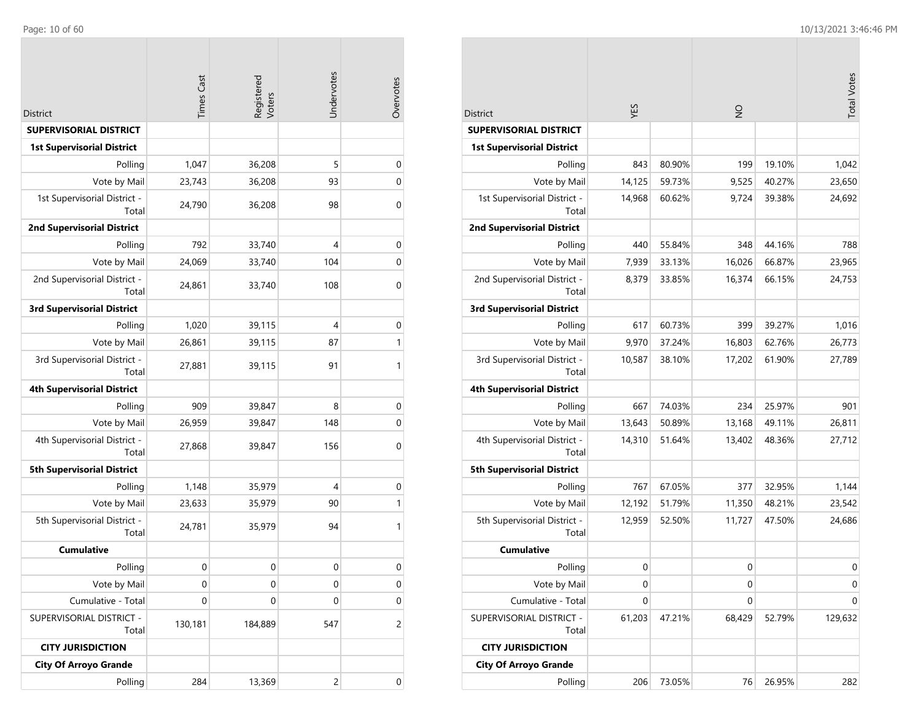| District | Times Cast | Registered Voters | Undervotes | Overvotes |
|---|---|---|---|---|
| **SUPERVISORIAL DISTRICT** | | | | |
| **1st Supervisorial District** | | | | |
| Polling | 1,047 | 36,208 | 5 | 0 |
| Vote by Mail | 23,743 | 36,208 | 93 | 0 |
| 1st Supervisorial District - Total | 24,790 | 36,208 | 98 | 0 |
| **2nd Supervisorial District** | | | | |
| Polling | 792 | 33,740 | 4 | 0 |
| Vote by Mail | 24,069 | 33,740 | 104 | 0 |
| 2nd Supervisorial District - Total | 24,861 | 33,740 | 108 | 0 |
| **3rd Supervisorial District** | | | | |
| Polling | 1,020 | 39,115 | 4 | 0 |
| Vote by Mail | 26,861 | 39,115 | 87 | 1 |
| 3rd Supervisorial District - Total | 27,881 | 39,115 | 91 | 1 |
| **4th Supervisorial District** | | | | |
| Polling | 909 | 39,847 | 8 | 0 |
| Vote by Mail | 26,959 | 39,847 | 148 | 0 |
| 4th Supervisorial District - Total | 27,868 | 39,847 | 156 | 0 |
| **5th Supervisorial District** | | | | |
| Polling | 1,148 | 35,979 | 4 | 0 |
| Vote by Mail | 23,633 | 35,979 | 90 | 1 |
| 5th Supervisorial District - Total | 24,781 | 35,979 | 94 | 1 |
| **Cumulative** | | | | |
| Polling | 0 | 0 | 0 | 0 |
| Vote by Mail | 0 | 0 | 0 | 0 |
| Cumulative - Total | 0 | 0 | 0 | 0 |
| SUPERVISORIAL DISTRICT - Total | 130,181 | 184,889 | 547 | 2 |
| **CITY JURISDICTION** | | | | |
| **City Of Arroyo Grande** | | | | |
| Polling | 284 | 13,369 | 2 | 0 |

| District | YES | | NO | | Total Votes |
|---|---|---|---|---|---|
| **SUPERVISORIAL DISTRICT** | | | | | |
| **1st Supervisorial District** | | | | | |
| Polling | 843 | 80.90% | 199 | 19.10% | 1,042 |
| Vote by Mail | 14,125 | 59.73% | 9,525 | 40.27% | 23,650 |
| 1st Supervisorial District - Total | 14,968 | 60.62% | 9,724 | 39.38% | 24,692 |
| **2nd Supervisorial District** | | | | | |
| Polling | 440 | 55.84% | 348 | 44.16% | 788 |
| Vote by Mail | 7,939 | 33.13% | 16,026 | 66.87% | 23,965 |
| 2nd Supervisorial District - Total | 8,379 | 33.85% | 16,374 | 66.15% | 24,753 |
| **3rd Supervisorial District** | | | | | |
| Polling | 617 | 60.73% | 399 | 39.27% | 1,016 |
| Vote by Mail | 9,970 | 37.24% | 16,803 | 62.76% | 26,773 |
| 3rd Supervisorial District - Total | 10,587 | 38.10% | 17,202 | 61.90% | 27,789 |
| **4th Supervisorial District** | | | | | |
| Polling | 667 | 74.03% | 234 | 25.97% | 901 |
| Vote by Mail | 13,643 | 50.89% | 13,168 | 49.11% | 26,811 |
| 4th Supervisorial District - Total | 14,310 | 51.64% | 13,402 | 48.36% | 27,712 |
| **5th Supervisorial District** | | | | | |
| Polling | 767 | 67.05% | 377 | 32.95% | 1,144 |
| Vote by Mail | 12,192 | 51.79% | 11,350 | 48.21% | 23,542 |
| 5th Supervisorial District - Total | 12,959 | 52.50% | 11,727 | 47.50% | 24,686 |
| **Cumulative** | | | | | |
| Polling | 0 | | 0 | | 0 |
| Vote by Mail | 0 | | 0 | | 0 |
| Cumulative - Total | 0 | | 0 | | 0 |
| SUPERVISORIAL DISTRICT - Total | 61,203 | 47.21% | 68,429 | 52.79% | 129,632 |
| **CITY JURISDICTION** | | | | | |
| **City Of Arroyo Grande** | | | | | |
| Polling | 206 | 73.05% | 76 | 26.95% | 282 |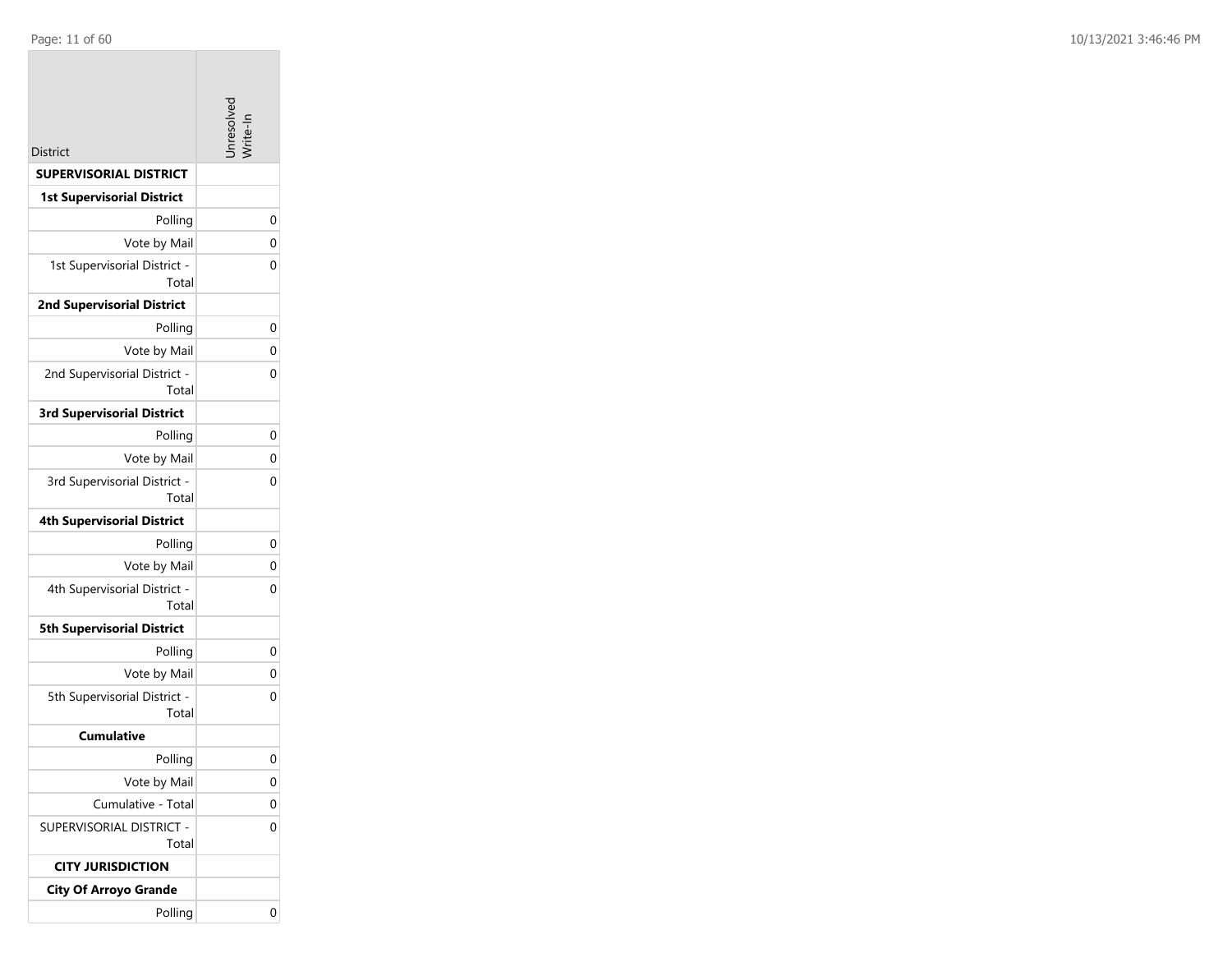| District | Unresolved Write-In |
|---|---|
| **SUPERVISORIAL DISTRICT** | |
| **1st Supervisorial District** | |
| Polling | 0 |
| Vote by Mail | 0 |
| 1st Supervisorial District - Total | 0 |
| **2nd Supervisorial District** | |
| Polling | 0 |
| Vote by Mail | 0 |
| 2nd Supervisorial District - Total | 0 |
| **3rd Supervisorial District** | |
| Polling | 0 |
| Vote by Mail | 0 |
| 3rd Supervisorial District - Total | 0 |
| **4th Supervisorial District** | |
| Polling | 0 |
| Vote by Mail | 0 |
| 4th Supervisorial District - Total | 0 |
| **5th Supervisorial District** | |
| Polling | 0 |
| Vote by Mail | 0 |
| 5th Supervisorial District - Total | 0 |
| **Cumulative** | |
| Polling | 0 |
| Vote by Mail | 0 |
| Cumulative - Total | 0 |
| SUPERVISORIAL DISTRICT - Total | 0 |
| **CITY JURISDICTION** | |
| **City Of Arroyo Grande** | |
| Polling | 0 |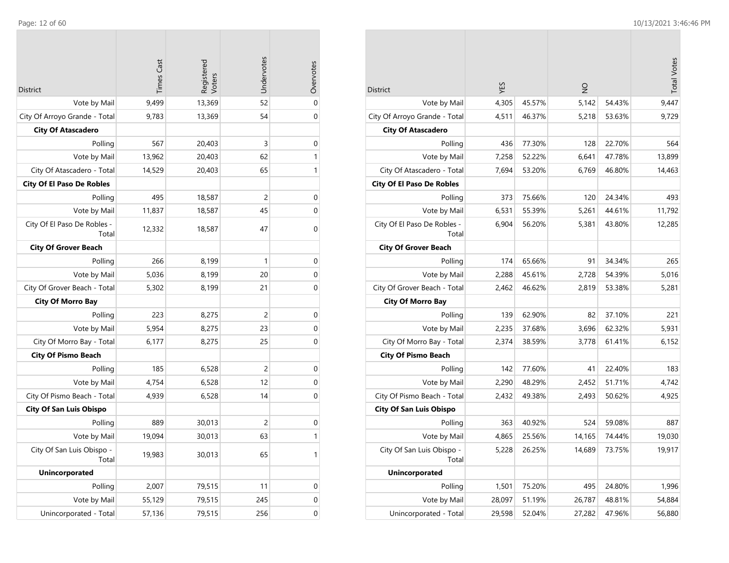| District | Times Cast | Registered Voters | Undervotes | Overvotes |
| --- | --- | --- | --- | --- |
| Vote by Mail | 9,499 | 13,369 | 52 | 0 |
| City Of Arroyo Grande - Total | 9,783 | 13,369 | 54 | 0 |
| **City Of Atascadero** | | | | |
| Polling | 567 | 20,403 | 3 | 0 |
| Vote by Mail | 13,962 | 20,403 | 62 | 1 |
| City Of Atascadero - Total | 14,529 | 20,403 | 65 | 1 |
| **City Of El Paso De Robles** | | | | |
| Polling | 495 | 18,587 | 2 | 0 |
| Vote by Mail | 11,837 | 18,587 | 45 | 0 |
| City Of El Paso De Robles - Total | 12,332 | 18,587 | 47 | 0 |
| **City Of Grover Beach** | | | | |
| Polling | 266 | 8,199 | 1 | 0 |
| Vote by Mail | 5,036 | 8,199 | 20 | 0 |
| City Of Grover Beach - Total | 5,302 | 8,199 | 21 | 0 |
| **City Of Morro Bay** | | | | |
| Polling | 223 | 8,275 | 2 | 0 |
| Vote by Mail | 5,954 | 8,275 | 23 | 0 |
| City Of Morro Bay - Total | 6,177 | 8,275 | 25 | 0 |
| **City Of Pismo Beach** | | | | |
| Polling | 185 | 6,528 | 2 | 0 |
| Vote by Mail | 4,754 | 6,528 | 12 | 0 |
| City Of Pismo Beach - Total | 4,939 | 6,528 | 14 | 0 |
| **City Of San Luis Obispo** | | | | |
| Polling | 889 | 30,013 | 2 | 0 |
| Vote by Mail | 19,094 | 30,013 | 63 | 1 |
| City Of San Luis Obispo - Total | 19,983 | 30,013 | 65 | 1 |
| **Unincorporated** | | | | |
| Polling | 2,007 | 79,515 | 11 | 0 |
| Vote by Mail | 55,129 | 79,515 | 245 | 0 |
| Unincorporated - Total | 57,136 | 79,515 | 256 | 0 |

| District | YES | | NO | | Total Votes |
| --- | --- | --- | --- | --- | --- |
| Vote by Mail | 4,305 | 45.57% | 5,142 | 54.43% | 9,447 |
| City Of Arroyo Grande - Total | 4,511 | 46.37% | 5,218 | 53.63% | 9,729 |
| **City Of Atascadero** | | | | | |
| Polling | 436 | 77.30% | 128 | 22.70% | 564 |
| Vote by Mail | 7,258 | 52.22% | 6,641 | 47.78% | 13,899 |
| City Of Atascadero - Total | 7,694 | 53.20% | 6,769 | 46.80% | 14,463 |
| **City Of El Paso De Robles** | | | | | |
| Polling | 373 | 75.66% | 120 | 24.34% | 493 |
| Vote by Mail | 6,531 | 55.39% | 5,261 | 44.61% | 11,792 |
| City Of El Paso De Robles - Total | 6,904 | 56.20% | 5,381 | 43.80% | 12,285 |
| **City Of Grover Beach** | | | | | |
| Polling | 174 | 65.66% | 91 | 34.34% | 265 |
| Vote by Mail | 2,288 | 45.61% | 2,728 | 54.39% | 5,016 |
| City Of Grover Beach - Total | 2,462 | 46.62% | 2,819 | 53.38% | 5,281 |
| **City Of Morro Bay** | | | | | |
| Polling | 139 | 62.90% | 82 | 37.10% | 221 |
| Vote by Mail | 2,235 | 37.68% | 3,696 | 62.32% | 5,931 |
| City Of Morro Bay - Total | 2,374 | 38.59% | 3,778 | 61.41% | 6,152 |
| **City Of Pismo Beach** | | | | | |
| Polling | 142 | 77.60% | 41 | 22.40% | 183 |
| Vote by Mail | 2,290 | 48.29% | 2,452 | 51.71% | 4,742 |
| City Of Pismo Beach - Total | 2,432 | 49.38% | 2,493 | 50.62% | 4,925 |
| **City Of San Luis Obispo** | | | | | |
| Polling | 363 | 40.92% | 524 | 59.08% | 887 |
| Vote by Mail | 4,865 | 25.56% | 14,165 | 74.44% | 19,030 |
| City Of San Luis Obispo - Total | 5,228 | 26.25% | 14,689 | 73.75% | 19,917 |
| **Unincorporated** | | | | | |
| Polling | 1,501 | 75.20% | 495 | 24.80% | 1,996 |
| Vote by Mail | 28,097 | 51.19% | 26,787 | 48.81% | 54,884 |
| Unincorporated - Total | 29,598 | 52.04% | 27,282 | 47.96% | 56,880 |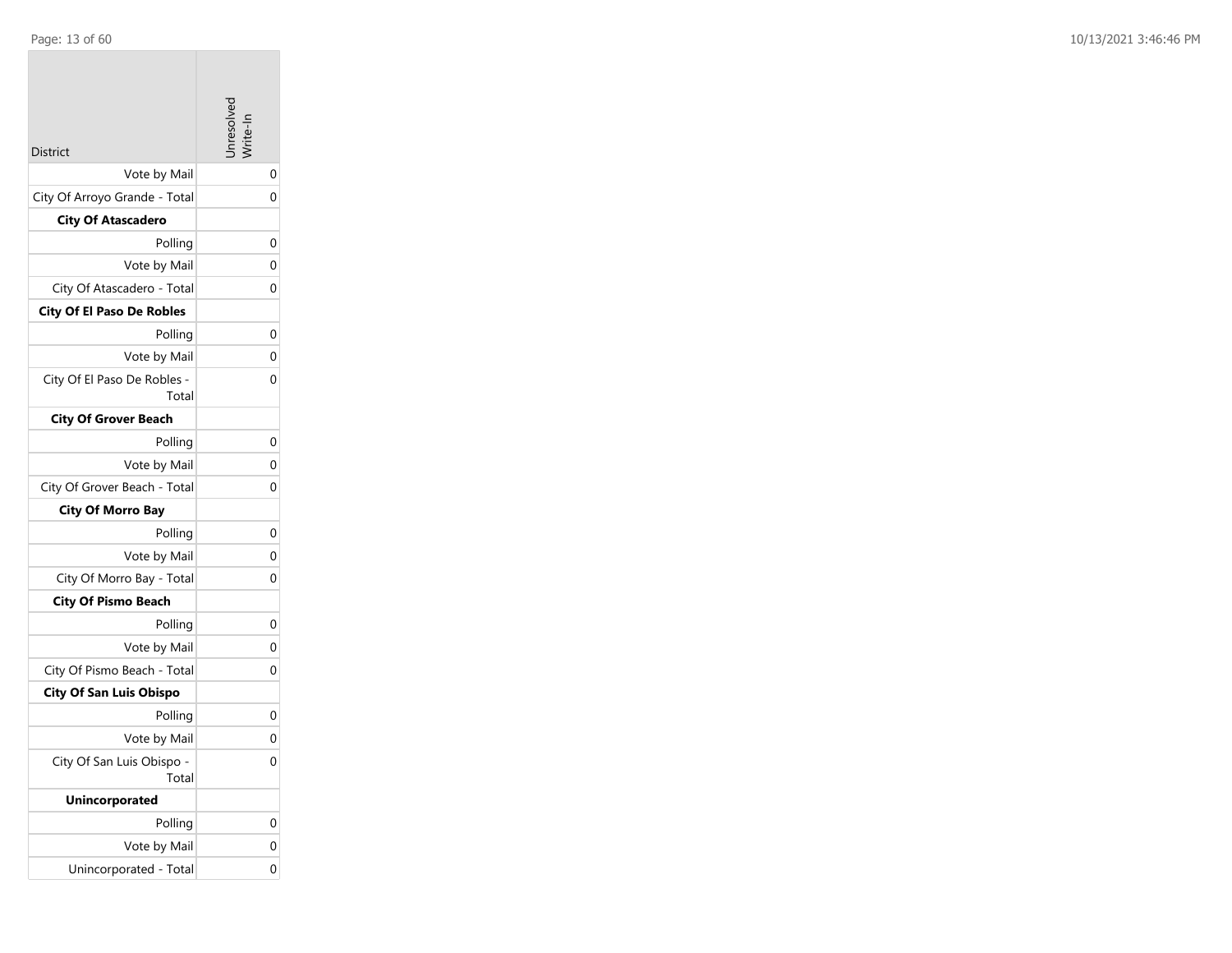| District | Unresolved Write-In |
| --- | --- |
| Vote by Mail | 0 |
| City Of Arroyo Grande - Total | 0 |
| **City Of Atascadero** | |
| Polling | 0 |
| Vote by Mail | 0 |
| City Of Atascadero - Total | 0 |
| **City Of El Paso De Robles** | |
| Polling | 0 |
| Vote by Mail | 0 |
| City Of El Paso De Robles - Total | 0 |
| **City Of Grover Beach** | |
| Polling | 0 |
| Vote by Mail | 0 |
| City Of Grover Beach - Total | 0 |
| **City Of Morro Bay** | |
| Polling | 0 |
| Vote by Mail | 0 |
| City Of Morro Bay - Total | 0 |
| **City Of Pismo Beach** | |
| Polling | 0 |
| Vote by Mail | 0 |
| City Of Pismo Beach - Total | 0 |
| **City Of San Luis Obispo** | |
| Polling | 0 |
| Vote by Mail | 0 |
| City Of San Luis Obispo - Total | 0 |
| **Unincorporated** | |
| Polling | 0 |
| Vote by Mail | 0 |
| Unincorporated - Total | 0 |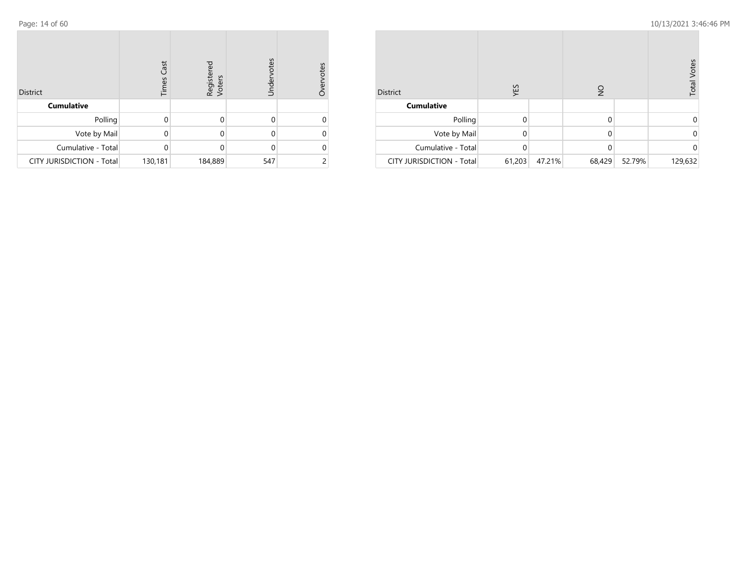| District | Times Cast | Registered Voters | Undervotes | Overvotes |
|---|---|---|---|---|
| **Cumulative** | | | | |
| Polling | 0 | 0 | 0 | 0 |
| Vote by Mail | 0 | 0 | 0 | 0 |
| Cumulative - Total | 0 | 0 | 0 | 0 |
| CITY JURISDICTION - Total | 130,181 | 184,889 | 547 | 2 |

| District | YES | | NO | | Total Votes |
|---|---|---|---|---|---|
| **Cumulative** | | | | | |
| Polling | 0 | | 0 | | 0 |
| Vote by Mail | 0 | | 0 | | 0 |
| Cumulative - Total | 0 | | 0 | | 0 |
| CITY JURISDICTION - Total | 61,203 | 47.21% | 68,429 | 52.79% | 129,632 |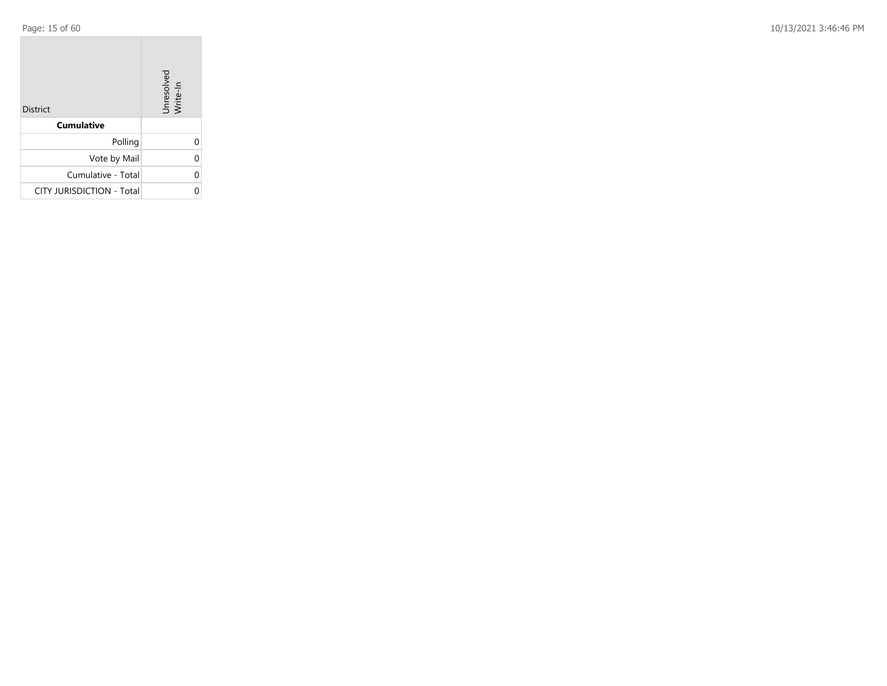| District | Unresolved Write-In |
|---|---|
| **Cumulative** | |
| Polling | 0 |
| Vote by Mail | 0 |
| Cumulative - Total | 0 |
| CITY JURISDICTION - Total | 0 |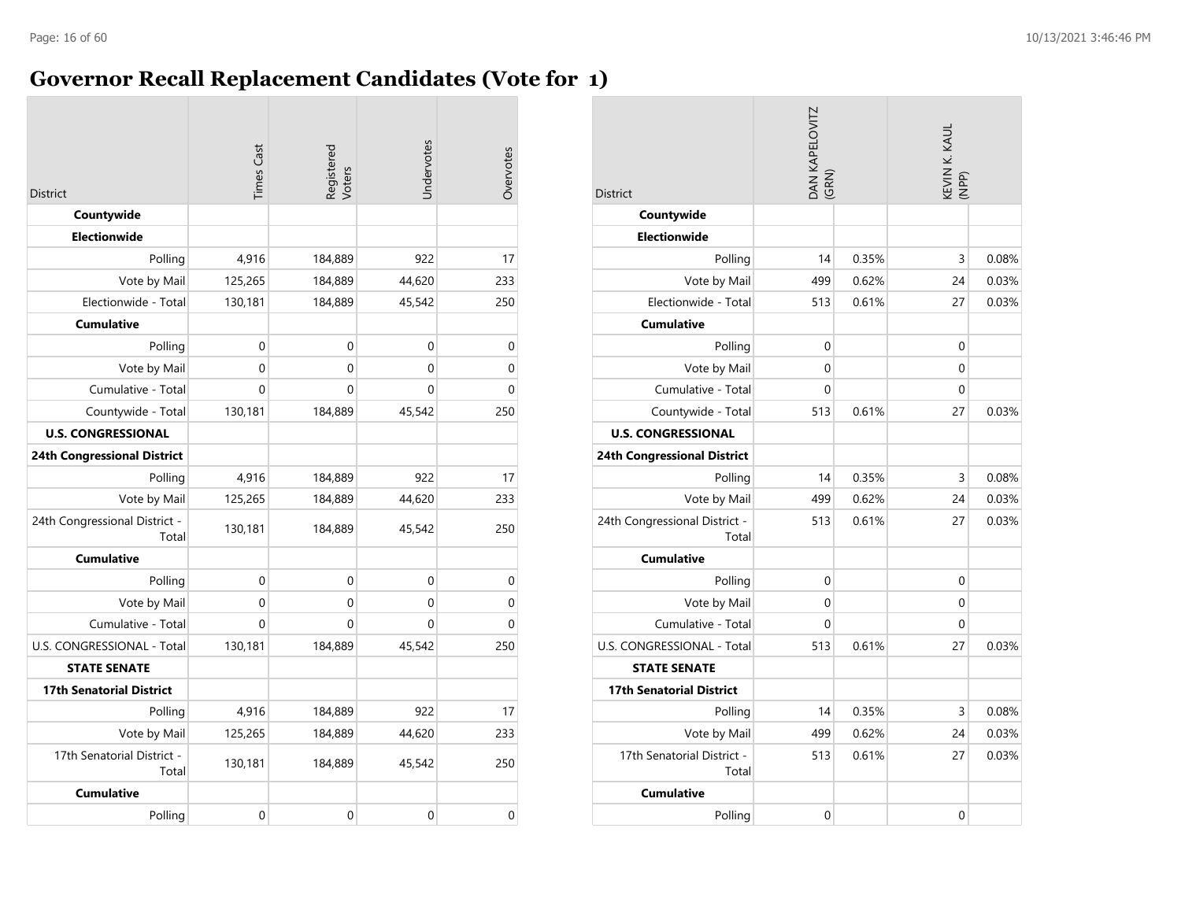# Governor Recall Replacement Candidates (Vote for 1)

| District | Times Cast | Registered Voters | Undervotes | Overvotes |
|---|---|---|---|---|
| **Countywide** | | | | |
| **Electionwide** | | | | |
| Polling | 4,916 | 184,889 | 922 | 17 |
| Vote by Mail | 125,265 | 184,889 | 44,620 | 233 |
| Electionwide - Total | 130,181 | 184,889 | 45,542 | 250 |
| **Cumulative** | | | | |
| Polling | 0 | 0 | 0 | 0 |
| Vote by Mail | 0 | 0 | 0 | 0 |
| Cumulative - Total | 0 | 0 | 0 | 0 |
| Countywide - Total | 130,181 | 184,889 | 45,542 | 250 |
| **U.S. CONGRESSIONAL** | | | | |
| **24th Congressional District** | | | | |
| Polling | 4,916 | 184,889 | 922 | 17 |
| Vote by Mail | 125,265 | 184,889 | 44,620 | 233 |
| 24th Congressional District - Total | 130,181 | 184,889 | 45,542 | 250 |
| **Cumulative** | | | | |
| Polling | 0 | 0 | 0 | 0 |
| Vote by Mail | 0 | 0 | 0 | 0 |
| Cumulative - Total | 0 | 0 | 0 | 0 |
| U.S. CONGRESSIONAL - Total | 130,181 | 184,889 | 45,542 | 250 |
| **STATE SENATE** | | | | |
| **17th Senatorial District** | | | | |
| Polling | 4,916 | 184,889 | 922 | 17 |
| Vote by Mail | 125,265 | 184,889 | 44,620 | 233 |
| 17th Senatorial District - Total | 130,181 | 184,889 | 45,542 | 250 |
| **Cumulative** | | | | |
| Polling | 0 | 0 | 0 | 0 |

| District | DAN KAPELOVITZ (GRN) | | KEVIN K. KAUL (NPP) | |
|---|---|---|---|---|
| **Countywide** | | | | |
| **Electionwide** | | | | |
| Polling | 14 | 0.35% | 3 | 0.08% |
| Vote by Mail | 499 | 0.62% | 24 | 0.03% |
| Electionwide - Total | 513 | 0.61% | 27 | 0.03% |
| **Cumulative** | | | | |
| Polling | 0 | | 0 | |
| Vote by Mail | 0 | | 0 | |
| Cumulative - Total | 0 | | 0 | |
| Countywide - Total | 513 | 0.61% | 27 | 0.03% |
| **U.S. CONGRESSIONAL** | | | | |
| **24th Congressional District** | | | | |
| Polling | 14 | 0.35% | 3 | 0.08% |
| Vote by Mail | 499 | 0.62% | 24 | 0.03% |
| 24th Congressional District - Total | 513 | 0.61% | 27 | 0.03% |
| **Cumulative** | | | | |
| Polling | 0 | | 0 | |
| Vote by Mail | 0 | | 0 | |
| Cumulative - Total | 0 | | 0 | |
| U.S. CONGRESSIONAL - Total | 513 | 0.61% | 27 | 0.03% |
| **STATE SENATE** | | | | |
| **17th Senatorial District** | | | | |
| Polling | 14 | 0.35% | 3 | 0.08% |
| Vote by Mail | 499 | 0.62% | 24 | 0.03% |
| 17th Senatorial District - Total | 513 | 0.61% | 27 | 0.03% |
| **Cumulative** | | | | |
| Polling | 0 | | 0 | |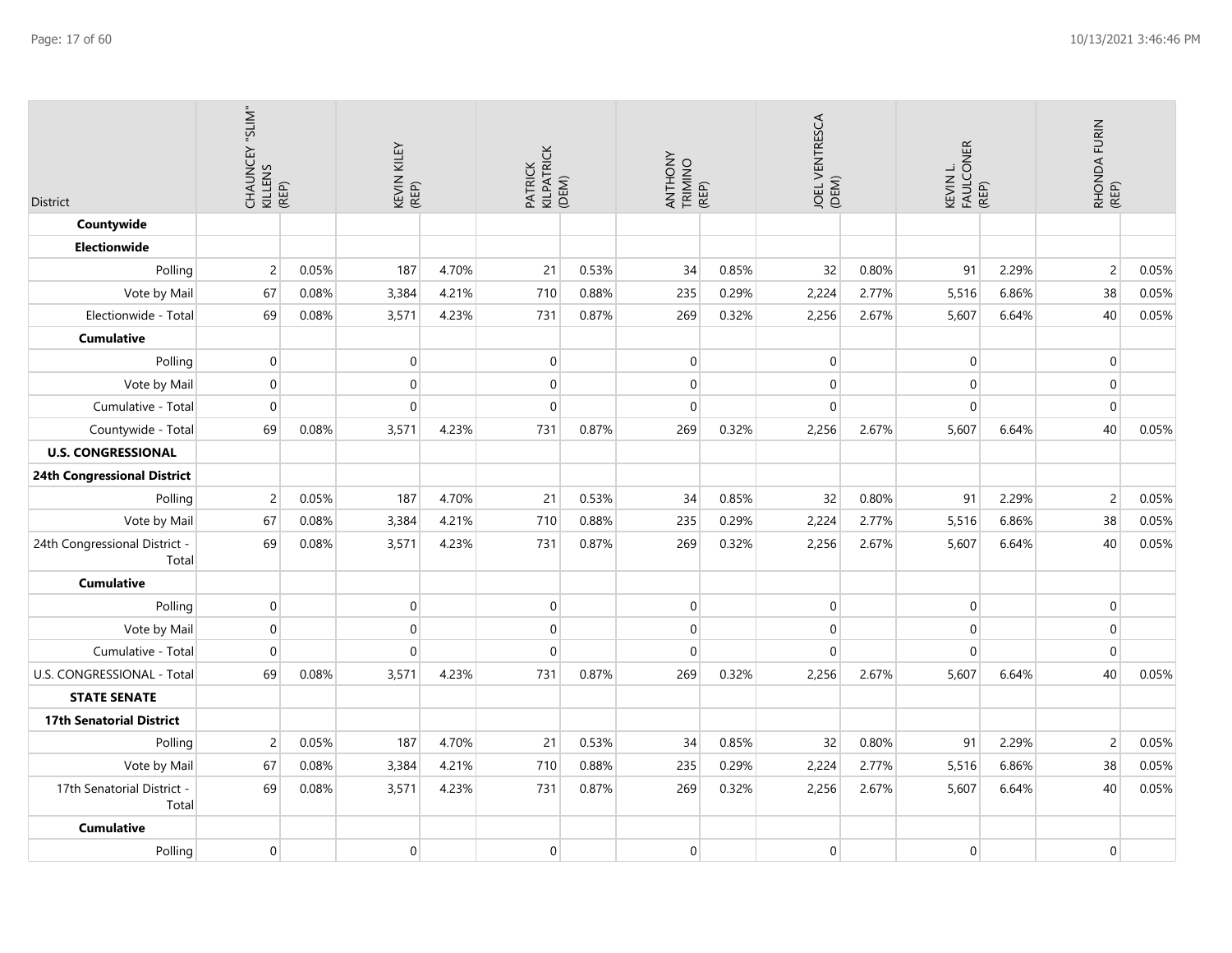| District | CHAUNCEY "SLIM" KILLENS (REP) | | KEVIN KILEY (REP) | | PATRICK KILPATRICK (DEM) | | ANTHONY TRIMINO (REP) | | JOEL VENTRESCA (DEM) | | KEVIN L. FAULCONER (REP) | | RHONDA FURIN (REP) | |
|---|---|---|---|---|---|---|---|---|---|---|---|---|---|---|
| **Countywide** | | | | | | | | | | | | | | |
| **Electionwide** | | | | | | | | | | | | | | |
| Polling | 2 | 0.05% | 187 | 4.70% | 21 | 0.53% | 34 | 0.85% | 32 | 0.80% | 91 | 2.29% | 2 | 0.05% |
| Vote by Mail | 67 | 0.08% | 3,384 | 4.21% | 710 | 0.88% | 235 | 0.29% | 2,224 | 2.77% | 5,516 | 6.86% | 38 | 0.05% |
| Electionwide - Total | 69 | 0.08% | 3,571 | 4.23% | 731 | 0.87% | 269 | 0.32% | 2,256 | 2.67% | 5,607 | 6.64% | 40 | 0.05% |
| **Cumulative** | | | | | | | | | | | | | | |
| Polling | 0 | | 0 | | 0 | | 0 | | 0 | | 0 | | 0 | |
| Vote by Mail | 0 | | 0 | | 0 | | 0 | | 0 | | 0 | | 0 | |
| Cumulative - Total | 0 | | 0 | | 0 | | 0 | | 0 | | 0 | | 0 | |
| Countywide - Total | 69 | 0.08% | 3,571 | 4.23% | 731 | 0.87% | 269 | 0.32% | 2,256 | 2.67% | 5,607 | 6.64% | 40 | 0.05% |
| **U.S. CONGRESSIONAL** | | | | | | | | | | | | | | |
| **24th Congressional District** | | | | | | | | | | | | | | |
| Polling | 2 | 0.05% | 187 | 4.70% | 21 | 0.53% | 34 | 0.85% | 32 | 0.80% | 91 | 2.29% | 2 | 0.05% |
| Vote by Mail | 67 | 0.08% | 3,384 | 4.21% | 710 | 0.88% | 235 | 0.29% | 2,224 | 2.77% | 5,516 | 6.86% | 38 | 0.05% |
| 24th Congressional District - Total | 69 | 0.08% | 3,571 | 4.23% | 731 | 0.87% | 269 | 0.32% | 2,256 | 2.67% | 5,607 | 6.64% | 40 | 0.05% |
| **Cumulative** | | | | | | | | | | | | | | |
| Polling | 0 | | 0 | | 0 | | 0 | | 0 | | 0 | | 0 | |
| Vote by Mail | 0 | | 0 | | 0 | | 0 | | 0 | | 0 | | 0 | |
| Cumulative - Total | 0 | | 0 | | 0 | | 0 | | 0 | | 0 | | 0 | |
| U.S. CONGRESSIONAL - Total | 69 | 0.08% | 3,571 | 4.23% | 731 | 0.87% | 269 | 0.32% | 2,256 | 2.67% | 5,607 | 6.64% | 40 | 0.05% |
| **STATE SENATE** | | | | | | | | | | | | | | |
| **17th Senatorial District** | | | | | | | | | | | | | | |
| Polling | 2 | 0.05% | 187 | 4.70% | 21 | 0.53% | 34 | 0.85% | 32 | 0.80% | 91 | 2.29% | 2 | 0.05% |
| Vote by Mail | 67 | 0.08% | 3,384 | 4.21% | 710 | 0.88% | 235 | 0.29% | 2,224 | 2.77% | 5,516 | 6.86% | 38 | 0.05% |
| 17th Senatorial District - Total | 69 | 0.08% | 3,571 | 4.23% | 731 | 0.87% | 269 | 0.32% | 2,256 | 2.67% | 5,607 | 6.64% | 40 | 0.05% |
| **Cumulative** | | | | | | | | | | | | | | |
| Polling | 0 | | 0 | | 0 | | 0 | | 0 | | 0 | | 0 | |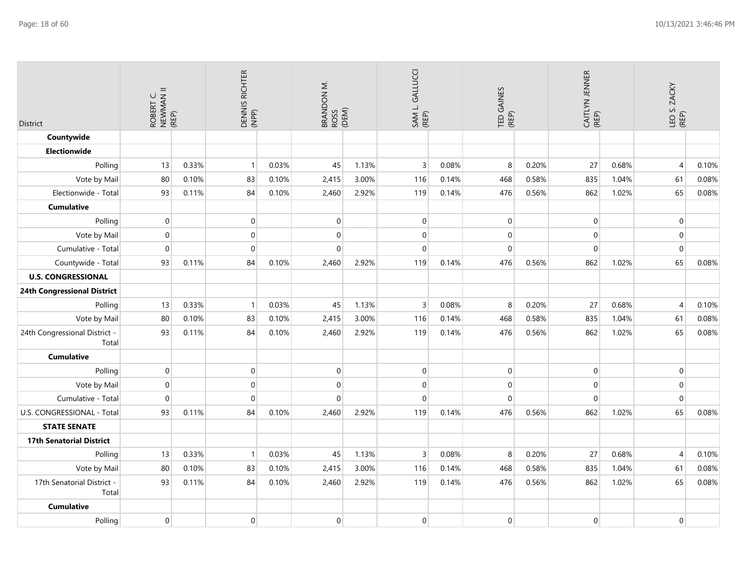| District | ROBERT C. NEWMAN II (REP) | | DENNIS RICHTER (NPP) | | BRANDON M. ROSS (DEM) | | SAM L. GALLUCCI (REP) | | TED GAINES (REP) | | CAITLYN JENNER (REP) | | LEO S. ZACKY (REP) | |
|---|---|---|---|---|---|---|---|---|---|---|---|---|---|---|
| **Countywide** | | | | | | | | | | | | | | |
| **Electionwide** | | | | | | | | | | | | | | |
| Polling | 13 | 0.33% | 1 | 0.03% | 45 | 1.13% | 3 | 0.08% | 8 | 0.20% | 27 | 0.68% | 4 | 0.10% |
| Vote by Mail | 80 | 0.10% | 83 | 0.10% | 2,415 | 3.00% | 116 | 0.14% | 468 | 0.58% | 835 | 1.04% | 61 | 0.08% |
| Electionwide - Total | 93 | 0.11% | 84 | 0.10% | 2,460 | 2.92% | 119 | 0.14% | 476 | 0.56% | 862 | 1.02% | 65 | 0.08% |
| **Cumulative** | | | | | | | | | | | | | | |
| Polling | 0 | | 0 | | 0 | | 0 | | 0 | | 0 | | 0 | |
| Vote by Mail | 0 | | 0 | | 0 | | 0 | | 0 | | 0 | | 0 | |
| Cumulative - Total | 0 | | 0 | | 0 | | 0 | | 0 | | 0 | | 0 | |
| Countywide - Total | 93 | 0.11% | 84 | 0.10% | 2,460 | 2.92% | 119 | 0.14% | 476 | 0.56% | 862 | 1.02% | 65 | 0.08% |
| **U.S. CONGRESSIONAL** | | | | | | | | | | | | | | |
| **24th Congressional District** | | | | | | | | | | | | | | |
| Polling | 13 | 0.33% | 1 | 0.03% | 45 | 1.13% | 3 | 0.08% | 8 | 0.20% | 27 | 0.68% | 4 | 0.10% |
| Vote by Mail | 80 | 0.10% | 83 | 0.10% | 2,415 | 3.00% | 116 | 0.14% | 468 | 0.58% | 835 | 1.04% | 61 | 0.08% |
| 24th Congressional District - Total | 93 | 0.11% | 84 | 0.10% | 2,460 | 2.92% | 119 | 0.14% | 476 | 0.56% | 862 | 1.02% | 65 | 0.08% |
| **Cumulative** | | | | | | | | | | | | | | |
| Polling | 0 | | 0 | | 0 | | 0 | | 0 | | 0 | | 0 | |
| Vote by Mail | 0 | | 0 | | 0 | | 0 | | 0 | | 0 | | 0 | |
| Cumulative - Total | 0 | | 0 | | 0 | | 0 | | 0 | | 0 | | 0 | |
| U.S. CONGRESSIONAL - Total | 93 | 0.11% | 84 | 0.10% | 2,460 | 2.92% | 119 | 0.14% | 476 | 0.56% | 862 | 1.02% | 65 | 0.08% |
| **STATE SENATE** | | | | | | | | | | | | | | |
| **17th Senatorial District** | | | | | | | | | | | | | | |
| Polling | 13 | 0.33% | 1 | 0.03% | 45 | 1.13% | 3 | 0.08% | 8 | 0.20% | 27 | 0.68% | 4 | 0.10% |
| Vote by Mail | 80 | 0.10% | 83 | 0.10% | 2,415 | 3.00% | 116 | 0.14% | 468 | 0.58% | 835 | 1.04% | 61 | 0.08% |
| 17th Senatorial District - Total | 93 | 0.11% | 84 | 0.10% | 2,460 | 2.92% | 119 | 0.14% | 476 | 0.56% | 862 | 1.02% | 65 | 0.08% |
| **Cumulative** | | | | | | | | | | | | | | |
| Polling | 0 | | 0 | | 0 | | 0 | | 0 | | 0 | | 0 | |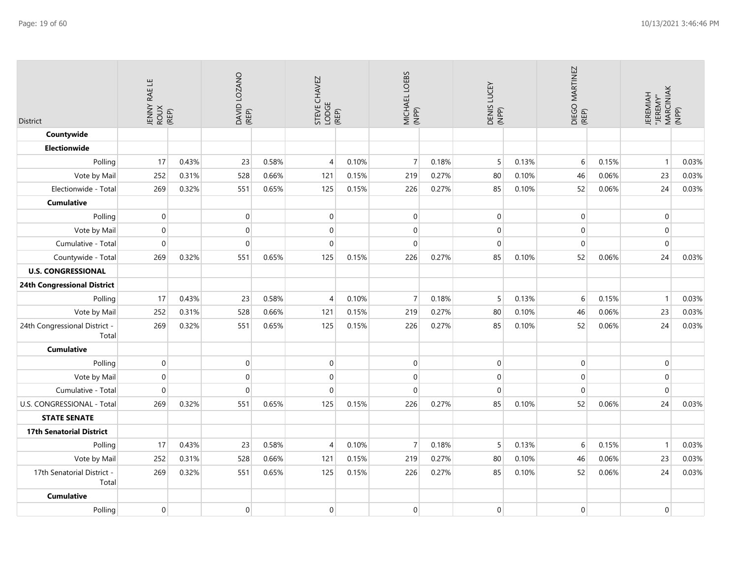| District | JENNY RAE LE ROUX (REP) | | DAVID LOZANO (REP) | | STEVE CHAVEZ LODGE (REP) | | MICHAEL LOEBS (NPP) | | DENIS LUCEY (NPP) | | DIEGO MARTINEZ (REP) | | JEREMIAH "JEREMY" MARCINIAK (NPP) | |
|---|---|---|---|---|---|---|---|---|---|---|---|---|---|---|
| **Countywide** | | | | | | | | | | | | | | |
| **Electionwide** | | | | | | | | | | | | | | |
| Polling | 17 | 0.43% | 23 | 0.58% | 4 | 0.10% | 7 | 0.18% | 5 | 0.13% | 6 | 0.15% | 1 | 0.03% |
| Vote by Mail | 252 | 0.31% | 528 | 0.66% | 121 | 0.15% | 219 | 0.27% | 80 | 0.10% | 46 | 0.06% | 23 | 0.03% |
| Electionwide - Total | 269 | 0.32% | 551 | 0.65% | 125 | 0.15% | 226 | 0.27% | 85 | 0.10% | 52 | 0.06% | 24 | 0.03% |
| **Cumulative** | | | | | | | | | | | | | | |
| Polling | 0 | | 0 | | 0 | | 0 | | 0 | | 0 | | 0 | |
| Vote by Mail | 0 | | 0 | | 0 | | 0 | | 0 | | 0 | | 0 | |
| Cumulative - Total | 0 | | 0 | | 0 | | 0 | | 0 | | 0 | | 0 | |
| Countywide - Total | 269 | 0.32% | 551 | 0.65% | 125 | 0.15% | 226 | 0.27% | 85 | 0.10% | 52 | 0.06% | 24 | 0.03% |
| **U.S. CONGRESSIONAL** | | | | | | | | | | | | | | |
| **24th Congressional District** | | | | | | | | | | | | | | |
| Polling | 17 | 0.43% | 23 | 0.58% | 4 | 0.10% | 7 | 0.18% | 5 | 0.13% | 6 | 0.15% | 1 | 0.03% |
| Vote by Mail | 252 | 0.31% | 528 | 0.66% | 121 | 0.15% | 219 | 0.27% | 80 | 0.10% | 46 | 0.06% | 23 | 0.03% |
| 24th Congressional District - Total | 269 | 0.32% | 551 | 0.65% | 125 | 0.15% | 226 | 0.27% | 85 | 0.10% | 52 | 0.06% | 24 | 0.03% |
| **Cumulative** | | | | | | | | | | | | | | |
| Polling | 0 | | 0 | | 0 | | 0 | | 0 | | 0 | | 0 | |
| Vote by Mail | 0 | | 0 | | 0 | | 0 | | 0 | | 0 | | 0 | |
| Cumulative - Total | 0 | | 0 | | 0 | | 0 | | 0 | | 0 | | 0 | |
| U.S. CONGRESSIONAL - Total | 269 | 0.32% | 551 | 0.65% | 125 | 0.15% | 226 | 0.27% | 85 | 0.10% | 52 | 0.06% | 24 | 0.03% |
| **STATE SENATE** | | | | | | | | | | | | | | |
| **17th Senatorial District** | | | | | | | | | | | | | | |
| Polling | 17 | 0.43% | 23 | 0.58% | 4 | 0.10% | 7 | 0.18% | 5 | 0.13% | 6 | 0.15% | 1 | 0.03% |
| Vote by Mail | 252 | 0.31% | 528 | 0.66% | 121 | 0.15% | 219 | 0.27% | 80 | 0.10% | 46 | 0.06% | 23 | 0.03% |
| 17th Senatorial District - Total | 269 | 0.32% | 551 | 0.65% | 125 | 0.15% | 226 | 0.27% | 85 | 0.10% | 52 | 0.06% | 24 | 0.03% |
| **Cumulative** | | | | | | | | | | | | | | |
| Polling | 0 | | 0 | | 0 | | 0 | | 0 | | 0 | | 0 | |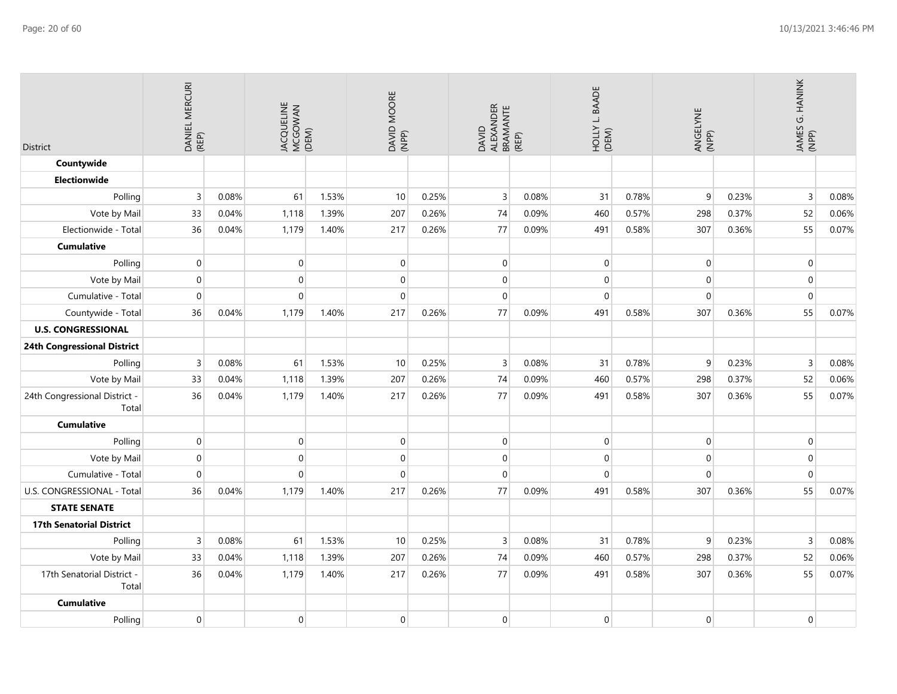| District | DANIEL MERCURI (REP) | | JACQUELINE MCGOWAN (DEM) | | DAVID MOORE (NPP) | | DAVID ALEXANDER BRAMANTE (REP) | | HOLLY L. BAADE (DEM) | | ANGELYNE (NPP) | | JAMES G. HANINK (NPP) | |
|---|---|---|---|---|---|---|---|---|---|---|---|---|---|---|
| **Countywide** | | | | | | | | | | | | | | |
| **Electionwide** | | | | | | | | | | | | | | |
| Polling | 3 | 0.08% | 61 | 1.53% | 10 | 0.25% | 3 | 0.08% | 31 | 0.78% | 9 | 0.23% | 3 | 0.08% |
| Vote by Mail | 33 | 0.04% | 1,118 | 1.39% | 207 | 0.26% | 74 | 0.09% | 460 | 0.57% | 298 | 0.37% | 52 | 0.06% |
| Electionwide - Total | 36 | 0.04% | 1,179 | 1.40% | 217 | 0.26% | 77 | 0.09% | 491 | 0.58% | 307 | 0.36% | 55 | 0.07% |
| **Cumulative** | | | | | | | | | | | | | | |
| Polling | 0 | | 0 | | 0 | | 0 | | 0 | | 0 | | 0 | |
| Vote by Mail | 0 | | 0 | | 0 | | 0 | | 0 | | 0 | | 0 | |
| Cumulative - Total | 0 | | 0 | | 0 | | 0 | | 0 | | 0 | | 0 | |
| Countywide - Total | 36 | 0.04% | 1,179 | 1.40% | 217 | 0.26% | 77 | 0.09% | 491 | 0.58% | 307 | 0.36% | 55 | 0.07% |
| **U.S. CONGRESSIONAL** | | | | | | | | | | | | | | |
| **24th Congressional District** | | | | | | | | | | | | | | |
| Polling | 3 | 0.08% | 61 | 1.53% | 10 | 0.25% | 3 | 0.08% | 31 | 0.78% | 9 | 0.23% | 3 | 0.08% |
| Vote by Mail | 33 | 0.04% | 1,118 | 1.39% | 207 | 0.26% | 74 | 0.09% | 460 | 0.57% | 298 | 0.37% | 52 | 0.06% |
| 24th Congressional District - Total | 36 | 0.04% | 1,179 | 1.40% | 217 | 0.26% | 77 | 0.09% | 491 | 0.58% | 307 | 0.36% | 55 | 0.07% |
| **Cumulative** | | | | | | | | | | | | | | |
| Polling | 0 | | 0 | | 0 | | 0 | | 0 | | 0 | | 0 | |
| Vote by Mail | 0 | | 0 | | 0 | | 0 | | 0 | | 0 | | 0 | |
| Cumulative - Total | 0 | | 0 | | 0 | | 0 | | 0 | | 0 | | 0 | |
| U.S. CONGRESSIONAL - Total | 36 | 0.04% | 1,179 | 1.40% | 217 | 0.26% | 77 | 0.09% | 491 | 0.58% | 307 | 0.36% | 55 | 0.07% |
| **STATE SENATE** | | | | | | | | | | | | | | |
| **17th Senatorial District** | | | | | | | | | | | | | | |
| Polling | 3 | 0.08% | 61 | 1.53% | 10 | 0.25% | 3 | 0.08% | 31 | 0.78% | 9 | 0.23% | 3 | 0.08% |
| Vote by Mail | 33 | 0.04% | 1,118 | 1.39% | 207 | 0.26% | 74 | 0.09% | 460 | 0.57% | 298 | 0.37% | 52 | 0.06% |
| 17th Senatorial District - Total | 36 | 0.04% | 1,179 | 1.40% | 217 | 0.26% | 77 | 0.09% | 491 | 0.58% | 307 | 0.36% | 55 | 0.07% |
| **Cumulative** | | | | | | | | | | | | | | |
| Polling | 0 | | 0 | | 0 | | 0 | | 0 | | 0 | | 0 | |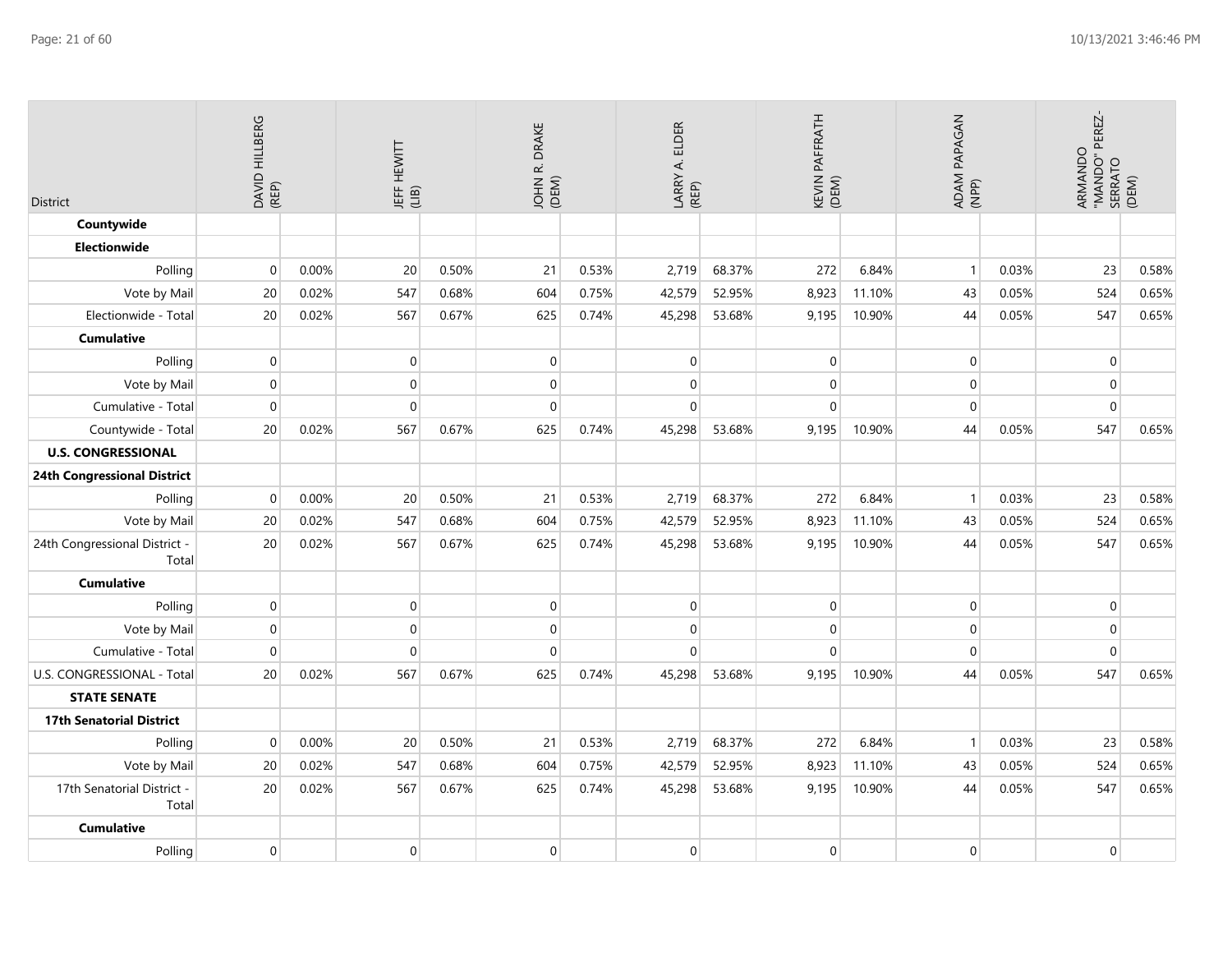| District | DAVID HILLBERG (REP) | | JEFF HEWITT (LIB) | | JOHN R. DRAKE (DEM) | | LARRY A. ELDER (REP) | | KEVIN PAFFRATH (DEM) | | ADAM PAPAGAN (NPP) | | ARMANDO "MANDO" PEREZ-SERRATO (DEM) | |
|---|---|---|---|---|---|---|---|---|---|---|---|---|---|---|
| **Countywide** | | | | | | | | | | | | | | |
| **Electionwide** | | | | | | | | | | | | | | |
| Polling | 0 | 0.00% | 20 | 0.50% | 21 | 0.53% | 2,719 | 68.37% | 272 | 6.84% | 1 | 0.03% | 23 | 0.58% |
| Vote by Mail | 20 | 0.02% | 547 | 0.68% | 604 | 0.75% | 42,579 | 52.95% | 8,923 | 11.10% | 43 | 0.05% | 524 | 0.65% |
| Electionwide - Total | 20 | 0.02% | 567 | 0.67% | 625 | 0.74% | 45,298 | 53.68% | 9,195 | 10.90% | 44 | 0.05% | 547 | 0.65% |
| **Cumulative** | | | | | | | | | | | | | | |
| Polling | 0 | | 0 | | 0 | | 0 | | 0 | | 0 | | 0 | |
| Vote by Mail | 0 | | 0 | | 0 | | 0 | | 0 | | 0 | | 0 | |
| Cumulative - Total | 0 | | 0 | | 0 | | 0 | | 0 | | 0 | | 0 | |
| Countywide - Total | 20 | 0.02% | 567 | 0.67% | 625 | 0.74% | 45,298 | 53.68% | 9,195 | 10.90% | 44 | 0.05% | 547 | 0.65% |
| **U.S. CONGRESSIONAL** | | | | | | | | | | | | | | |
| **24th Congressional District** | | | | | | | | | | | | | | |
| Polling | 0 | 0.00% | 20 | 0.50% | 21 | 0.53% | 2,719 | 68.37% | 272 | 6.84% | 1 | 0.03% | 23 | 0.58% |
| Vote by Mail | 20 | 0.02% | 547 | 0.68% | 604 | 0.75% | 42,579 | 52.95% | 8,923 | 11.10% | 43 | 0.05% | 524 | 0.65% |
| 24th Congressional District - Total | 20 | 0.02% | 567 | 0.67% | 625 | 0.74% | 45,298 | 53.68% | 9,195 | 10.90% | 44 | 0.05% | 547 | 0.65% |
| **Cumulative** | | | | | | | | | | | | | | |
| Polling | 0 | | 0 | | 0 | | 0 | | 0 | | 0 | | 0 | |
| Vote by Mail | 0 | | 0 | | 0 | | 0 | | 0 | | 0 | | 0 | |
| Cumulative - Total | 0 | | 0 | | 0 | | 0 | | 0 | | 0 | | 0 | |
| U.S. CONGRESSIONAL - Total | 20 | 0.02% | 567 | 0.67% | 625 | 0.74% | 45,298 | 53.68% | 9,195 | 10.90% | 44 | 0.05% | 547 | 0.65% |
| **STATE SENATE** | | | | | | | | | | | | | | |
| **17th Senatorial District** | | | | | | | | | | | | | | |
| Polling | 0 | 0.00% | 20 | 0.50% | 21 | 0.53% | 2,719 | 68.37% | 272 | 6.84% | 1 | 0.03% | 23 | 0.58% |
| Vote by Mail | 20 | 0.02% | 547 | 0.68% | 604 | 0.75% | 42,579 | 52.95% | 8,923 | 11.10% | 43 | 0.05% | 524 | 0.65% |
| 17th Senatorial District - Total | 20 | 0.02% | 567 | 0.67% | 625 | 0.74% | 45,298 | 53.68% | 9,195 | 10.90% | 44 | 0.05% | 547 | 0.65% |
| **Cumulative** | | | | | | | | | | | | | | |
| Polling | 0 | | 0 | | 0 | | 0 | | 0 | | 0 | | 0 | |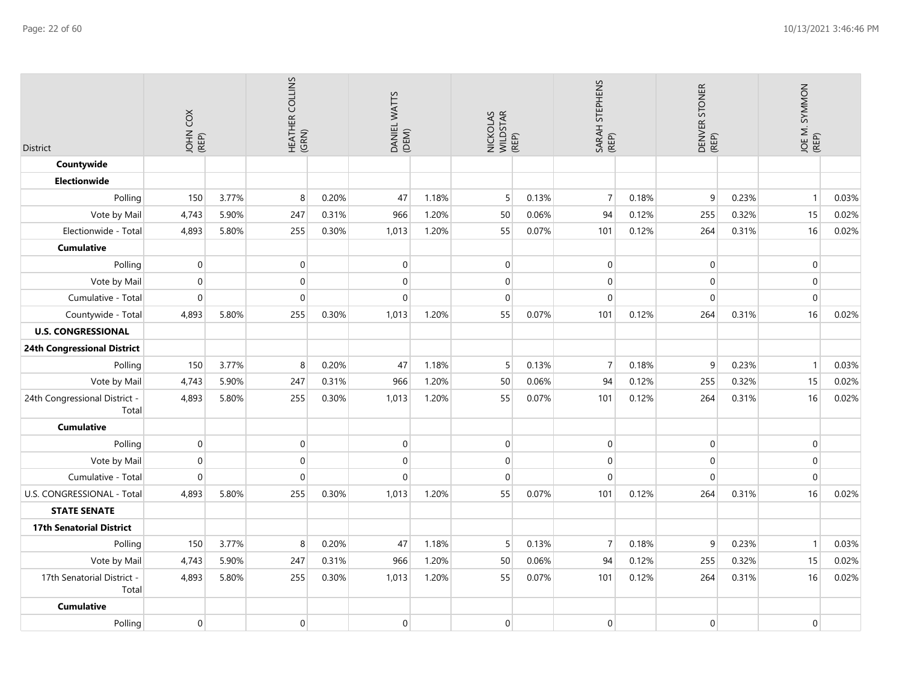| District | JOHN COX (REP) | | HEATHER COLLINS (GRN) | | DANIEL WATTS (DEM) | | NICKOLAS WILDSTAR (REP) | | SARAH STEPHENS (REP) | | DENVER STONER (REP) | | JOE M. SYMMON (REP) | |
|---|---|---|---|---|---|---|---|---|---|---|---|---|---|---|
| **Countywide** | | | | | | | | | | | | | | |
| **Electionwide** | | | | | | | | | | | | | | |
| Polling | 150 | 3.77% | 8 | 0.20% | 47 | 1.18% | 5 | 0.13% | 7 | 0.18% | 9 | 0.23% | 1 | 0.03% |
| Vote by Mail | 4,743 | 5.90% | 247 | 0.31% | 966 | 1.20% | 50 | 0.06% | 94 | 0.12% | 255 | 0.32% | 15 | 0.02% |
| Electionwide - Total | 4,893 | 5.80% | 255 | 0.30% | 1,013 | 1.20% | 55 | 0.07% | 101 | 0.12% | 264 | 0.31% | 16 | 0.02% |
| **Cumulative** | | | | | | | | | | | | | | |
| Polling | 0 | | 0 | | 0 | | 0 | | 0 | | 0 | | 0 | |
| Vote by Mail | 0 | | 0 | | 0 | | 0 | | 0 | | 0 | | 0 | |
| Cumulative - Total | 0 | | 0 | | 0 | | 0 | | 0 | | 0 | | 0 | |
| Countywide - Total | 4,893 | 5.80% | 255 | 0.30% | 1,013 | 1.20% | 55 | 0.07% | 101 | 0.12% | 264 | 0.31% | 16 | 0.02% |
| **U.S. CONGRESSIONAL** | | | | | | | | | | | | | | |
| **24th Congressional District** | | | | | | | | | | | | | | |
| Polling | 150 | 3.77% | 8 | 0.20% | 47 | 1.18% | 5 | 0.13% | 7 | 0.18% | 9 | 0.23% | 1 | 0.03% |
| Vote by Mail | 4,743 | 5.90% | 247 | 0.31% | 966 | 1.20% | 50 | 0.06% | 94 | 0.12% | 255 | 0.32% | 15 | 0.02% |
| 24th Congressional District - Total | 4,893 | 5.80% | 255 | 0.30% | 1,013 | 1.20% | 55 | 0.07% | 101 | 0.12% | 264 | 0.31% | 16 | 0.02% |
| **Cumulative** | | | | | | | | | | | | | | |
| Polling | 0 | | 0 | | 0 | | 0 | | 0 | | 0 | | 0 | |
| Vote by Mail | 0 | | 0 | | 0 | | 0 | | 0 | | 0 | | 0 | |
| Cumulative - Total | 0 | | 0 | | 0 | | 0 | | 0 | | 0 | | 0 | |
| U.S. CONGRESSIONAL - Total | 4,893 | 5.80% | 255 | 0.30% | 1,013 | 1.20% | 55 | 0.07% | 101 | 0.12% | 264 | 0.31% | 16 | 0.02% |
| **STATE SENATE** | | | | | | | | | | | | | | |
| **17th Senatorial District** | | | | | | | | | | | | | | |
| Polling | 150 | 3.77% | 8 | 0.20% | 47 | 1.18% | 5 | 0.13% | 7 | 0.18% | 9 | 0.23% | 1 | 0.03% |
| Vote by Mail | 4,743 | 5.90% | 247 | 0.31% | 966 | 1.20% | 50 | 0.06% | 94 | 0.12% | 255 | 0.32% | 15 | 0.02% |
| 17th Senatorial District - Total | 4,893 | 5.80% | 255 | 0.30% | 1,013 | 1.20% | 55 | 0.07% | 101 | 0.12% | 264 | 0.31% | 16 | 0.02% |
| **Cumulative** | | | | | | | | | | | | | | |
| Polling | 0 | | 0 | | 0 | | 0 | | 0 | | 0 | | 0 | |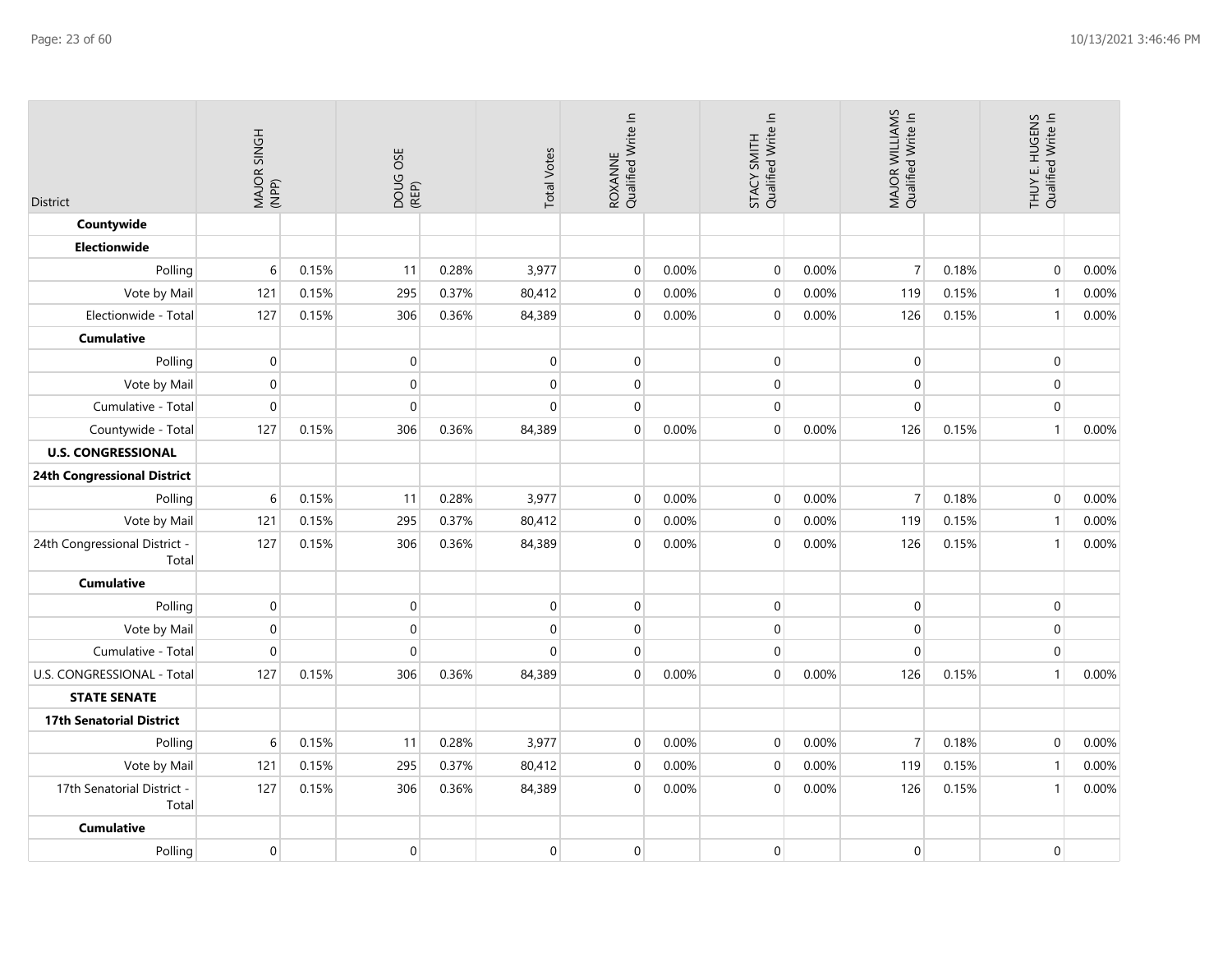| District | MAJOR SINGH (NPP) | | DOUG OSE (REP) | | Total Votes | ROXANNE Qualified Write In | | STACY SMITH Qualified Write In | | MAJOR WILLIAMS Qualified Write In | | THUY E. HUGENS Qualified Write In | |
|---|---|---|---|---|---|---|---|---|---|---|---|---|---|
| **Countywide** | | | | | | | | | | | | | |
| **Electionwide** | | | | | | | | | | | | | |
| Polling | 6 | 0.15% | 11 | 0.28% | 3,977 | 0 | 0.00% | 0 | 0.00% | 7 | 0.18% | 0 | 0.00% |
| Vote by Mail | 121 | 0.15% | 295 | 0.37% | 80,412 | 0 | 0.00% | 0 | 0.00% | 119 | 0.15% | 1 | 0.00% |
| Electionwide - Total | 127 | 0.15% | 306 | 0.36% | 84,389 | 0 | 0.00% | 0 | 0.00% | 126 | 0.15% | 1 | 0.00% |
| **Cumulative** | | | | | | | | | | | | | |
| Polling | 0 | | 0 | | 0 | 0 | | 0 | | 0 | | 0 | |
| Vote by Mail | 0 | | 0 | | 0 | 0 | | 0 | | 0 | | 0 | |
| Cumulative - Total | 0 | | 0 | | 0 | 0 | | 0 | | 0 | | 0 | |
| Countywide - Total | 127 | 0.15% | 306 | 0.36% | 84,389 | 0 | 0.00% | 0 | 0.00% | 126 | 0.15% | 1 | 0.00% |
| **U.S. CONGRESSIONAL** | | | | | | | | | | | | | |
| **24th Congressional District** | | | | | | | | | | | | | |
| Polling | 6 | 0.15% | 11 | 0.28% | 3,977 | 0 | 0.00% | 0 | 0.00% | 7 | 0.18% | 0 | 0.00% |
| Vote by Mail | 121 | 0.15% | 295 | 0.37% | 80,412 | 0 | 0.00% | 0 | 0.00% | 119 | 0.15% | 1 | 0.00% |
| 24th Congressional District - Total | 127 | 0.15% | 306 | 0.36% | 84,389 | 0 | 0.00% | 0 | 0.00% | 126 | 0.15% | 1 | 0.00% |
| **Cumulative** | | | | | | | | | | | | | |
| Polling | 0 | | 0 | | 0 | 0 | | 0 | | 0 | | 0 | |
| Vote by Mail | 0 | | 0 | | 0 | 0 | | 0 | | 0 | | 0 | |
| Cumulative - Total | 0 | | 0 | | 0 | 0 | | 0 | | 0 | | 0 | |
| U.S. CONGRESSIONAL - Total | 127 | 0.15% | 306 | 0.36% | 84,389 | 0 | 0.00% | 0 | 0.00% | 126 | 0.15% | 1 | 0.00% |
| **STATE SENATE** | | | | | | | | | | | | | |
| **17th Senatorial District** | | | | | | | | | | | | | |
| Polling | 6 | 0.15% | 11 | 0.28% | 3,977 | 0 | 0.00% | 0 | 0.00% | 7 | 0.18% | 0 | 0.00% |
| Vote by Mail | 121 | 0.15% | 295 | 0.37% | 80,412 | 0 | 0.00% | 0 | 0.00% | 119 | 0.15% | 1 | 0.00% |
| 17th Senatorial District - Total | 127 | 0.15% | 306 | 0.36% | 84,389 | 0 | 0.00% | 0 | 0.00% | 126 | 0.15% | 1 | 0.00% |
| **Cumulative** | | | | | | | | | | | | | |
| Polling | 0 | | 0 | | 0 | 0 | | 0 | | 0 | | 0 | |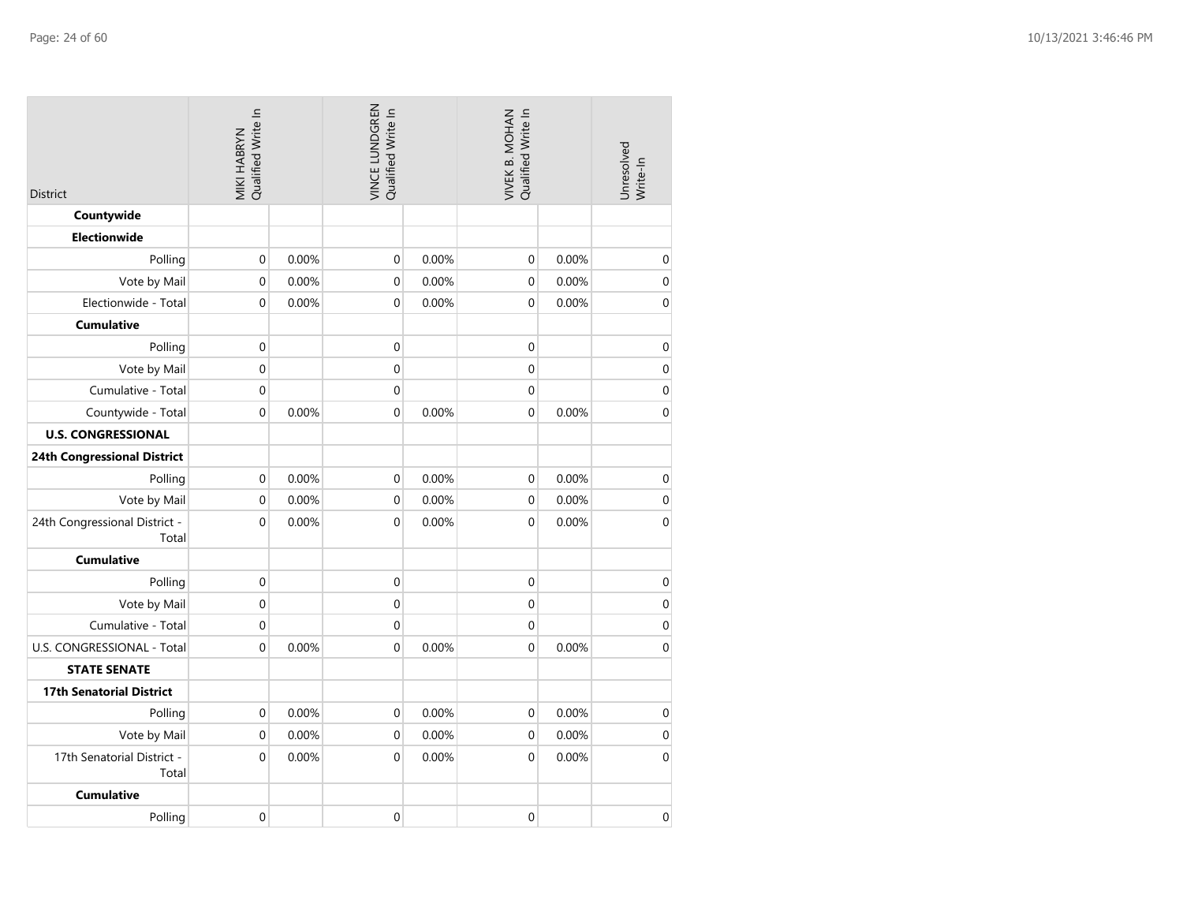| District | MIKI HABRYN Qualified Write In | | VINCE LUNDGREN Qualified Write In | | VIVEK B. MOHAN Qualified Write In | | Unresolved Write-In |
|---|---|---|---|---|---|---|---|
| **Countywide** | | | | | | | |
| **Electionwide** | | | | | | | |
| Polling | 0 | 0.00% | 0 | 0.00% | 0 | 0.00% | 0 |
| Vote by Mail | 0 | 0.00% | 0 | 0.00% | 0 | 0.00% | 0 |
| Electionwide - Total | 0 | 0.00% | 0 | 0.00% | 0 | 0.00% | 0 |
| **Cumulative** | | | | | | | |
| Polling | 0 | | 0 | | 0 | | 0 |
| Vote by Mail | 0 | | 0 | | 0 | | 0 |
| Cumulative - Total | 0 | | 0 | | 0 | | 0 |
| Countywide - Total | 0 | 0.00% | 0 | 0.00% | 0 | 0.00% | 0 |
| **U.S. CONGRESSIONAL** | | | | | | | |
| **24th Congressional District** | | | | | | | |
| Polling | 0 | 0.00% | 0 | 0.00% | 0 | 0.00% | 0 |
| Vote by Mail | 0 | 0.00% | 0 | 0.00% | 0 | 0.00% | 0 |
| 24th Congressional District - Total | 0 | 0.00% | 0 | 0.00% | 0 | 0.00% | 0 |
| **Cumulative** | | | | | | | |
| Polling | 0 | | 0 | | 0 | | 0 |
| Vote by Mail | 0 | | 0 | | 0 | | 0 |
| Cumulative - Total | 0 | | 0 | | 0 | | 0 |
| U.S. CONGRESSIONAL - Total | 0 | 0.00% | 0 | 0.00% | 0 | 0.00% | 0 |
| **STATE SENATE** | | | | | | | |
| **17th Senatorial District** | | | | | | | |
| Polling | 0 | 0.00% | 0 | 0.00% | 0 | 0.00% | 0 |
| Vote by Mail | 0 | 0.00% | 0 | 0.00% | 0 | 0.00% | 0 |
| 17th Senatorial District - Total | 0 | 0.00% | 0 | 0.00% | 0 | 0.00% | 0 |
| **Cumulative** | | | | | | | |
| Polling | 0 | | 0 | | 0 | | 0 |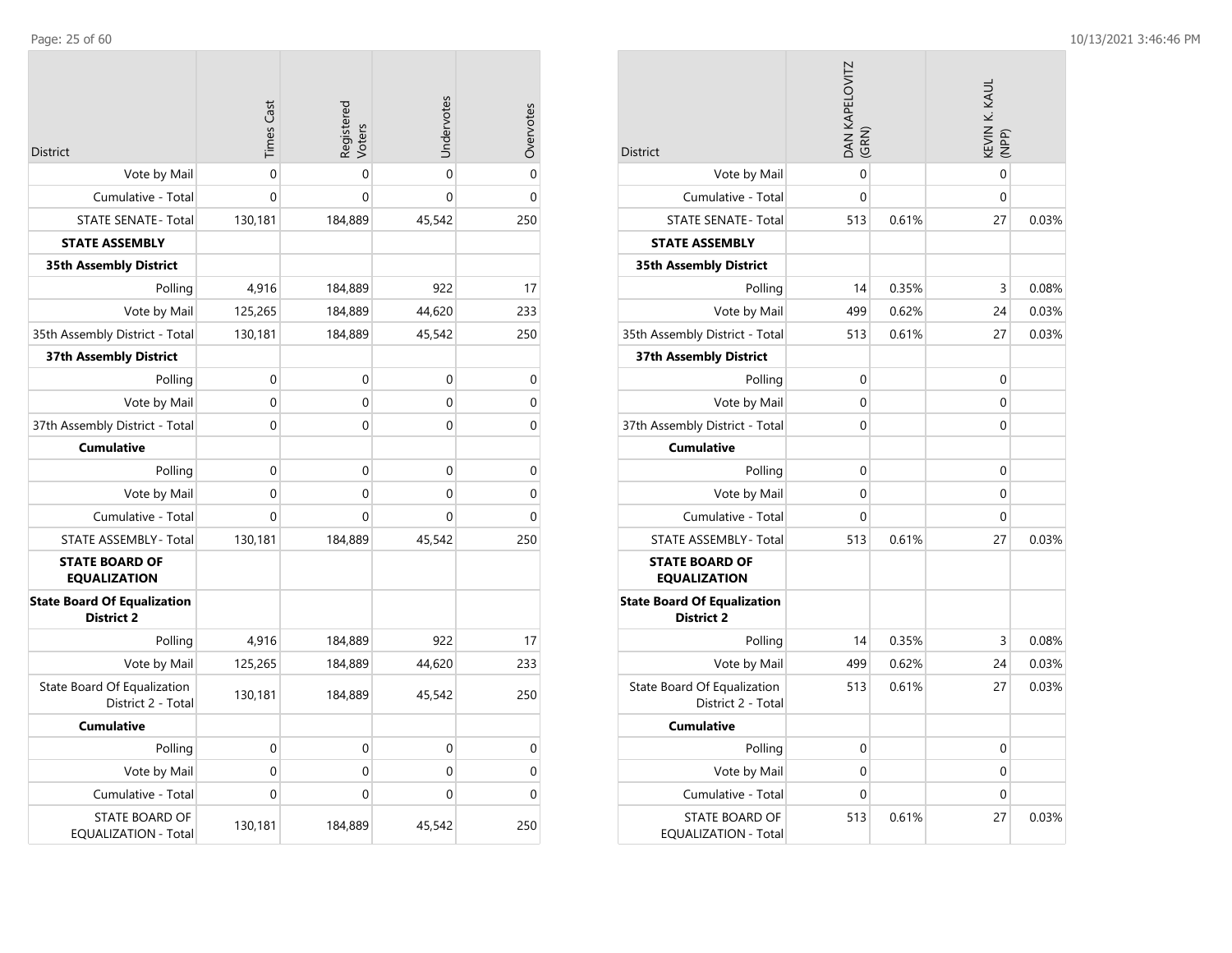| District | Times Cast | Registered Voters | Undervotes | Overvotes |
|---|---|---|---|---|
| Vote by Mail | 0 | 0 | 0 | 0 |
| Cumulative - Total | 0 | 0 | 0 | 0 |
| STATE SENATE - Total | 130,181 | 184,889 | 45,542 | 250 |
| **STATE ASSEMBLY** | | | | |
| **35th Assembly District** | | | | |
| Polling | 4,916 | 184,889 | 922 | 17 |
| Vote by Mail | 125,265 | 184,889 | 44,620 | 233 |
| 35th Assembly District - Total | 130,181 | 184,889 | 45,542 | 250 |
| **37th Assembly District** | | | | |
| Polling | 0 | 0 | 0 | 0 |
| Vote by Mail | 0 | 0 | 0 | 0 |
| 37th Assembly District - Total | 0 | 0 | 0 | 0 |
| **Cumulative** | | | | |
| Polling | 0 | 0 | 0 | 0 |
| Vote by Mail | 0 | 0 | 0 | 0 |
| Cumulative - Total | 0 | 0 | 0 | 0 |
| STATE ASSEMBLY - Total | 130,181 | 184,889 | 45,542 | 250 |
| **STATE BOARD OF EQUALIZATION** | | | | |
| **State Board Of Equalization District 2** | | | | |
| Polling | 4,916 | 184,889 | 922 | 17 |
| Vote by Mail | 125,265 | 184,889 | 44,620 | 233 |
| State Board Of Equalization District 2 - Total | 130,181 | 184,889 | 45,542 | 250 |
| **Cumulative** | | | | |
| Polling | 0 | 0 | 0 | 0 |
| Vote by Mail | 0 | 0 | 0 | 0 |
| Cumulative - Total | 0 | 0 | 0 | 0 |
| STATE BOARD OF EQUALIZATION - Total | 130,181 | 184,889 | 45,542 | 250 |

| District | DAN KAPELOVITZ (GRN) | | KEVIN K. KAUL (NPP) | |
|---|---|---|---|---|
| Vote by Mail | 0 | | 0 | |
| Cumulative - Total | 0 | | 0 | |
| STATE SENATE - Total | 513 | 0.61% | 27 | 0.03% |
| **STATE ASSEMBLY** | | | | |
| **35th Assembly District** | | | | |
| Polling | 14 | 0.35% | 3 | 0.08% |
| Vote by Mail | 499 | 0.62% | 24 | 0.03% |
| 35th Assembly District - Total | 513 | 0.61% | 27 | 0.03% |
| **37th Assembly District** | | | | |
| Polling | 0 | | 0 | |
| Vote by Mail | 0 | | 0 | |
| 37th Assembly District - Total | 0 | | 0 | |
| **Cumulative** | | | | |
| Polling | 0 | | 0 | |
| Vote by Mail | 0 | | 0 | |
| Cumulative - Total | 0 | | 0 | |
| STATE ASSEMBLY - Total | 513 | 0.61% | 27 | 0.03% |
| **STATE BOARD OF EQUALIZATION** | | | | |
| **State Board Of Equalization District 2** | | | | |
| Polling | 14 | 0.35% | 3 | 0.08% |
| Vote by Mail | 499 | 0.62% | 24 | 0.03% |
| State Board Of Equalization District 2 - Total | 513 | 0.61% | 27 | 0.03% |
| **Cumulative** | | | | |
| Polling | 0 | | 0 | |
| Vote by Mail | 0 | | 0 | |
| Cumulative - Total | 0 | | 0 | |
| STATE BOARD OF EQUALIZATION - Total | 513 | 0.61% | 27 | 0.03% |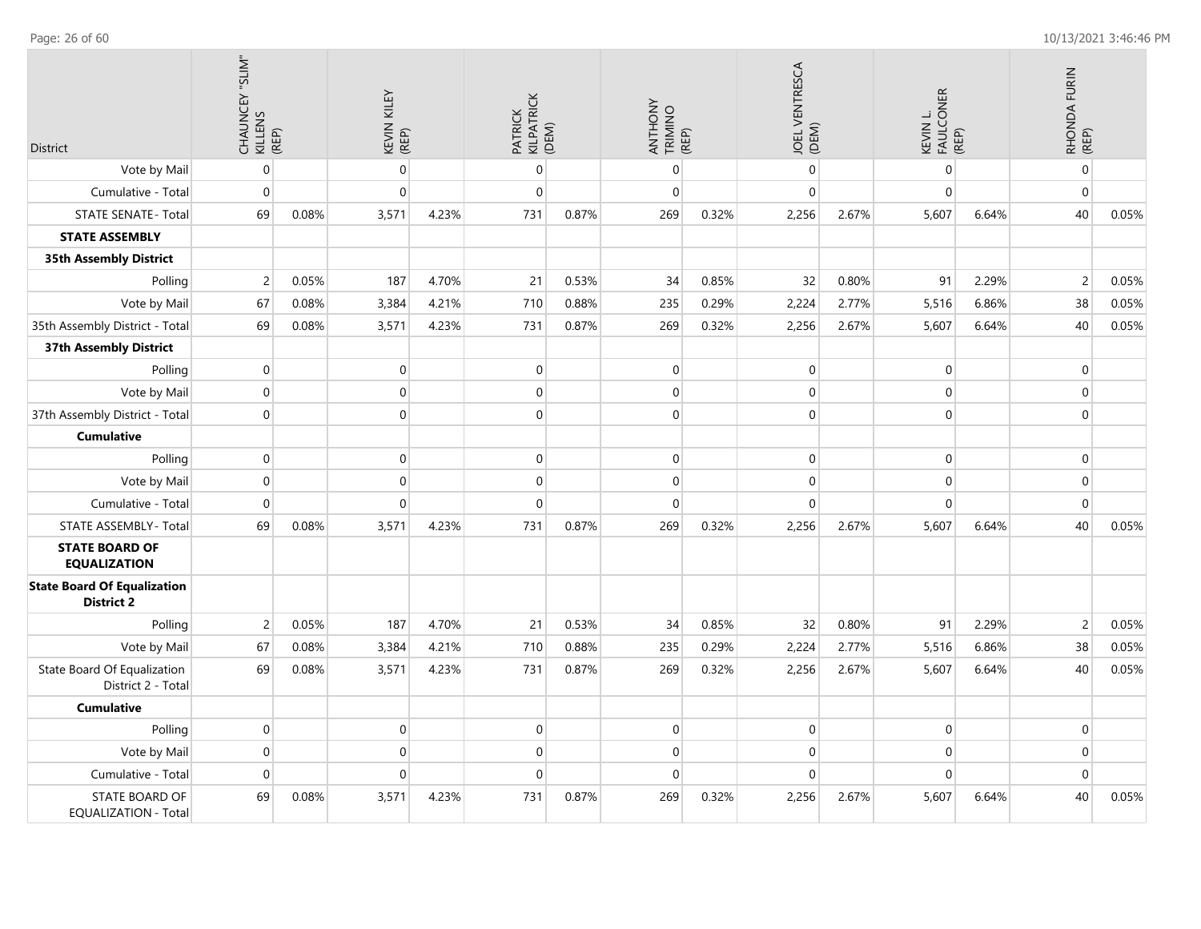| District | CHAUNCEY "SLIM" KILLENS (REP) | | KEVIN KILEY (REP) | | PATRICK KILPATRICK (DEM) | | ANTHONY TRIMINO (REP) | | JOEL VENTRESCA (DEM) | | KEVIN L. FAULCONER (REP) | | RHONDA FURIN (REP) | |
|---|---|---|---|---|---|---|---|---|---|---|---|---|---|---|
| Vote by Mail | 0 | | 0 | | 0 | | 0 | | 0 | | 0 | | 0 | |
| Cumulative - Total | 0 | | 0 | | 0 | | 0 | | 0 | | 0 | | 0 | |
| STATE SENATE - Total | 69 | 0.08% | 3,571 | 4.23% | 731 | 0.87% | 269 | 0.32% | 2,256 | 2.67% | 5,607 | 6.64% | 40 | 0.05% |
| **STATE ASSEMBLY** | | | | | | | | | | | | | | |
| **35th Assembly District** | | | | | | | | | | | | | | |
| Polling | 2 | 0.05% | 187 | 4.70% | 21 | 0.53% | 34 | 0.85% | 32 | 0.80% | 91 | 2.29% | 2 | 0.05% |
| Vote by Mail | 67 | 0.08% | 3,384 | 4.21% | 710 | 0.88% | 235 | 0.29% | 2,224 | 2.77% | 5,516 | 6.86% | 38 | 0.05% |
| 35th Assembly District - Total | 69 | 0.08% | 3,571 | 4.23% | 731 | 0.87% | 269 | 0.32% | 2,256 | 2.67% | 5,607 | 6.64% | 40 | 0.05% |
| **37th Assembly District** | | | | | | | | | | | | | | |
| Polling | 0 | | 0 | | 0 | | 0 | | 0 | | 0 | | 0 | |
| Vote by Mail | 0 | | 0 | | 0 | | 0 | | 0 | | 0 | | 0 | |
| 37th Assembly District - Total | 0 | | 0 | | 0 | | 0 | | 0 | | 0 | | 0 | |
| **Cumulative** | | | | | | | | | | | | | | |
| Polling | 0 | | 0 | | 0 | | 0 | | 0 | | 0 | | 0 | |
| Vote by Mail | 0 | | 0 | | 0 | | 0 | | 0 | | 0 | | 0 | |
| Cumulative - Total | 0 | | 0 | | 0 | | 0 | | 0 | | 0 | | 0 | |
| STATE ASSEMBLY - Total | 69 | 0.08% | 3,571 | 4.23% | 731 | 0.87% | 269 | 0.32% | 2,256 | 2.67% | 5,607 | 6.64% | 40 | 0.05% |
| **STATE BOARD OF EQUALIZATION** | | | | | | | | | | | | | | |
| **State Board Of Equalization District 2** | | | | | | | | | | | | | | |
| Polling | 2 | 0.05% | 187 | 4.70% | 21 | 0.53% | 34 | 0.85% | 32 | 0.80% | 91 | 2.29% | 2 | 0.05% |
| Vote by Mail | 67 | 0.08% | 3,384 | 4.21% | 710 | 0.88% | 235 | 0.29% | 2,224 | 2.77% | 5,516 | 6.86% | 38 | 0.05% |
| State Board Of Equalization District 2 - Total | 69 | 0.08% | 3,571 | 4.23% | 731 | 0.87% | 269 | 0.32% | 2,256 | 2.67% | 5,607 | 6.64% | 40 | 0.05% |
| **Cumulative** | | | | | | | | | | | | | | |
| Polling | 0 | | 0 | | 0 | | 0 | | 0 | | 0 | | 0 | |
| Vote by Mail | 0 | | 0 | | 0 | | 0 | | 0 | | 0 | | 0 | |
| Cumulative - Total | 0 | | 0 | | 0 | | 0 | | 0 | | 0 | | 0 | |
| STATE BOARD OF EQUALIZATION - Total | 69 | 0.08% | 3,571 | 4.23% | 731 | 0.87% | 269 | 0.32% | 2,256 | 2.67% | 5,607 | 6.64% | 40 | 0.05% |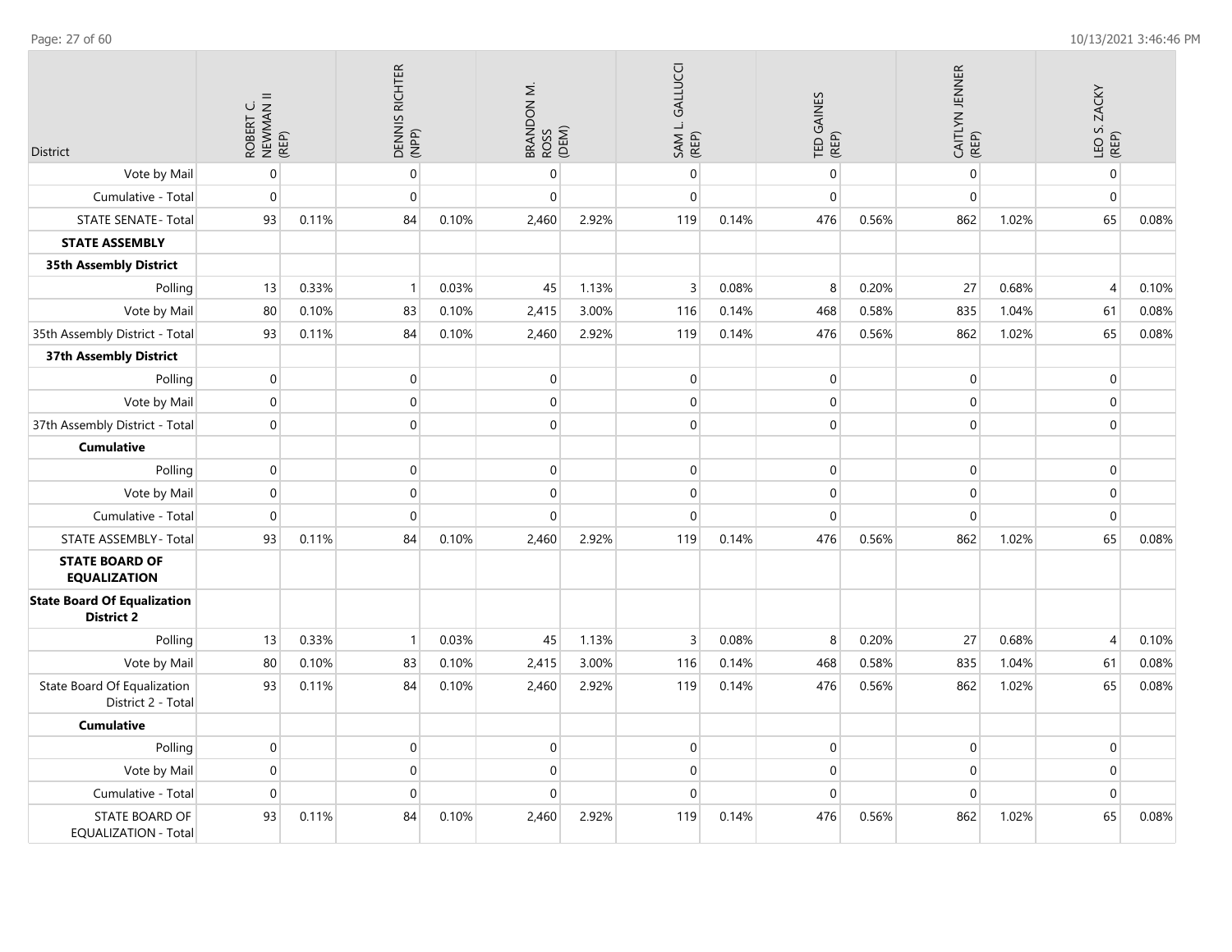| District | ROBERT C. NEWMAN II (REP) | | DENNIS RICHTER (NPP) | | BRANDON M. ROSS (DEM) | | SAM L. GALLUCCI (REP) | | TED GAINES (REP) | | CAITLYN JENNER (REP) | | LEO S. ZACKY (REP) | |
|---|---|---|---|---|---|---|---|---|---|---|---|---|---|---|
| Vote by Mail | 0 | | 0 | | 0 | | 0 | | 0 | | 0 | | 0 | |
| Cumulative - Total | 0 | | 0 | | 0 | | 0 | | 0 | | 0 | | 0 | |
| STATE SENATE- Total | 93 | 0.11% | 84 | 0.10% | 2,460 | 2.92% | 119 | 0.14% | 476 | 0.56% | 862 | 1.02% | 65 | 0.08% |
| **STATE ASSEMBLY** | | | | | | | | | | | | | | |
| **35th Assembly District** | | | | | | | | | | | | | | |
| Polling | 13 | 0.33% | 1 | 0.03% | 45 | 1.13% | 3 | 0.08% | 8 | 0.20% | 27 | 0.68% | 4 | 0.10% |
| Vote by Mail | 80 | 0.10% | 83 | 0.10% | 2,415 | 3.00% | 116 | 0.14% | 468 | 0.58% | 835 | 1.04% | 61 | 0.08% |
| 35th Assembly District - Total | 93 | 0.11% | 84 | 0.10% | 2,460 | 2.92% | 119 | 0.14% | 476 | 0.56% | 862 | 1.02% | 65 | 0.08% |
| **37th Assembly District** | | | | | | | | | | | | | | |
| Polling | 0 | | 0 | | 0 | | 0 | | 0 | | 0 | | 0 | |
| Vote by Mail | 0 | | 0 | | 0 | | 0 | | 0 | | 0 | | 0 | |
| 37th Assembly District - Total | 0 | | 0 | | 0 | | 0 | | 0 | | 0 | | 0 | |
| **Cumulative** | | | | | | | | | | | | | | |
| Polling | 0 | | 0 | | 0 | | 0 | | 0 | | 0 | | 0 | |
| Vote by Mail | 0 | | 0 | | 0 | | 0 | | 0 | | 0 | | 0 | |
| Cumulative - Total | 0 | | 0 | | 0 | | 0 | | 0 | | 0 | | 0 | |
| STATE ASSEMBLY- Total | 93 | 0.11% | 84 | 0.10% | 2,460 | 2.92% | 119 | 0.14% | 476 | 0.56% | 862 | 1.02% | 65 | 0.08% |
| **STATE BOARD OF EQUALIZATION** | | | | | | | | | | | | | | |
| **State Board Of Equalization District 2** | | | | | | | | | | | | | | |
| Polling | 13 | 0.33% | 1 | 0.03% | 45 | 1.13% | 3 | 0.08% | 8 | 0.20% | 27 | 0.68% | 4 | 0.10% |
| Vote by Mail | 80 | 0.10% | 83 | 0.10% | 2,415 | 3.00% | 116 | 0.14% | 468 | 0.58% | 835 | 1.04% | 61 | 0.08% |
| State Board Of Equalization District 2 - Total | 93 | 0.11% | 84 | 0.10% | 2,460 | 2.92% | 119 | 0.14% | 476 | 0.56% | 862 | 1.02% | 65 | 0.08% |
| **Cumulative** | | | | | | | | | | | | | | |
| Polling | 0 | | 0 | | 0 | | 0 | | 0 | | 0 | | 0 | |
| Vote by Mail | 0 | | 0 | | 0 | | 0 | | 0 | | 0 | | 0 | |
| Cumulative - Total | 0 | | 0 | | 0 | | 0 | | 0 | | 0 | | 0 | |
| STATE BOARD OF EQUALIZATION - Total | 93 | 0.11% | 84 | 0.10% | 2,460 | 2.92% | 119 | 0.14% | 476 | 0.56% | 862 | 1.02% | 65 | 0.08% |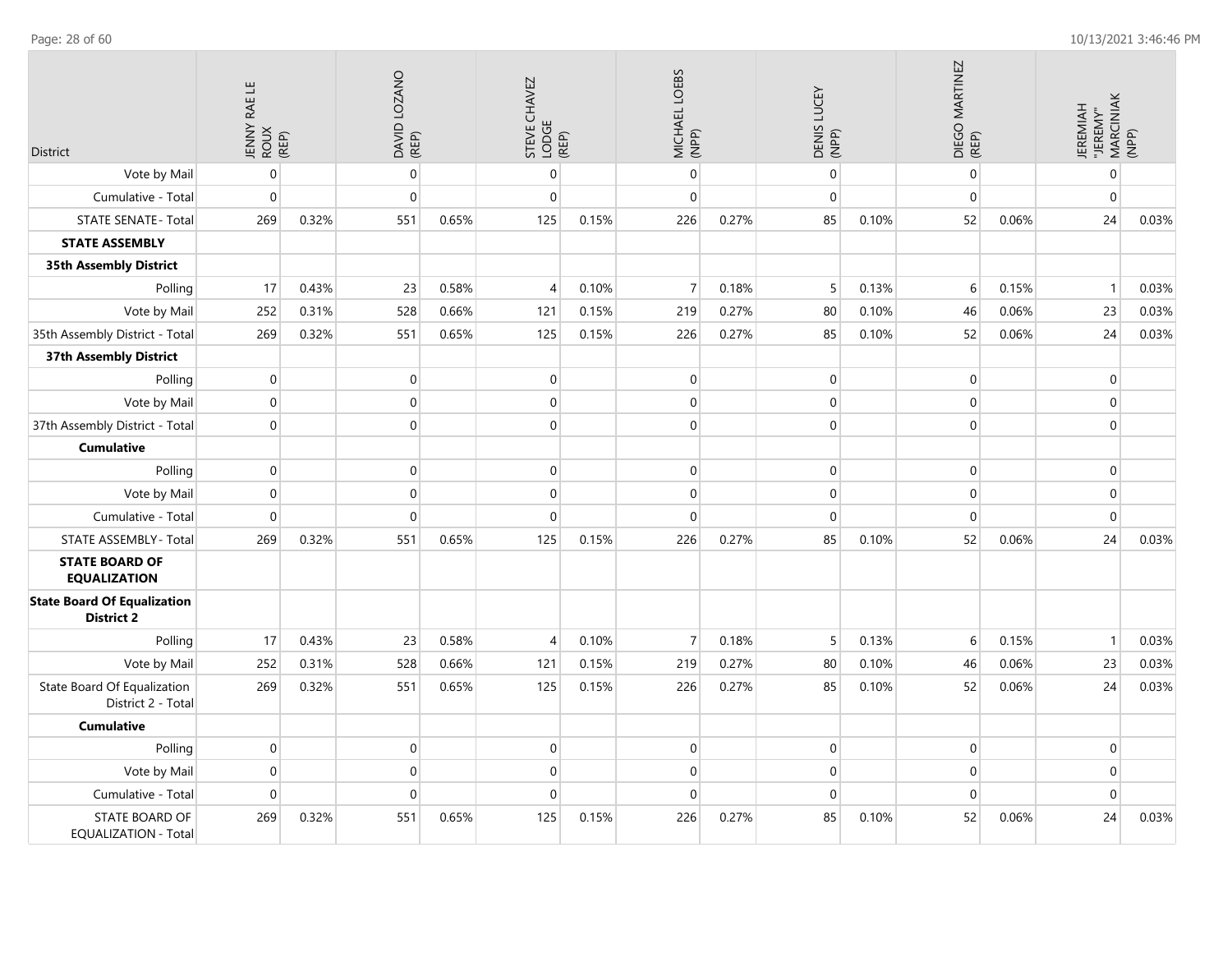| District | JENNY RAE LE ROUX (REP) | | DAVID LOZANO (REP) | | STEVE CHAVEZ LODGE (REP) | | MICHAEL LOEBS (NPP) | | DENIS LUCEY (NPP) | | DIEGO MARTINEZ (REP) | | JEREMIAH "JEREMY" MARCINIAK (NPP) | |
|---|---|---|---|---|---|---|---|---|---|---|---|---|---|---|
| Vote by Mail | 0 | | 0 | | 0 | | 0 | | 0 | | 0 | | 0 | |
| Cumulative - Total | 0 | | 0 | | 0 | | 0 | | 0 | | 0 | | 0 | |
| STATE SENATE - Total | 269 | 0.32% | 551 | 0.65% | 125 | 0.15% | 226 | 0.27% | 85 | 0.10% | 52 | 0.06% | 24 | 0.03% |
| **STATE ASSEMBLY** | | | | | | | | | | | | | | |
| **35th Assembly District** | | | | | | | | | | | | | | |
| Polling | 17 | 0.43% | 23 | 0.58% | 4 | 0.10% | 7 | 0.18% | 5 | 0.13% | 6 | 0.15% | 1 | 0.03% |
| Vote by Mail | 252 | 0.31% | 528 | 0.66% | 121 | 0.15% | 219 | 0.27% | 80 | 0.10% | 46 | 0.06% | 23 | 0.03% |
| 35th Assembly District - Total | 269 | 0.32% | 551 | 0.65% | 125 | 0.15% | 226 | 0.27% | 85 | 0.10% | 52 | 0.06% | 24 | 0.03% |
| **37th Assembly District** | | | | | | | | | | | | | | |
| Polling | 0 | | 0 | | 0 | | 0 | | 0 | | 0 | | 0 | |
| Vote by Mail | 0 | | 0 | | 0 | | 0 | | 0 | | 0 | | 0 | |
| 37th Assembly District - Total | 0 | | 0 | | 0 | | 0 | | 0 | | 0 | | 0 | |
| **Cumulative** | | | | | | | | | | | | | | |
| Polling | 0 | | 0 | | 0 | | 0 | | 0 | | 0 | | 0 | |
| Vote by Mail | 0 | | 0 | | 0 | | 0 | | 0 | | 0 | | 0 | |
| Cumulative - Total | 0 | | 0 | | 0 | | 0 | | 0 | | 0 | | 0 | |
| STATE ASSEMBLY - Total | 269 | 0.32% | 551 | 0.65% | 125 | 0.15% | 226 | 0.27% | 85 | 0.10% | 52 | 0.06% | 24 | 0.03% |
| **STATE BOARD OF EQUALIZATION** | | | | | | | | | | | | | | |
| **State Board Of Equalization District 2** | | | | | | | | | | | | | | |
| Polling | 17 | 0.43% | 23 | 0.58% | 4 | 0.10% | 7 | 0.18% | 5 | 0.13% | 6 | 0.15% | 1 | 0.03% |
| Vote by Mail | 252 | 0.31% | 528 | 0.66% | 121 | 0.15% | 219 | 0.27% | 80 | 0.10% | 46 | 0.06% | 23 | 0.03% |
| State Board Of Equalization District 2 - Total | 269 | 0.32% | 551 | 0.65% | 125 | 0.15% | 226 | 0.27% | 85 | 0.10% | 52 | 0.06% | 24 | 0.03% |
| **Cumulative** | | | | | | | | | | | | | | |
| Polling | 0 | | 0 | | 0 | | 0 | | 0 | | 0 | | 0 | |
| Vote by Mail | 0 | | 0 | | 0 | | 0 | | 0 | | 0 | | 0 | |
| Cumulative - Total | 0 | | 0 | | 0 | | 0 | | 0 | | 0 | | 0 | |
| STATE BOARD OF EQUALIZATION - Total | 269 | 0.32% | 551 | 0.65% | 125 | 0.15% | 226 | 0.27% | 85 | 0.10% | 52 | 0.06% | 24 | 0.03% |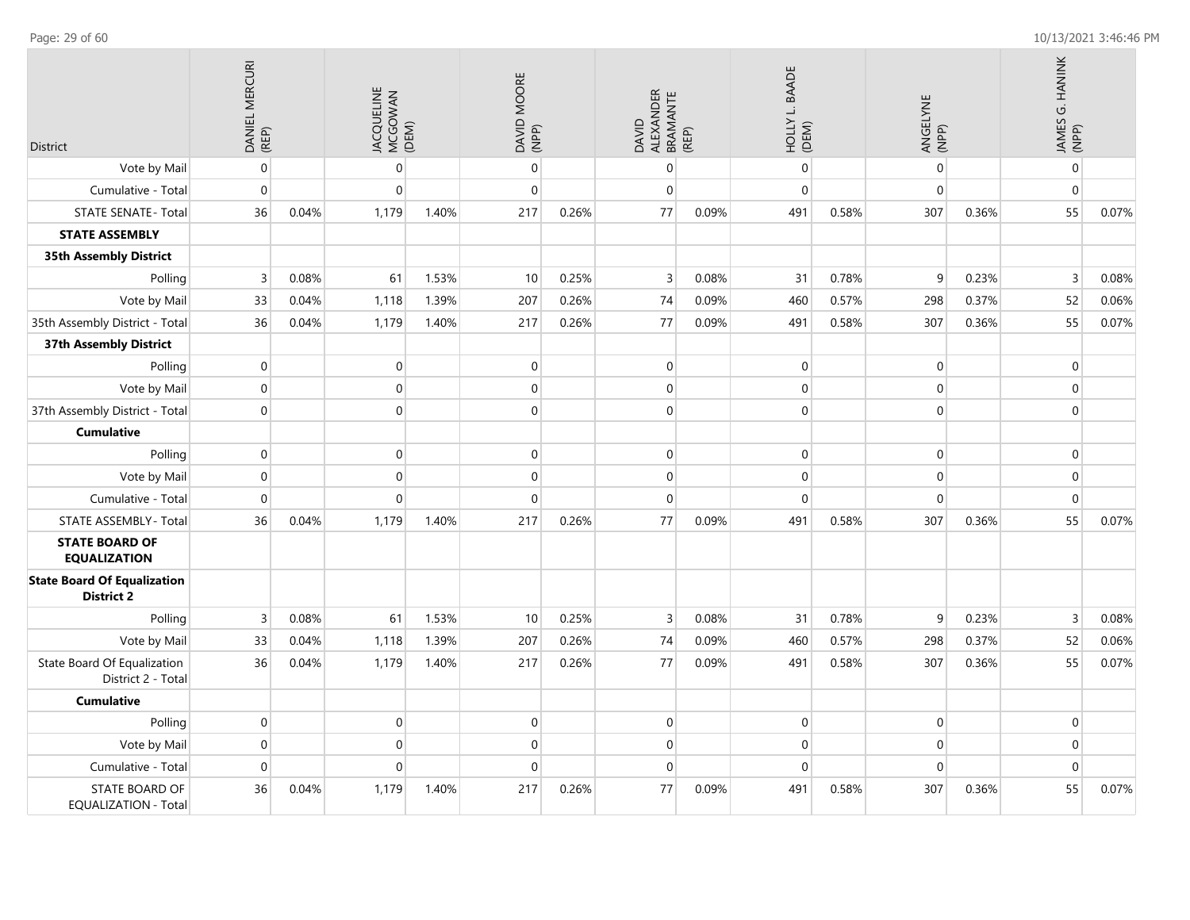| District | DANIEL MERCURI (REP) | | JACQUELINE MCGOWAN (DEM) | | DAVID MOORE (NPP) | | DAVID ALEXANDER BRAMANTE (REP) | | HOLLY L. BAADE (DEM) | | ANGELYNE (NPP) | | JAMES G. HANINK (NPP) | |
|---|---|---|---|---|---|---|---|---|---|---|---|---|---|---|
| Vote by Mail | 0 | | 0 | | 0 | | 0 | | 0 | | 0 | | 0 | |
| Cumulative - Total | 0 | | 0 | | 0 | | 0 | | 0 | | 0 | | 0 | |
| STATE SENATE - Total | 36 | 0.04% | 1,179 | 1.40% | 217 | 0.26% | 77 | 0.09% | 491 | 0.58% | 307 | 0.36% | 55 | 0.07% |
| **STATE ASSEMBLY** | | | | | | | | | | | | | | |
| **35th Assembly District** | | | | | | | | | | | | | | |
| Polling | 3 | 0.08% | 61 | 1.53% | 10 | 0.25% | 3 | 0.08% | 31 | 0.78% | 9 | 0.23% | 3 | 0.08% |
| Vote by Mail | 33 | 0.04% | 1,118 | 1.39% | 207 | 0.26% | 74 | 0.09% | 460 | 0.57% | 298 | 0.37% | 52 | 0.06% |
| 35th Assembly District - Total | 36 | 0.04% | 1,179 | 1.40% | 217 | 0.26% | 77 | 0.09% | 491 | 0.58% | 307 | 0.36% | 55 | 0.07% |
| **37th Assembly District** | | | | | | | | | | | | | | |
| Polling | 0 | | 0 | | 0 | | 0 | | 0 | | 0 | | 0 | |
| Vote by Mail | 0 | | 0 | | 0 | | 0 | | 0 | | 0 | | 0 | |
| 37th Assembly District - Total | 0 | | 0 | | 0 | | 0 | | 0 | | 0 | | 0 | |
| **Cumulative** | | | | | | | | | | | | | | |
| Polling | 0 | | 0 | | 0 | | 0 | | 0 | | 0 | | 0 | |
| Vote by Mail | 0 | | 0 | | 0 | | 0 | | 0 | | 0 | | 0 | |
| Cumulative - Total | 0 | | 0 | | 0 | | 0 | | 0 | | 0 | | 0 | |
| STATE ASSEMBLY - Total | 36 | 0.04% | 1,179 | 1.40% | 217 | 0.26% | 77 | 0.09% | 491 | 0.58% | 307 | 0.36% | 55 | 0.07% |
| **STATE BOARD OF EQUALIZATION** | | | | | | | | | | | | | | |
| **State Board Of Equalization District 2** | | | | | | | | | | | | | | |
| Polling | 3 | 0.08% | 61 | 1.53% | 10 | 0.25% | 3 | 0.08% | 31 | 0.78% | 9 | 0.23% | 3 | 0.08% |
| Vote by Mail | 33 | 0.04% | 1,118 | 1.39% | 207 | 0.26% | 74 | 0.09% | 460 | 0.57% | 298 | 0.37% | 52 | 0.06% |
| State Board Of Equalization District 2 - Total | 36 | 0.04% | 1,179 | 1.40% | 217 | 0.26% | 77 | 0.09% | 491 | 0.58% | 307 | 0.36% | 55 | 0.07% |
| **Cumulative** | | | | | | | | | | | | | | |
| Polling | 0 | | 0 | | 0 | | 0 | | 0 | | 0 | | 0 | |
| Vote by Mail | 0 | | 0 | | 0 | | 0 | | 0 | | 0 | | 0 | |
| Cumulative - Total | 0 | | 0 | | 0 | | 0 | | 0 | | 0 | | 0 | |
| STATE BOARD OF EQUALIZATION - Total | 36 | 0.04% | 1,179 | 1.40% | 217 | 0.26% | 77 | 0.09% | 491 | 0.58% | 307 | 0.36% | 55 | 0.07% |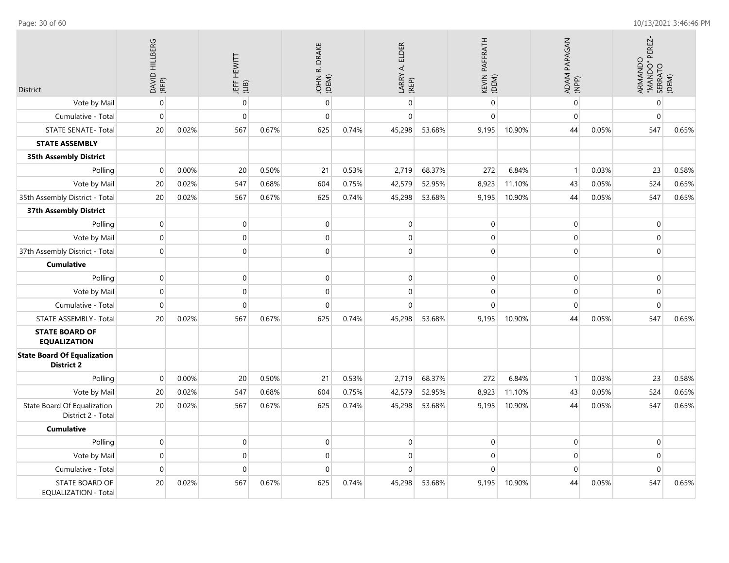| District | DAVID HILLBERG (REP) | | JEFF HEWITT (LIB) | | JOHN R. DRAKE (DEM) | | LARRY A. ELDER (REP) | | KEVIN PAFFRATH (DEM) | | ADAM PAPAGAN (NPP) | | ARMANDO "MANDO" PEREZ-SERRATO (DEM) | |
|---|---|---|---|---|---|---|---|---|---|---|---|---|---|---|
| Vote by Mail | 0 | | 0 | | 0 | | 0 | | 0 | | 0 | | 0 | |
| Cumulative - Total | 0 | | 0 | | 0 | | 0 | | 0 | | 0 | | 0 | |
| STATE SENATE - Total | 20 | 0.02% | 567 | 0.67% | 625 | 0.74% | 45,298 | 53.68% | 9,195 | 10.90% | 44 | 0.05% | 547 | 0.65% |
| **STATE ASSEMBLY** | | | | | | | | | | | | | | |
| **35th Assembly District** | | | | | | | | | | | | | | |
| Polling | 0 | 0.00% | 20 | 0.50% | 21 | 0.53% | 2,719 | 68.37% | 272 | 6.84% | 1 | 0.03% | 23 | 0.58% |
| Vote by Mail | 20 | 0.02% | 547 | 0.68% | 604 | 0.75% | 42,579 | 52.95% | 8,923 | 11.10% | 43 | 0.05% | 524 | 0.65% |
| 35th Assembly District - Total | 20 | 0.02% | 567 | 0.67% | 625 | 0.74% | 45,298 | 53.68% | 9,195 | 10.90% | 44 | 0.05% | 547 | 0.65% |
| **37th Assembly District** | | | | | | | | | | | | | | |
| Polling | 0 | | 0 | | 0 | | 0 | | 0 | | 0 | | 0 | |
| Vote by Mail | 0 | | 0 | | 0 | | 0 | | 0 | | 0 | | 0 | |
| 37th Assembly District - Total | 0 | | 0 | | 0 | | 0 | | 0 | | 0 | | 0 | |
| **Cumulative** | | | | | | | | | | | | | | |
| Polling | 0 | | 0 | | 0 | | 0 | | 0 | | 0 | | 0 | |
| Vote by Mail | 0 | | 0 | | 0 | | 0 | | 0 | | 0 | | 0 | |
| Cumulative - Total | 0 | | 0 | | 0 | | 0 | | 0 | | 0 | | 0 | |
| STATE ASSEMBLY - Total | 20 | 0.02% | 567 | 0.67% | 625 | 0.74% | 45,298 | 53.68% | 9,195 | 10.90% | 44 | 0.05% | 547 | 0.65% |
| **STATE BOARD OF EQUALIZATION** | | | | | | | | | | | | | | |
| **State Board Of Equalization District 2** | | | | | | | | | | | | | | |
| Polling | 0 | 0.00% | 20 | 0.50% | 21 | 0.53% | 2,719 | 68.37% | 272 | 6.84% | 1 | 0.03% | 23 | 0.58% |
| Vote by Mail | 20 | 0.02% | 547 | 0.68% | 604 | 0.75% | 42,579 | 52.95% | 8,923 | 11.10% | 43 | 0.05% | 524 | 0.65% |
| State Board Of Equalization District 2 - Total | 20 | 0.02% | 567 | 0.67% | 625 | 0.74% | 45,298 | 53.68% | 9,195 | 10.90% | 44 | 0.05% | 547 | 0.65% |
| **Cumulative** | | | | | | | | | | | | | | |
| Polling | 0 | | 0 | | 0 | | 0 | | 0 | | 0 | | 0 | |
| Vote by Mail | 0 | | 0 | | 0 | | 0 | | 0 | | 0 | | 0 | |
| Cumulative - Total | 0 | | 0 | | 0 | | 0 | | 0 | | 0 | | 0 | |
| STATE BOARD OF EQUALIZATION - Total | 20 | 0.02% | 567 | 0.67% | 625 | 0.74% | 45,298 | 53.68% | 9,195 | 10.90% | 44 | 0.05% | 547 | 0.65% |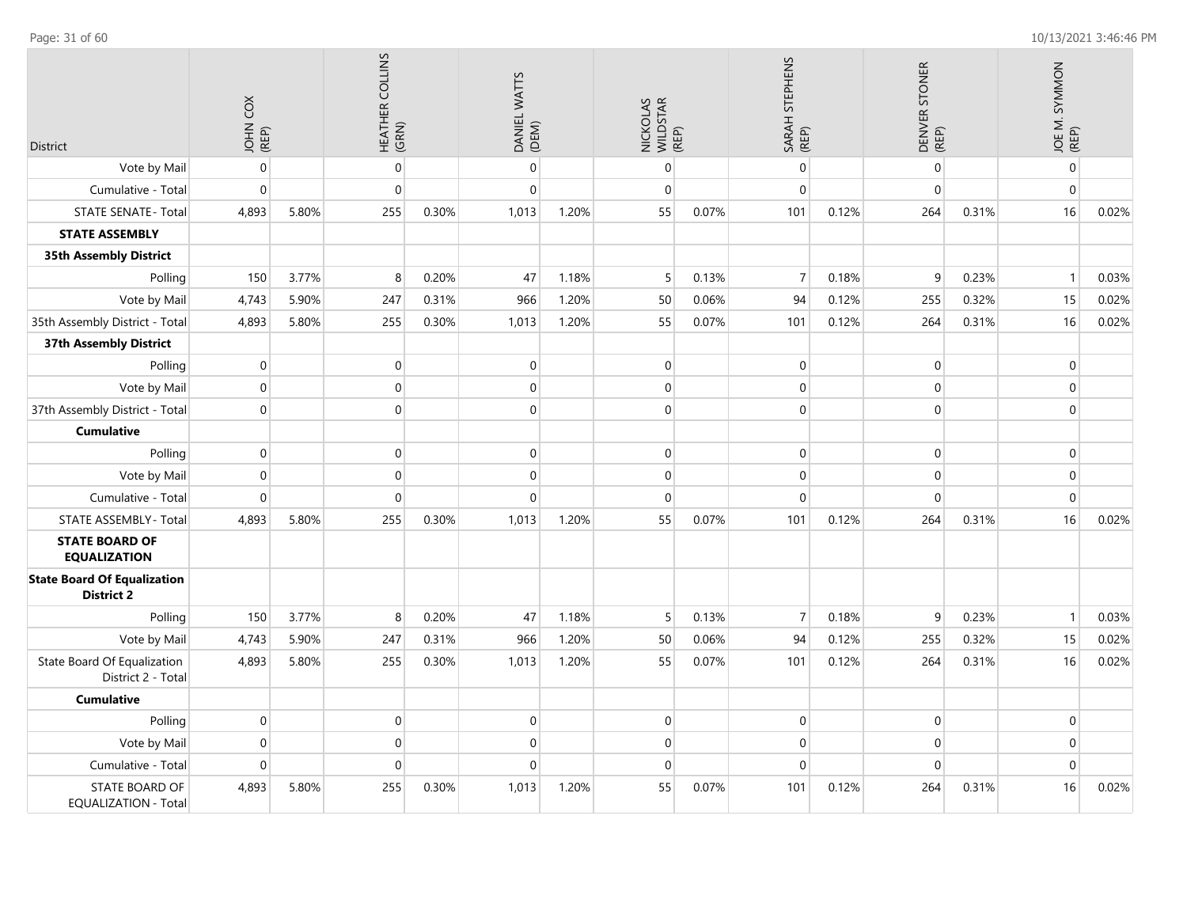| District | JOHN COX (REP) | | HEATHER COLLINS (GRN) | | DANIEL WATTS (DEM) | | NICKOLAS WILDSTAR (REP) | | SARAH STEPHENS (REP) | | DENVER STONER (REP) | | JOE M. SYMMON (REP) | |
|---|---|---|---|---|---|---|---|---|---|---|---|---|---|---|
| Vote by Mail | 0 | | 0 | | 0 | | 0 | | 0 | | 0 | | 0 | |
| Cumulative - Total | 0 | | 0 | | 0 | | 0 | | 0 | | 0 | | 0 | |
| STATE SENATE- Total | 4,893 | 5.80% | 255 | 0.30% | 1,013 | 1.20% | 55 | 0.07% | 101 | 0.12% | 264 | 0.31% | 16 | 0.02% |
| **STATE ASSEMBLY** | | | | | | | | | | | | | | |
| **35th Assembly District** | | | | | | | | | | | | | | |
| Polling | 150 | 3.77% | 8 | 0.20% | 47 | 1.18% | 5 | 0.13% | 7 | 0.18% | 9 | 0.23% | 1 | 0.03% |
| Vote by Mail | 4,743 | 5.90% | 247 | 0.31% | 966 | 1.20% | 50 | 0.06% | 94 | 0.12% | 255 | 0.32% | 15 | 0.02% |
| 35th Assembly District - Total | 4,893 | 5.80% | 255 | 0.30% | 1,013 | 1.20% | 55 | 0.07% | 101 | 0.12% | 264 | 0.31% | 16 | 0.02% |
| **37th Assembly District** | | | | | | | | | | | | | | |
| Polling | 0 | | 0 | | 0 | | 0 | | 0 | | 0 | | 0 | |
| Vote by Mail | 0 | | 0 | | 0 | | 0 | | 0 | | 0 | | 0 | |
| 37th Assembly District - Total | 0 | | 0 | | 0 | | 0 | | 0 | | 0 | | 0 | |
| **Cumulative** | | | | | | | | | | | | | | |
| Polling | 0 | | 0 | | 0 | | 0 | | 0 | | 0 | | 0 | |
| Vote by Mail | 0 | | 0 | | 0 | | 0 | | 0 | | 0 | | 0 | |
| Cumulative - Total | 0 | | 0 | | 0 | | 0 | | 0 | | 0 | | 0 | |
| STATE ASSEMBLY- Total | 4,893 | 5.80% | 255 | 0.30% | 1,013 | 1.20% | 55 | 0.07% | 101 | 0.12% | 264 | 0.31% | 16 | 0.02% |
| **STATE BOARD OF EQUALIZATION** | | | | | | | | | | | | | | |
| **State Board Of Equalization District 2** | | | | | | | | | | | | | | |
| Polling | 150 | 3.77% | 8 | 0.20% | 47 | 1.18% | 5 | 0.13% | 7 | 0.18% | 9 | 0.23% | 1 | 0.03% |
| Vote by Mail | 4,743 | 5.90% | 247 | 0.31% | 966 | 1.20% | 50 | 0.06% | 94 | 0.12% | 255 | 0.32% | 15 | 0.02% |
| State Board Of Equalization District 2 - Total | 4,893 | 5.80% | 255 | 0.30% | 1,013 | 1.20% | 55 | 0.07% | 101 | 0.12% | 264 | 0.31% | 16 | 0.02% |
| **Cumulative** | | | | | | | | | | | | | | |
| Polling | 0 | | 0 | | 0 | | 0 | | 0 | | 0 | | 0 | |
| Vote by Mail | 0 | | 0 | | 0 | | 0 | | 0 | | 0 | | 0 | |
| Cumulative - Total | 0 | | 0 | | 0 | | 0 | | 0 | | 0 | | 0 | |
| STATE BOARD OF EQUALIZATION - Total | 4,893 | 5.80% | 255 | 0.30% | 1,013 | 1.20% | 55 | 0.07% | 101 | 0.12% | 264 | 0.31% | 16 | 0.02% |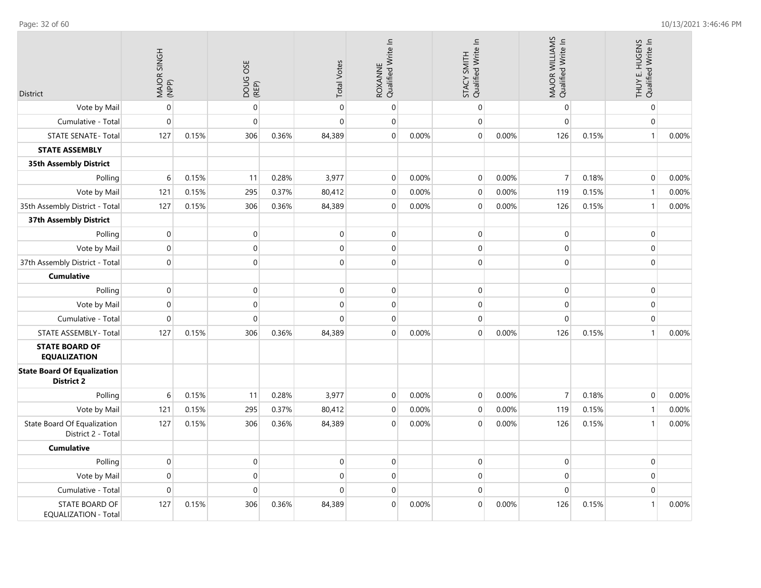| District | MAJOR SINGH (NPP) | | DOUG OSE (REP) | | Total Votes | ROXANNE Qualified Write In | | STACY SMITH Qualified Write In | | MAJOR WILLIAMS Qualified Write In | | THUY E. HUGENS Qualified Write In | |
|---|---|---|---|---|---|---|---|---|---|---|---|---|---|
| Vote by Mail | 0 | | 0 | | 0 | 0 | | 0 | | 0 | | 0 | |
| Cumulative - Total | 0 | | 0 | | 0 | 0 | | 0 | | 0 | | 0 | |
| STATE SENATE- Total | 127 | 0.15% | 306 | 0.36% | 84,389 | 0 | 0.00% | 0 | 0.00% | 126 | 0.15% | 1 | 0.00% |
| **STATE ASSEMBLY** | | | | | | | | | | | | | |
| **35th Assembly District** | | | | | | | | | | | | | |
| Polling | 6 | 0.15% | 11 | 0.28% | 3,977 | 0 | 0.00% | 0 | 0.00% | 7 | 0.18% | 0 | 0.00% |
| Vote by Mail | 121 | 0.15% | 295 | 0.37% | 80,412 | 0 | 0.00% | 0 | 0.00% | 119 | 0.15% | 1 | 0.00% |
| 35th Assembly District - Total | 127 | 0.15% | 306 | 0.36% | 84,389 | 0 | 0.00% | 0 | 0.00% | 126 | 0.15% | 1 | 0.00% |
| **37th Assembly District** | | | | | | | | | | | | | |
| Polling | 0 | | 0 | | 0 | 0 | | 0 | | 0 | | 0 | |
| Vote by Mail | 0 | | 0 | | 0 | 0 | | 0 | | 0 | | 0 | |
| 37th Assembly District - Total | 0 | | 0 | | 0 | 0 | | 0 | | 0 | | 0 | |
| **Cumulative** | | | | | | | | | | | | | |
| Polling | 0 | | 0 | | 0 | 0 | | 0 | | 0 | | 0 | |
| Vote by Mail | 0 | | 0 | | 0 | 0 | | 0 | | 0 | | 0 | |
| Cumulative - Total | 0 | | 0 | | 0 | 0 | | 0 | | 0 | | 0 | |
| STATE ASSEMBLY- Total | 127 | 0.15% | 306 | 0.36% | 84,389 | 0 | 0.00% | 0 | 0.00% | 126 | 0.15% | 1 | 0.00% |
| **STATE BOARD OF EQUALIZATION** | | | | | | | | | | | | | |
| **State Board Of Equalization District 2** | | | | | | | | | | | | | |
| Polling | 6 | 0.15% | 11 | 0.28% | 3,977 | 0 | 0.00% | 0 | 0.00% | 7 | 0.18% | 0 | 0.00% |
| Vote by Mail | 121 | 0.15% | 295 | 0.37% | 80,412 | 0 | 0.00% | 0 | 0.00% | 119 | 0.15% | 1 | 0.00% |
| State Board Of Equalization District 2 - Total | 127 | 0.15% | 306 | 0.36% | 84,389 | 0 | 0.00% | 0 | 0.00% | 126 | 0.15% | 1 | 0.00% |
| **Cumulative** | | | | | | | | | | | | | |
| Polling | 0 | | 0 | | 0 | 0 | | 0 | | 0 | | 0 | |
| Vote by Mail | 0 | | 0 | | 0 | 0 | | 0 | | 0 | | 0 | |
| Cumulative - Total | 0 | | 0 | | 0 | 0 | | 0 | | 0 | | 0 | |
| STATE BOARD OF EQUALIZATION - Total | 127 | 0.15% | 306 | 0.36% | 84,389 | 0 | 0.00% | 0 | 0.00% | 126 | 0.15% | 1 | 0.00% |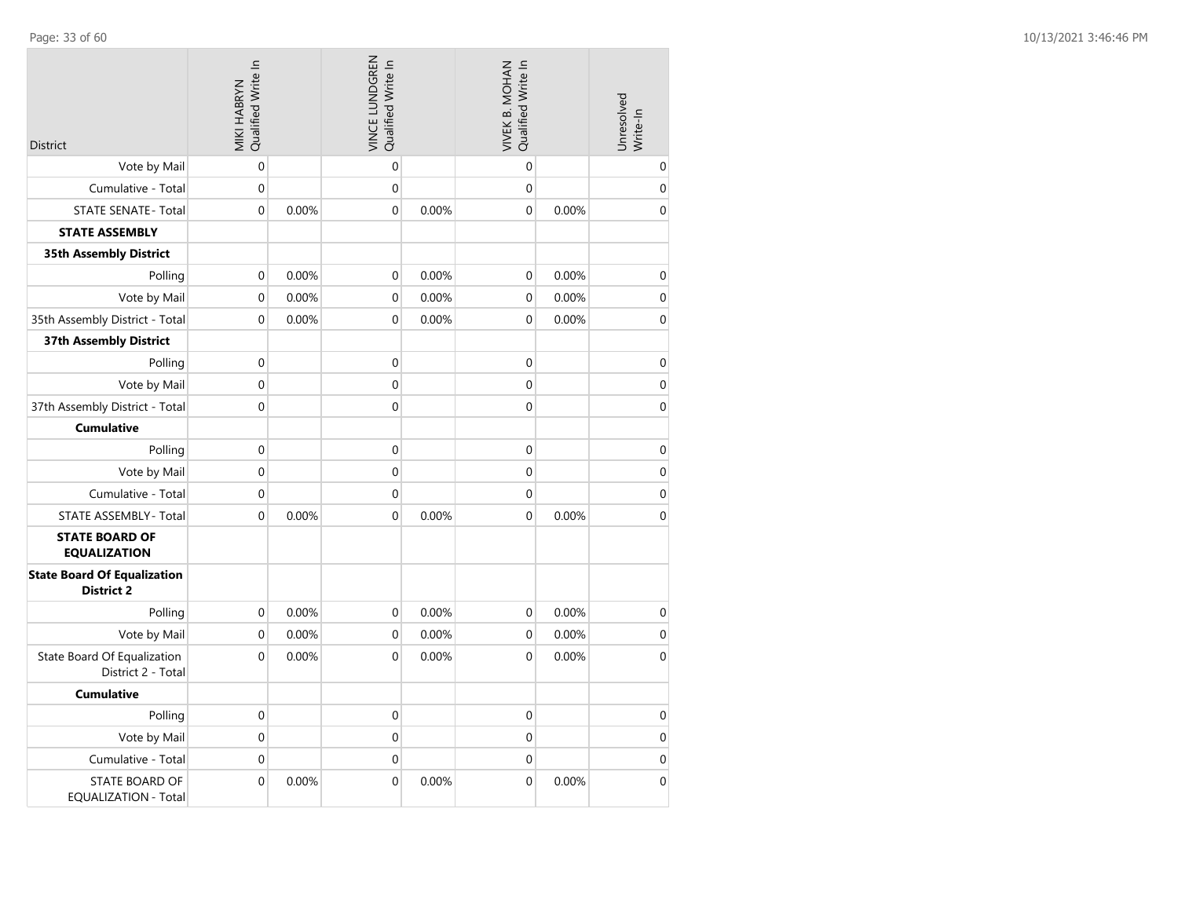| District | MIKI HABRYN Qualified Write In | | VINCE LUNDGREN Qualified Write In | | VIVEK B. MOHAN Qualified Write In | | Unresolved Write-In |
|---|---|---|---|---|---|---|---|
| Vote by Mail | 0 | | 0 | | 0 | | 0 |
| Cumulative - Total | 0 | | 0 | | 0 | | 0 |
| STATE SENATE - Total | 0 | 0.00% | 0 | 0.00% | 0 | 0.00% | 0 |
| **STATE ASSEMBLY** | | | | | | | |
| **35th Assembly District** | | | | | | | |
| Polling | 0 | 0.00% | 0 | 0.00% | 0 | 0.00% | 0 |
| Vote by Mail | 0 | 0.00% | 0 | 0.00% | 0 | 0.00% | 0 |
| 35th Assembly District - Total | 0 | 0.00% | 0 | 0.00% | 0 | 0.00% | 0 |
| **37th Assembly District** | | | | | | | |
| Polling | 0 | | 0 | | 0 | | 0 |
| Vote by Mail | 0 | | 0 | | 0 | | 0 |
| 37th Assembly District - Total | 0 | | 0 | | 0 | | 0 |
| **Cumulative** | | | | | | | |
| Polling | 0 | | 0 | | 0 | | 0 |
| Vote by Mail | 0 | | 0 | | 0 | | 0 |
| Cumulative - Total | 0 | | 0 | | 0 | | 0 |
| STATE ASSEMBLY - Total | 0 | 0.00% | 0 | 0.00% | 0 | 0.00% | 0 |
| **STATE BOARD OF EQUALIZATION** | | | | | | | |
| **State Board Of Equalization District 2** | | | | | | | |
| Polling | 0 | 0.00% | 0 | 0.00% | 0 | 0.00% | 0 |
| Vote by Mail | 0 | 0.00% | 0 | 0.00% | 0 | 0.00% | 0 |
| State Board Of Equalization District 2 - Total | 0 | 0.00% | 0 | 0.00% | 0 | 0.00% | 0 |
| **Cumulative** | | | | | | | |
| Polling | 0 | | 0 | | 0 | | 0 |
| Vote by Mail | 0 | | 0 | | 0 | | 0 |
| Cumulative - Total | 0 | | 0 | | 0 | | 0 |
| STATE BOARD OF EQUALIZATION - Total | 0 | 0.00% | 0 | 0.00% | 0 | 0.00% | 0 |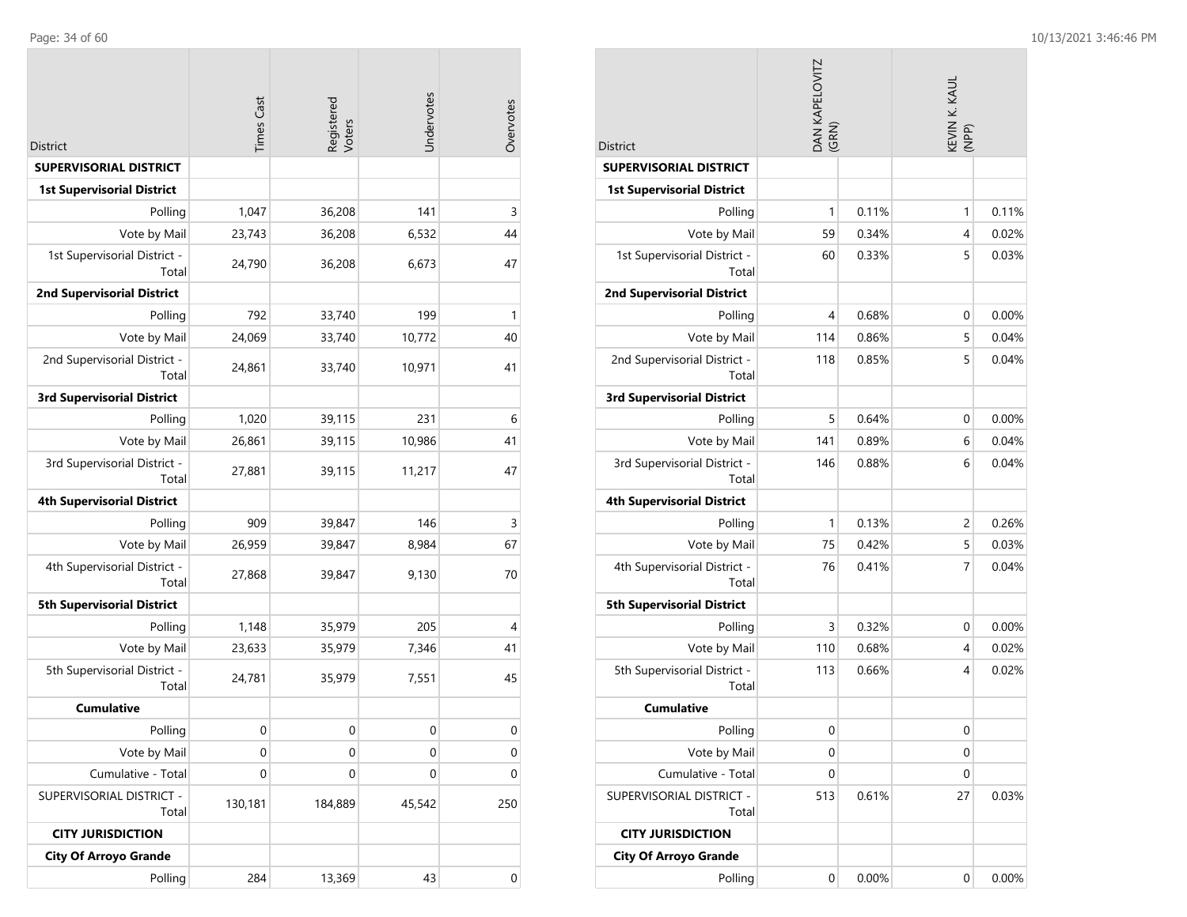| District | Times Cast | Registered Voters | Undervotes | Overvotes |
|---|---|---|---|---|
| **SUPERVISORIAL DISTRICT** | | | | |
| **1st Supervisorial District** | | | | |
| Polling | 1,047 | 36,208 | 141 | 3 |
| Vote by Mail | 23,743 | 36,208 | 6,532 | 44 |
| 1st Supervisorial District - Total | 24,790 | 36,208 | 6,673 | 47 |
| **2nd Supervisorial District** | | | | |
| Polling | 792 | 33,740 | 199 | 1 |
| Vote by Mail | 24,069 | 33,740 | 10,772 | 40 |
| 2nd Supervisorial District - Total | 24,861 | 33,740 | 10,971 | 41 |
| **3rd Supervisorial District** | | | | |
| Polling | 1,020 | 39,115 | 231 | 6 |
| Vote by Mail | 26,861 | 39,115 | 10,986 | 41 |
| 3rd Supervisorial District - Total | 27,881 | 39,115 | 11,217 | 47 |
| **4th Supervisorial District** | | | | |
| Polling | 909 | 39,847 | 146 | 3 |
| Vote by Mail | 26,959 | 39,847 | 8,984 | 67 |
| 4th Supervisorial District - Total | 27,868 | 39,847 | 9,130 | 70 |
| **5th Supervisorial District** | | | | |
| Polling | 1,148 | 35,979 | 205 | 4 |
| Vote by Mail | 23,633 | 35,979 | 7,346 | 41 |
| 5th Supervisorial District - Total | 24,781 | 35,979 | 7,551 | 45 |
| **Cumulative** | | | | |
| Polling | 0 | 0 | 0 | 0 |
| Vote by Mail | 0 | 0 | 0 | 0 |
| Cumulative - Total | 0 | 0 | 0 | 0 |
| SUPERVISORIAL DISTRICT - Total | 130,181 | 184,889 | 45,542 | 250 |
| **CITY JURISDICTION** | | | | |
| **City Of Arroyo Grande** | | | | |
| Polling | 284 | 13,369 | 43 | 0 |

| District | DAN KAPELOVITZ (GRN) | | KEVIN K. KAUL (NPP) | |
|---|---|---|---|---|
| **SUPERVISORIAL DISTRICT** | | | | |
| **1st Supervisorial District** | | | | |
| Polling | 1 | 0.11% | 1 | 0.11% |
| Vote by Mail | 59 | 0.34% | 4 | 0.02% |
| 1st Supervisorial District - Total | 60 | 0.33% | 5 | 0.03% |
| **2nd Supervisorial District** | | | | |
| Polling | 4 | 0.68% | 0 | 0.00% |
| Vote by Mail | 114 | 0.86% | 5 | 0.04% |
| 2nd Supervisorial District - Total | 118 | 0.85% | 5 | 0.04% |
| **3rd Supervisorial District** | | | | |
| Polling | 5 | 0.64% | 0 | 0.00% |
| Vote by Mail | 141 | 0.89% | 6 | 0.04% |
| 3rd Supervisorial District - Total | 146 | 0.88% | 6 | 0.04% |
| **4th Supervisorial District** | | | | |
| Polling | 1 | 0.13% | 2 | 0.26% |
| Vote by Mail | 75 | 0.42% | 5 | 0.03% |
| 4th Supervisorial District - Total | 76 | 0.41% | 7 | 0.04% |
| **5th Supervisorial District** | | | | |
| Polling | 3 | 0.32% | 0 | 0.00% |
| Vote by Mail | 110 | 0.68% | 4 | 0.02% |
| 5th Supervisorial District - Total | 113 | 0.66% | 4 | 0.02% |
| **Cumulative** | | | | |
| Polling | 0 | | 0 | |
| Vote by Mail | 0 | | 0 | |
| Cumulative - Total | 0 | | 0 | |
| SUPERVISORIAL DISTRICT - Total | 513 | 0.61% | 27 | 0.03% |
| **CITY JURISDICTION** | | | | |
| **City Of Arroyo Grande** | | | | |
| Polling | 0 | 0.00% | 0 | 0.00% |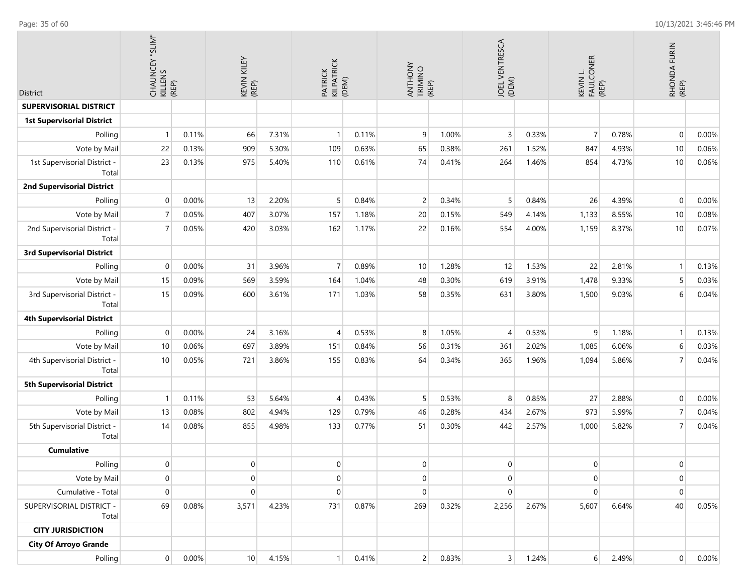| District | CHAUNCEY "SLIM" KILLENS (REP) | | KEVIN KILEY (REP) | | PATRICK KILPATRICK (DEM) | | ANTHONY TRIMINO (REP) | | JOEL VENTRESCA (DEM) | | KEVIN L. FAULCONER (REP) | | RHONDA FURIN (REP) | |
|---|---|---|---|---|---|---|---|---|---|---|---|---|---|---|
| **SUPERVISORIAL DISTRICT** | | | | | | | | | | | | | | |
| **1st Supervisorial District** | | | | | | | | | | | | | | |
| Polling | 1 | 0.11% | 66 | 7.31% | 1 | 0.11% | 9 | 1.00% | 3 | 0.33% | 7 | 0.78% | 0 | 0.00% |
| Vote by Mail | 22 | 0.13% | 909 | 5.30% | 109 | 0.63% | 65 | 0.38% | 261 | 1.52% | 847 | 4.93% | 10 | 0.06% |
| 1st Supervisorial District - Total | 23 | 0.13% | 975 | 5.40% | 110 | 0.61% | 74 | 0.41% | 264 | 1.46% | 854 | 4.73% | 10 | 0.06% |
| **2nd Supervisorial District** | | | | | | | | | | | | | | |
| Polling | 0 | 0.00% | 13 | 2.20% | 5 | 0.84% | 2 | 0.34% | 5 | 0.84% | 26 | 4.39% | 0 | 0.00% |
| Vote by Mail | 7 | 0.05% | 407 | 3.07% | 157 | 1.18% | 20 | 0.15% | 549 | 4.14% | 1,133 | 8.55% | 10 | 0.08% |
| 2nd Supervisorial District - Total | 7 | 0.05% | 420 | 3.03% | 162 | 1.17% | 22 | 0.16% | 554 | 4.00% | 1,159 | 8.37% | 10 | 0.07% |
| **3rd Supervisorial District** | | | | | | | | | | | | | | |
| Polling | 0 | 0.00% | 31 | 3.96% | 7 | 0.89% | 10 | 1.28% | 12 | 1.53% | 22 | 2.81% | 1 | 0.13% |
| Vote by Mail | 15 | 0.09% | 569 | 3.59% | 164 | 1.04% | 48 | 0.30% | 619 | 3.91% | 1,478 | 9.33% | 5 | 0.03% |
| 3rd Supervisorial District - Total | 15 | 0.09% | 600 | 3.61% | 171 | 1.03% | 58 | 0.35% | 631 | 3.80% | 1,500 | 9.03% | 6 | 0.04% |
| **4th Supervisorial District** | | | | | | | | | | | | | | |
| Polling | 0 | 0.00% | 24 | 3.16% | 4 | 0.53% | 8 | 1.05% | 4 | 0.53% | 9 | 1.18% | 1 | 0.13% |
| Vote by Mail | 10 | 0.06% | 697 | 3.89% | 151 | 0.84% | 56 | 0.31% | 361 | 2.02% | 1,085 | 6.06% | 6 | 0.03% |
| 4th Supervisorial District - Total | 10 | 0.05% | 721 | 3.86% | 155 | 0.83% | 64 | 0.34% | 365 | 1.96% | 1,094 | 5.86% | 7 | 0.04% |
| **5th Supervisorial District** | | | | | | | | | | | | | | |
| Polling | 1 | 0.11% | 53 | 5.64% | 4 | 0.43% | 5 | 0.53% | 8 | 0.85% | 27 | 2.88% | 0 | 0.00% |
| Vote by Mail | 13 | 0.08% | 802 | 4.94% | 129 | 0.79% | 46 | 0.28% | 434 | 2.67% | 973 | 5.99% | 7 | 0.04% |
| 5th Supervisorial District - Total | 14 | 0.08% | 855 | 4.98% | 133 | 0.77% | 51 | 0.30% | 442 | 2.57% | 1,000 | 5.82% | 7 | 0.04% |
| **Cumulative** | | | | | | | | | | | | | | |
| Polling | 0 | | 0 | | 0 | | 0 | | 0 | | 0 | | 0 | |
| Vote by Mail | 0 | | 0 | | 0 | | 0 | | 0 | | 0 | | 0 | |
| Cumulative - Total | 0 | | 0 | | 0 | | 0 | | 0 | | 0 | | 0 | |
| SUPERVISORIAL DISTRICT - Total | 69 | 0.08% | 3,571 | 4.23% | 731 | 0.87% | 269 | 0.32% | 2,256 | 2.67% | 5,607 | 6.64% | 40 | 0.05% |
| **CITY JURISDICTION** | | | | | | | | | | | | | | |
| **City Of Arroyo Grande** | | | | | | | | | | | | | | |
| Polling | 0 | 0.00% | 10 | 4.15% | 1 | 0.41% | 2 | 0.83% | 3 | 1.24% | 6 | 2.49% | 0 | 0.00% |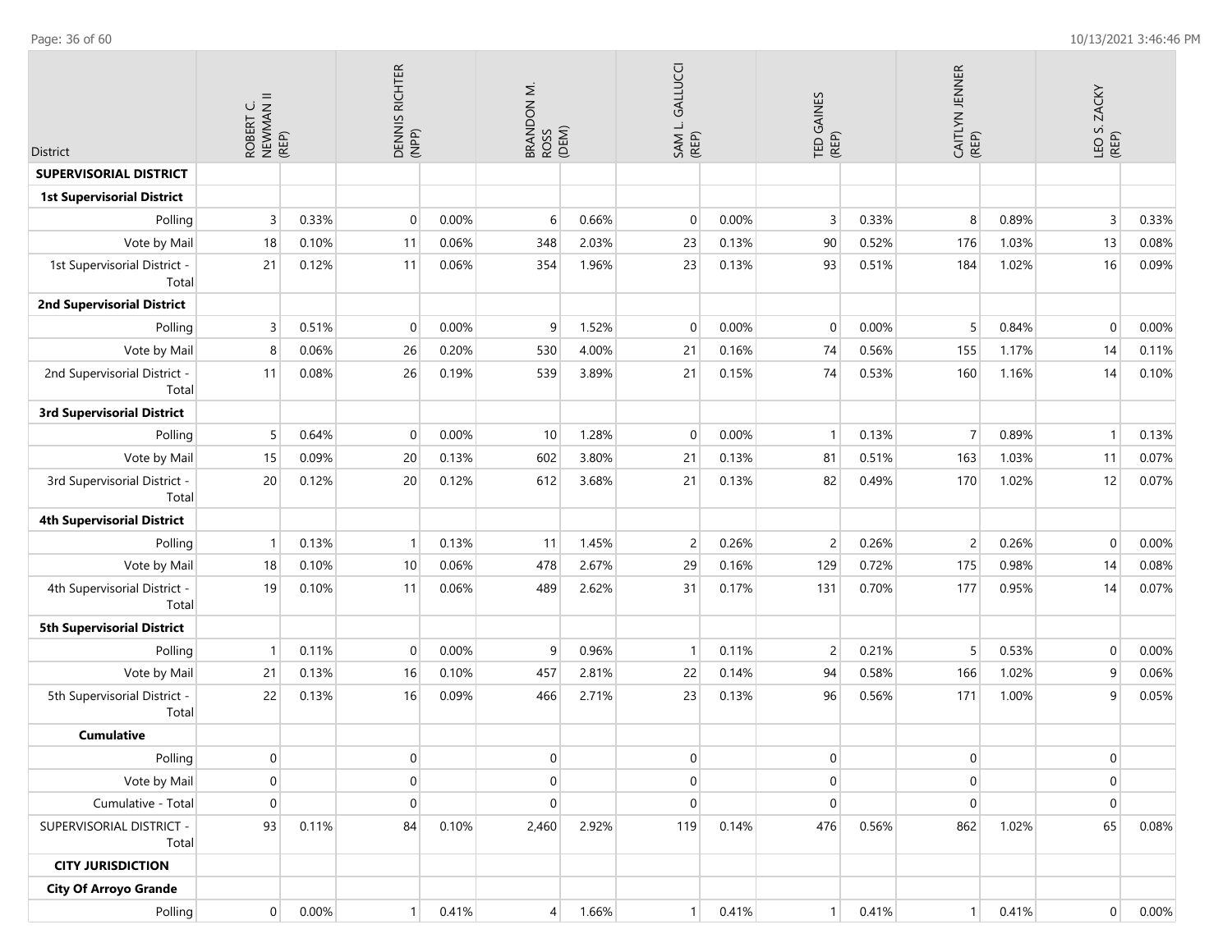| District | ROBERT C. NEWMAN II (REP) | | DENNIS RICHTER (NPP) | | BRANDON M. ROSS (DEM) | | SAM L. GALLUCCI (REP) | | TED GAINES (REP) | | CAITLYN JENNER (REP) | | LEO S. ZACKY (REP) | |
|---|---|---|---|---|---|---|---|---|---|---|---|---|---|---|
| **SUPERVISORIAL DISTRICT** | | | | | | | | | | | | | | |
| **1st Supervisorial District** | | | | | | | | | | | | | | |
| Polling | 3 | 0.33% | 0 | 0.00% | 6 | 0.66% | 0 | 0.00% | 3 | 0.33% | 8 | 0.89% | 3 | 0.33% |
| Vote by Mail | 18 | 0.10% | 11 | 0.06% | 348 | 2.03% | 23 | 0.13% | 90 | 0.52% | 176 | 1.03% | 13 | 0.08% |
| 1st Supervisorial District - Total | 21 | 0.12% | 11 | 0.06% | 354 | 1.96% | 23 | 0.13% | 93 | 0.51% | 184 | 1.02% | 16 | 0.09% |
| **2nd Supervisorial District** | | | | | | | | | | | | | | |
| Polling | 3 | 0.51% | 0 | 0.00% | 9 | 1.52% | 0 | 0.00% | 0 | 0.00% | 5 | 0.84% | 0 | 0.00% |
| Vote by Mail | 8 | 0.06% | 26 | 0.20% | 530 | 4.00% | 21 | 0.16% | 74 | 0.56% | 155 | 1.17% | 14 | 0.11% |
| 2nd Supervisorial District - Total | 11 | 0.08% | 26 | 0.19% | 539 | 3.89% | 21 | 0.15% | 74 | 0.53% | 160 | 1.16% | 14 | 0.10% |
| **3rd Supervisorial District** | | | | | | | | | | | | | | |
| Polling | 5 | 0.64% | 0 | 0.00% | 10 | 1.28% | 0 | 0.00% | 1 | 0.13% | 7 | 0.89% | 1 | 0.13% |
| Vote by Mail | 15 | 0.09% | 20 | 0.13% | 602 | 3.80% | 21 | 0.13% | 81 | 0.51% | 163 | 1.03% | 11 | 0.07% |
| 3rd Supervisorial District - Total | 20 | 0.12% | 20 | 0.12% | 612 | 3.68% | 21 | 0.13% | 82 | 0.49% | 170 | 1.02% | 12 | 0.07% |
| **4th Supervisorial District** | | | | | | | | | | | | | | |
| Polling | 1 | 0.13% | 1 | 0.13% | 11 | 1.45% | 2 | 0.26% | 2 | 0.26% | 2 | 0.26% | 0 | 0.00% |
| Vote by Mail | 18 | 0.10% | 10 | 0.06% | 478 | 2.67% | 29 | 0.16% | 129 | 0.72% | 175 | 0.98% | 14 | 0.08% |
| 4th Supervisorial District - Total | 19 | 0.10% | 11 | 0.06% | 489 | 2.62% | 31 | 0.17% | 131 | 0.70% | 177 | 0.95% | 14 | 0.07% |
| **5th Supervisorial District** | | | | | | | | | | | | | | |
| Polling | 1 | 0.11% | 0 | 0.00% | 9 | 0.96% | 1 | 0.11% | 2 | 0.21% | 5 | 0.53% | 0 | 0.00% |
| Vote by Mail | 21 | 0.13% | 16 | 0.10% | 457 | 2.81% | 22 | 0.14% | 94 | 0.58% | 166 | 1.02% | 9 | 0.06% |
| 5th Supervisorial District - Total | 22 | 0.13% | 16 | 0.09% | 466 | 2.71% | 23 | 0.13% | 96 | 0.56% | 171 | 1.00% | 9 | 0.05% |
| **Cumulative** | | | | | | | | | | | | | | |
| Polling | 0 | | 0 | | 0 | | 0 | | 0 | | 0 | | 0 | |
| Vote by Mail | 0 | | 0 | | 0 | | 0 | | 0 | | 0 | | 0 | |
| Cumulative - Total | 0 | | 0 | | 0 | | 0 | | 0 | | 0 | | 0 | |
| SUPERVISORIAL DISTRICT - Total | 93 | 0.11% | 84 | 0.10% | 2,460 | 2.92% | 119 | 0.14% | 476 | 0.56% | 862 | 1.02% | 65 | 0.08% |
| **CITY JURISDICTION** | | | | | | | | | | | | | | |
| **City Of Arroyo Grande** | | | | | | | | | | | | | | |
| Polling | 0 | 0.00% | 1 | 0.41% | 4 | 1.66% | 1 | 0.41% | 1 | 0.41% | 1 | 0.41% | 0 | 0.00% |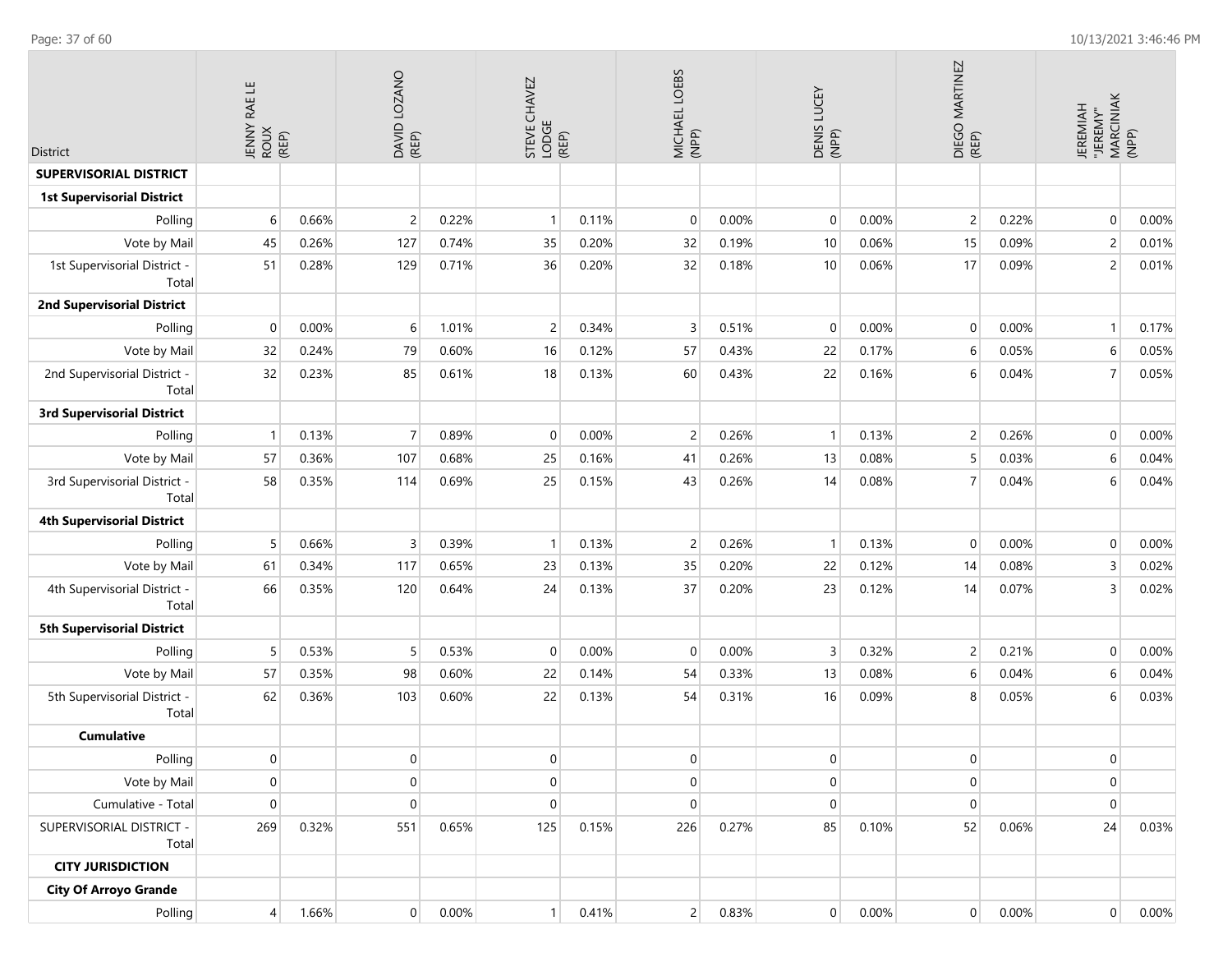| District | JENNY RAE LE ROUX (REP) | | DAVID LOZANO (REP) | | STEVE CHAVEZ LODGE (REP) | | MICHAEL LOEBS (NPP) | | DENIS LUCEY (NPP) | | DIEGO MARTINEZ (REP) | | JEREMIAH "JEREMY" MARCINIAK (NPP) | |
|---|---|---|---|---|---|---|---|---|---|---|---|---|---|---|
| **SUPERVISORIAL DISTRICT** | | | | | | | | | | | | | | |
| **1st Supervisorial District** | | | | | | | | | | | | | | |
| Polling | 6 | 0.66% | 2 | 0.22% | 1 | 0.11% | 0 | 0.00% | 0 | 0.00% | 2 | 0.22% | 0 | 0.00% |
| Vote by Mail | 45 | 0.26% | 127 | 0.74% | 35 | 0.20% | 32 | 0.19% | 10 | 0.06% | 15 | 0.09% | 2 | 0.01% |
| 1st Supervisorial District - Total | 51 | 0.28% | 129 | 0.71% | 36 | 0.20% | 32 | 0.18% | 10 | 0.06% | 17 | 0.09% | 2 | 0.01% |
| **2nd Supervisorial District** | | | | | | | | | | | | | | |
| Polling | 0 | 0.00% | 6 | 1.01% | 2 | 0.34% | 3 | 0.51% | 0 | 0.00% | 0 | 0.00% | 1 | 0.17% |
| Vote by Mail | 32 | 0.24% | 79 | 0.60% | 16 | 0.12% | 57 | 0.43% | 22 | 0.17% | 6 | 0.05% | 6 | 0.05% |
| 2nd Supervisorial District - Total | 32 | 0.23% | 85 | 0.61% | 18 | 0.13% | 60 | 0.43% | 22 | 0.16% | 6 | 0.04% | 7 | 0.05% |
| **3rd Supervisorial District** | | | | | | | | | | | | | | |
| Polling | 1 | 0.13% | 7 | 0.89% | 0 | 0.00% | 2 | 0.26% | 1 | 0.13% | 2 | 0.26% | 0 | 0.00% |
| Vote by Mail | 57 | 0.36% | 107 | 0.68% | 25 | 0.16% | 41 | 0.26% | 13 | 0.08% | 5 | 0.03% | 6 | 0.04% |
| 3rd Supervisorial District - Total | 58 | 0.35% | 114 | 0.69% | 25 | 0.15% | 43 | 0.26% | 14 | 0.08% | 7 | 0.04% | 6 | 0.04% |
| **4th Supervisorial District** | | | | | | | | | | | | | | |
| Polling | 5 | 0.66% | 3 | 0.39% | 1 | 0.13% | 2 | 0.26% | 1 | 0.13% | 0 | 0.00% | 0 | 0.00% |
| Vote by Mail | 61 | 0.34% | 117 | 0.65% | 23 | 0.13% | 35 | 0.20% | 22 | 0.12% | 14 | 0.08% | 3 | 0.02% |
| 4th Supervisorial District - Total | 66 | 0.35% | 120 | 0.64% | 24 | 0.13% | 37 | 0.20% | 23 | 0.12% | 14 | 0.07% | 3 | 0.02% |
| **5th Supervisorial District** | | | | | | | | | | | | | | |
| Polling | 5 | 0.53% | 5 | 0.53% | 0 | 0.00% | 0 | 0.00% | 3 | 0.32% | 2 | 0.21% | 0 | 0.00% |
| Vote by Mail | 57 | 0.35% | 98 | 0.60% | 22 | 0.14% | 54 | 0.33% | 13 | 0.08% | 6 | 0.04% | 6 | 0.04% |
| 5th Supervisorial District - Total | 62 | 0.36% | 103 | 0.60% | 22 | 0.13% | 54 | 0.31% | 16 | 0.09% | 8 | 0.05% | 6 | 0.03% |
| **Cumulative** | | | | | | | | | | | | | | |
| Polling | 0 | | 0 | | 0 | | 0 | | 0 | | 0 | | 0 | |
| Vote by Mail | 0 | | 0 | | 0 | | 0 | | 0 | | 0 | | 0 | |
| Cumulative - Total | 0 | | 0 | | 0 | | 0 | | 0 | | 0 | | 0 | |
| SUPERVISORIAL DISTRICT - Total | 269 | 0.32% | 551 | 0.65% | 125 | 0.15% | 226 | 0.27% | 85 | 0.10% | 52 | 0.06% | 24 | 0.03% |
| **CITY JURISDICTION** | | | | | | | | | | | | | | |
| **City Of Arroyo Grande** | | | | | | | | | | | | | | |
| Polling | 4 | 1.66% | 0 | 0.00% | 1 | 0.41% | 2 | 0.83% | 0 | 0.00% | 0 | 0.00% | 0 | 0.00% |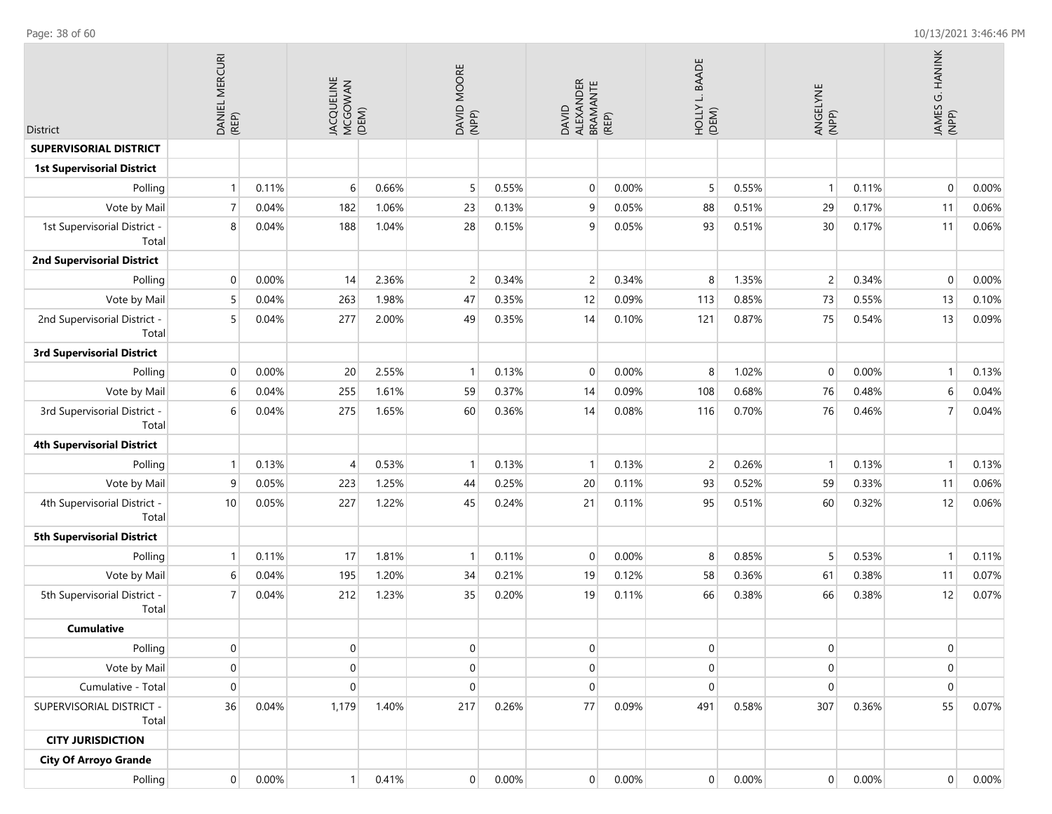| District | DANIEL MERCURI (REP) | | JACQUELINE MCGOWAN (DEM) | | DAVID MOORE (NPP) | | DAVID ALEXANDER BRAMANTE (REP) | | HOLLY L. BAADE (DEM) | | ANGELYNE (NPP) | | JAMES G. HANINK (NPP) | |
|---|---|---|---|---|---|---|---|---|---|---|---|---|---|---|
| **SUPERVISORIAL DISTRICT** | | | | | | | | | | | | | | |
| **1st Supervisorial District** | | | | | | | | | | | | | | |
| Polling | 1 | 0.11% | 6 | 0.66% | 5 | 0.55% | 0 | 0.00% | 5 | 0.55% | 1 | 0.11% | 0 | 0.00% |
| Vote by Mail | 7 | 0.04% | 182 | 1.06% | 23 | 0.13% | 9 | 0.05% | 88 | 0.51% | 29 | 0.17% | 11 | 0.06% |
| 1st Supervisorial District - Total | 8 | 0.04% | 188 | 1.04% | 28 | 0.15% | 9 | 0.05% | 93 | 0.51% | 30 | 0.17% | 11 | 0.06% |
| **2nd Supervisorial District** | | | | | | | | | | | | | | |
| Polling | 0 | 0.00% | 14 | 2.36% | 2 | 0.34% | 2 | 0.34% | 8 | 1.35% | 2 | 0.34% | 0 | 0.00% |
| Vote by Mail | 5 | 0.04% | 263 | 1.98% | 47 | 0.35% | 12 | 0.09% | 113 | 0.85% | 73 | 0.55% | 13 | 0.10% |
| 2nd Supervisorial District - Total | 5 | 0.04% | 277 | 2.00% | 49 | 0.35% | 14 | 0.10% | 121 | 0.87% | 75 | 0.54% | 13 | 0.09% |
| **3rd Supervisorial District** | | | | | | | | | | | | | | |
| Polling | 0 | 0.00% | 20 | 2.55% | 1 | 0.13% | 0 | 0.00% | 8 | 1.02% | 0 | 0.00% | 1 | 0.13% |
| Vote by Mail | 6 | 0.04% | 255 | 1.61% | 59 | 0.37% | 14 | 0.09% | 108 | 0.68% | 76 | 0.48% | 6 | 0.04% |
| 3rd Supervisorial District - Total | 6 | 0.04% | 275 | 1.65% | 60 | 0.36% | 14 | 0.08% | 116 | 0.70% | 76 | 0.46% | 7 | 0.04% |
| **4th Supervisorial District** | | | | | | | | | | | | | | |
| Polling | 1 | 0.13% | 4 | 0.53% | 1 | 0.13% | 1 | 0.13% | 2 | 0.26% | 1 | 0.13% | 1 | 0.13% |
| Vote by Mail | 9 | 0.05% | 223 | 1.25% | 44 | 0.25% | 20 | 0.11% | 93 | 0.52% | 59 | 0.33% | 11 | 0.06% |
| 4th Supervisorial District - Total | 10 | 0.05% | 227 | 1.22% | 45 | 0.24% | 21 | 0.11% | 95 | 0.51% | 60 | 0.32% | 12 | 0.06% |
| **5th Supervisorial District** | | | | | | | | | | | | | | |
| Polling | 1 | 0.11% | 17 | 1.81% | 1 | 0.11% | 0 | 0.00% | 8 | 0.85% | 5 | 0.53% | 1 | 0.11% |
| Vote by Mail | 6 | 0.04% | 195 | 1.20% | 34 | 0.21% | 19 | 0.12% | 58 | 0.36% | 61 | 0.38% | 11 | 0.07% |
| 5th Supervisorial District - Total | 7 | 0.04% | 212 | 1.23% | 35 | 0.20% | 19 | 0.11% | 66 | 0.38% | 66 | 0.38% | 12 | 0.07% |
| **Cumulative** | | | | | | | | | | | | | | |
| Polling | 0 | | 0 | | 0 | | 0 | | 0 | | 0 | | 0 | |
| Vote by Mail | 0 | | 0 | | 0 | | 0 | | 0 | | 0 | | 0 | |
| Cumulative - Total | 0 | | 0 | | 0 | | 0 | | 0 | | 0 | | 0 | |
| SUPERVISORIAL DISTRICT - Total | 36 | 0.04% | 1,179 | 1.40% | 217 | 0.26% | 77 | 0.09% | 491 | 0.58% | 307 | 0.36% | 55 | 0.07% |
| **CITY JURISDICTION** | | | | | | | | | | | | | | |
| **City Of Arroyo Grande** | | | | | | | | | | | | | | |
| Polling | 0 | 0.00% | 1 | 0.41% | 0 | 0.00% | 0 | 0.00% | 0 | 0.00% | 0 | 0.00% | 0 | 0.00% |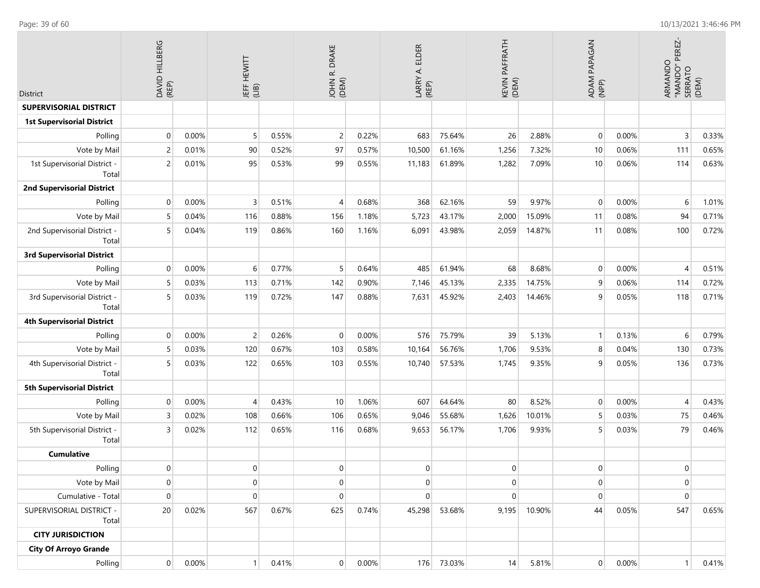| District | DAVID HILLBERG (REP) | | JEFF HEWITT (LIB) | | JOHN R. DRAKE (DEM) | | LARRY A. ELDER (REP) | | KEVIN PAFFRATH (DEM) | | ADAM PAPAGAN (NPP) | | ARMANDO "MANDO" PEREZ-SERRATO (DEM) | |
|---|---|---|---|---|---|---|---|---|---|---|---|---|---|---|
| **SUPERVISORIAL DISTRICT** | | | | | | | | | | | | | | |
| **1st Supervisorial District** | | | | | | | | | | | | | | |
| Polling | 0 | 0.00% | 5 | 0.55% | 2 | 0.22% | 683 | 75.64% | 26 | 2.88% | 0 | 0.00% | 3 | 0.33% |
| Vote by Mail | 2 | 0.01% | 90 | 0.52% | 97 | 0.57% | 10,500 | 61.16% | 1,256 | 7.32% | 10 | 0.06% | 111 | 0.65% |
| 1st Supervisorial District - Total | 2 | 0.01% | 95 | 0.53% | 99 | 0.55% | 11,183 | 61.89% | 1,282 | 7.09% | 10 | 0.06% | 114 | 0.63% |
| **2nd Supervisorial District** | | | | | | | | | | | | | | |
| Polling | 0 | 0.00% | 3 | 0.51% | 4 | 0.68% | 368 | 62.16% | 59 | 9.97% | 0 | 0.00% | 6 | 1.01% |
| Vote by Mail | 5 | 0.04% | 116 | 0.88% | 156 | 1.18% | 5,723 | 43.17% | 2,000 | 15.09% | 11 | 0.08% | 94 | 0.71% |
| 2nd Supervisorial District - Total | 5 | 0.04% | 119 | 0.86% | 160 | 1.16% | 6,091 | 43.98% | 2,059 | 14.87% | 11 | 0.08% | 100 | 0.72% |
| **3rd Supervisorial District** | | | | | | | | | | | | | | |
| Polling | 0 | 0.00% | 6 | 0.77% | 5 | 0.64% | 485 | 61.94% | 68 | 8.68% | 0 | 0.00% | 4 | 0.51% |
| Vote by Mail | 5 | 0.03% | 113 | 0.71% | 142 | 0.90% | 7,146 | 45.13% | 2,335 | 14.75% | 9 | 0.06% | 114 | 0.72% |
| 3rd Supervisorial District - Total | 5 | 0.03% | 119 | 0.72% | 147 | 0.88% | 7,631 | 45.92% | 2,403 | 14.46% | 9 | 0.05% | 118 | 0.71% |
| **4th Supervisorial District** | | | | | | | | | | | | | | |
| Polling | 0 | 0.00% | 2 | 0.26% | 0 | 0.00% | 576 | 75.79% | 39 | 5.13% | 1 | 0.13% | 6 | 0.79% |
| Vote by Mail | 5 | 0.03% | 120 | 0.67% | 103 | 0.58% | 10,164 | 56.76% | 1,706 | 9.53% | 8 | 0.04% | 130 | 0.73% |
| 4th Supervisorial District - Total | 5 | 0.03% | 122 | 0.65% | 103 | 0.55% | 10,740 | 57.53% | 1,745 | 9.35% | 9 | 0.05% | 136 | 0.73% |
| **5th Supervisorial District** | | | | | | | | | | | | | | |
| Polling | 0 | 0.00% | 4 | 0.43% | 10 | 1.06% | 607 | 64.64% | 80 | 8.52% | 0 | 0.00% | 4 | 0.43% |
| Vote by Mail | 3 | 0.02% | 108 | 0.66% | 106 | 0.65% | 9,046 | 55.68% | 1,626 | 10.01% | 5 | 0.03% | 75 | 0.46% |
| 5th Supervisorial District - Total | 3 | 0.02% | 112 | 0.65% | 116 | 0.68% | 9,653 | 56.17% | 1,706 | 9.93% | 5 | 0.03% | 79 | 0.46% |
| **Cumulative** | | | | | | | | | | | | | | |
| Polling | 0 | | 0 | | 0 | | 0 | | 0 | | 0 | | 0 | |
| Vote by Mail | 0 | | 0 | | 0 | | 0 | | 0 | | 0 | | 0 | |
| Cumulative - Total | 0 | | 0 | | 0 | | 0 | | 0 | | 0 | | 0 | |
| SUPERVISORIAL DISTRICT - Total | 20 | 0.02% | 567 | 0.67% | 625 | 0.74% | 45,298 | 53.68% | 9,195 | 10.90% | 44 | 0.05% | 547 | 0.65% |
| **CITY JURISDICTION** | | | | | | | | | | | | | | |
| **City Of Arroyo Grande** | | | | | | | | | | | | | | |
| Polling | 0 | 0.00% | 1 | 0.41% | 0 | 0.00% | 176 | 73.03% | 14 | 5.81% | 0 | 0.00% | 1 | 0.41% |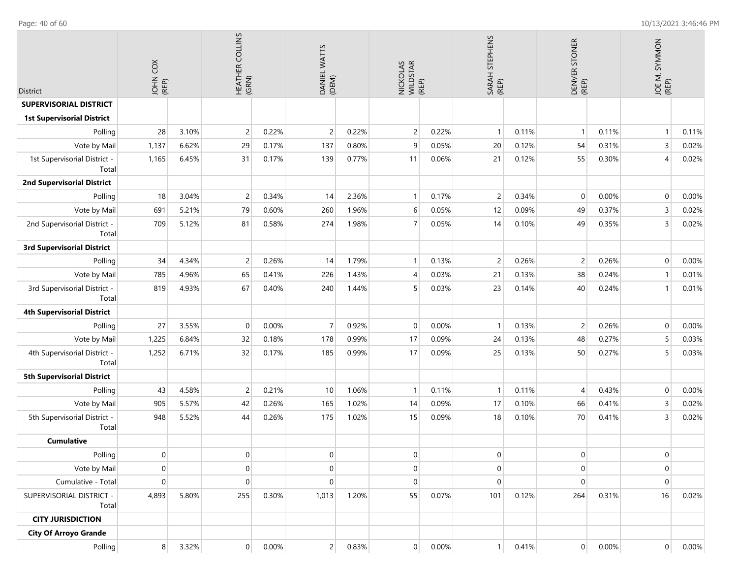| District | JOHN COX (REP) | | HEATHER COLLINS (GRN) | | DANIEL WATTS (DEM) | | NICKOLAS WILDSTAR (REP) | | SARAH STEPHENS (REP) | | DENVER STONER (REP) | | JOE M. SYMMON (REP) | |
|---|---|---|---|---|---|---|---|---|---|---|---|---|---|---|
| **SUPERVISORIAL DISTRICT** | | | | | | | | | | | | | | |
| **1st Supervisorial District** | | | | | | | | | | | | | | |
| Polling | 28 | 3.10% | 2 | 0.22% | 2 | 0.22% | 2 | 0.22% | 1 | 0.11% | 1 | 0.11% | 1 | 0.11% |
| Vote by Mail | 1,137 | 6.62% | 29 | 0.17% | 137 | 0.80% | 9 | 0.05% | 20 | 0.12% | 54 | 0.31% | 3 | 0.02% |
| 1st Supervisorial District - Total | 1,165 | 6.45% | 31 | 0.17% | 139 | 0.77% | 11 | 0.06% | 21 | 0.12% | 55 | 0.30% | 4 | 0.02% |
| **2nd Supervisorial District** | | | | | | | | | | | | | | |
| Polling | 18 | 3.04% | 2 | 0.34% | 14 | 2.36% | 1 | 0.17% | 2 | 0.34% | 0 | 0.00% | 0 | 0.00% |
| Vote by Mail | 691 | 5.21% | 79 | 0.60% | 260 | 1.96% | 6 | 0.05% | 12 | 0.09% | 49 | 0.37% | 3 | 0.02% |
| 2nd Supervisorial District - Total | 709 | 5.12% | 81 | 0.58% | 274 | 1.98% | 7 | 0.05% | 14 | 0.10% | 49 | 0.35% | 3 | 0.02% |
| **3rd Supervisorial District** | | | | | | | | | | | | | | |
| Polling | 34 | 4.34% | 2 | 0.26% | 14 | 1.79% | 1 | 0.13% | 2 | 0.26% | 2 | 0.26% | 0 | 0.00% |
| Vote by Mail | 785 | 4.96% | 65 | 0.41% | 226 | 1.43% | 4 | 0.03% | 21 | 0.13% | 38 | 0.24% | 1 | 0.01% |
| 3rd Supervisorial District - Total | 819 | 4.93% | 67 | 0.40% | 240 | 1.44% | 5 | 0.03% | 23 | 0.14% | 40 | 0.24% | 1 | 0.01% |
| **4th Supervisorial District** | | | | | | | | | | | | | | |
| Polling | 27 | 3.55% | 0 | 0.00% | 7 | 0.92% | 0 | 0.00% | 1 | 0.13% | 2 | 0.26% | 0 | 0.00% |
| Vote by Mail | 1,225 | 6.84% | 32 | 0.18% | 178 | 0.99% | 17 | 0.09% | 24 | 0.13% | 48 | 0.27% | 5 | 0.03% |
| 4th Supervisorial District - Total | 1,252 | 6.71% | 32 | 0.17% | 185 | 0.99% | 17 | 0.09% | 25 | 0.13% | 50 | 0.27% | 5 | 0.03% |
| **5th Supervisorial District** | | | | | | | | | | | | | | |
| Polling | 43 | 4.58% | 2 | 0.21% | 10 | 1.06% | 1 | 0.11% | 1 | 0.11% | 4 | 0.43% | 0 | 0.00% |
| Vote by Mail | 905 | 5.57% | 42 | 0.26% | 165 | 1.02% | 14 | 0.09% | 17 | 0.10% | 66 | 0.41% | 3 | 0.02% |
| 5th Supervisorial District - Total | 948 | 5.52% | 44 | 0.26% | 175 | 1.02% | 15 | 0.09% | 18 | 0.10% | 70 | 0.41% | 3 | 0.02% |
| **Cumulative** | | | | | | | | | | | | | | |
| Polling | 0 | | 0 | | 0 | | 0 | | 0 | | 0 | | 0 | |
| Vote by Mail | 0 | | 0 | | 0 | | 0 | | 0 | | 0 | | 0 | |
| Cumulative - Total | 0 | | 0 | | 0 | | 0 | | 0 | | 0 | | 0 | |
| SUPERVISORIAL DISTRICT - Total | 4,893 | 5.80% | 255 | 0.30% | 1,013 | 1.20% | 55 | 0.07% | 101 | 0.12% | 264 | 0.31% | 16 | 0.02% |
| **CITY JURISDICTION** | | | | | | | | | | | | | | |
| **City Of Arroyo Grande** | | | | | | | | | | | | | | |
| Polling | 8 | 3.32% | 0 | 0.00% | 2 | 0.83% | 0 | 0.00% | 1 | 0.41% | 0 | 0.00% | 0 | 0.00% |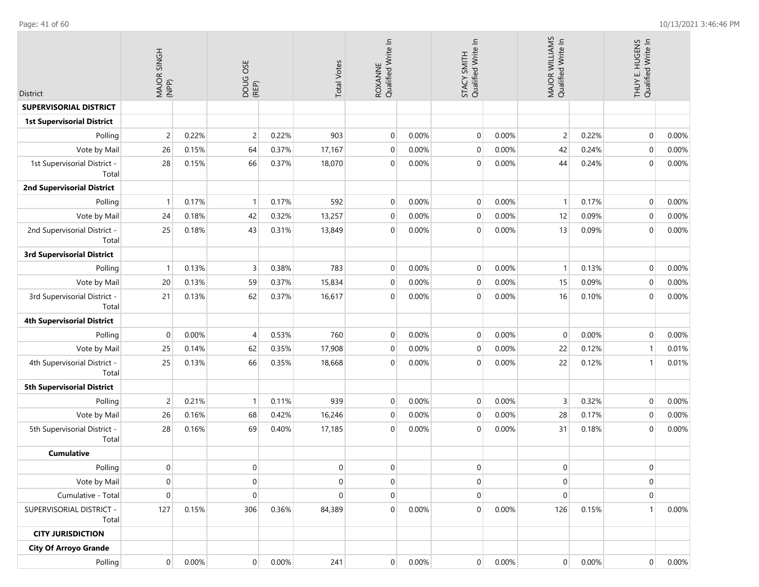| District | MAJOR SINGH (NPP) | | DOUG OSE (REP) | | Total Votes | ROXANNE Qualified Write In | | STACY SMITH Qualified Write In | | MAJOR WILLIAMS Qualified Write In | | THUY E. HUGENS Qualified Write In | |
|---|---|---|---|---|---|---|---|---|---|---|---|---|---|
| **SUPERVISORIAL DISTRICT** | | | | | | | | | | | | | |
| **1st Supervisorial District** | | | | | | | | | | | | | |
| Polling | 2 | 0.22% | 2 | 0.22% | 903 | 0 | 0.00% | 0 | 0.00% | 2 | 0.22% | 0 | 0.00% |
| Vote by Mail | 26 | 0.15% | 64 | 0.37% | 17,167 | 0 | 0.00% | 0 | 0.00% | 42 | 0.24% | 0 | 0.00% |
| 1st Supervisorial District - Total | 28 | 0.15% | 66 | 0.37% | 18,070 | 0 | 0.00% | 0 | 0.00% | 44 | 0.24% | 0 | 0.00% |
| **2nd Supervisorial District** | | | | | | | | | | | | | |
| Polling | 1 | 0.17% | 1 | 0.17% | 592 | 0 | 0.00% | 0 | 0.00% | 1 | 0.17% | 0 | 0.00% |
| Vote by Mail | 24 | 0.18% | 42 | 0.32% | 13,257 | 0 | 0.00% | 0 | 0.00% | 12 | 0.09% | 0 | 0.00% |
| 2nd Supervisorial District - Total | 25 | 0.18% | 43 | 0.31% | 13,849 | 0 | 0.00% | 0 | 0.00% | 13 | 0.09% | 0 | 0.00% |
| **3rd Supervisorial District** | | | | | | | | | | | | | |
| Polling | 1 | 0.13% | 3 | 0.38% | 783 | 0 | 0.00% | 0 | 0.00% | 1 | 0.13% | 0 | 0.00% |
| Vote by Mail | 20 | 0.13% | 59 | 0.37% | 15,834 | 0 | 0.00% | 0 | 0.00% | 15 | 0.09% | 0 | 0.00% |
| 3rd Supervisorial District - Total | 21 | 0.13% | 62 | 0.37% | 16,617 | 0 | 0.00% | 0 | 0.00% | 16 | 0.10% | 0 | 0.00% |
| **4th Supervisorial District** | | | | | | | | | | | | | |
| Polling | 0 | 0.00% | 4 | 0.53% | 760 | 0 | 0.00% | 0 | 0.00% | 0 | 0.00% | 0 | 0.00% |
| Vote by Mail | 25 | 0.14% | 62 | 0.35% | 17,908 | 0 | 0.00% | 0 | 0.00% | 22 | 0.12% | 1 | 0.01% |
| 4th Supervisorial District - Total | 25 | 0.13% | 66 | 0.35% | 18,668 | 0 | 0.00% | 0 | 0.00% | 22 | 0.12% | 1 | 0.01% |
| **5th Supervisorial District** | | | | | | | | | | | | | |
| Polling | 2 | 0.21% | 1 | 0.11% | 939 | 0 | 0.00% | 0 | 0.00% | 3 | 0.32% | 0 | 0.00% |
| Vote by Mail | 26 | 0.16% | 68 | 0.42% | 16,246 | 0 | 0.00% | 0 | 0.00% | 28 | 0.17% | 0 | 0.00% |
| 5th Supervisorial District - Total | 28 | 0.16% | 69 | 0.40% | 17,185 | 0 | 0.00% | 0 | 0.00% | 31 | 0.18% | 0 | 0.00% |
| **Cumulative** | | | | | | | | | | | | | |
| Polling | 0 | | 0 | | 0 | 0 | | 0 | | 0 | | 0 | |
| Vote by Mail | 0 | | 0 | | 0 | 0 | | 0 | | 0 | | 0 | |
| Cumulative - Total | 0 | | 0 | | 0 | 0 | | 0 | | 0 | | 0 | |
| SUPERVISORIAL DISTRICT - Total | 127 | 0.15% | 306 | 0.36% | 84,389 | 0 | 0.00% | 0 | 0.00% | 126 | 0.15% | 1 | 0.00% |
| **CITY JURISDICTION** | | | | | | | | | | | | | |
| **City Of Arroyo Grande** | | | | | | | | | | | | | |
| Polling | 0 | 0.00% | 0 | 0.00% | 241 | 0 | 0.00% | 0 | 0.00% | 0 | 0.00% | 0 | 0.00% |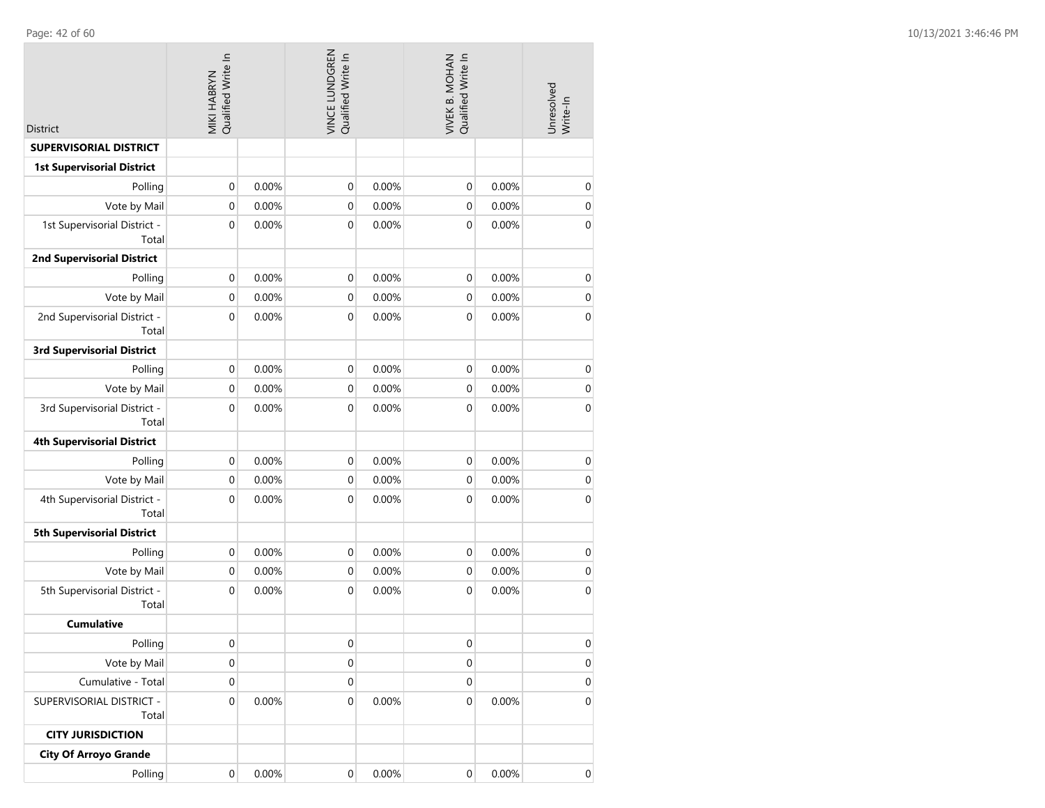| District | MIKI HABRYN Qualified Write In | | VINCE LUNDGREN Qualified Write In | | VIVEK B. MOHAN Qualified Write In | | Unresolved Write-In |
|---|---|---|---|---|---|---|---|
| **SUPERVISORIAL DISTRICT** | | | | | | | |
| **1st Supervisorial District** | | | | | | | |
| Polling | 0 | 0.00% | 0 | 0.00% | 0 | 0.00% | 0 |
| Vote by Mail | 0 | 0.00% | 0 | 0.00% | 0 | 0.00% | 0 |
| 1st Supervisorial District - Total | 0 | 0.00% | 0 | 0.00% | 0 | 0.00% | 0 |
| **2nd Supervisorial District** | | | | | | | |
| Polling | 0 | 0.00% | 0 | 0.00% | 0 | 0.00% | 0 |
| Vote by Mail | 0 | 0.00% | 0 | 0.00% | 0 | 0.00% | 0 |
| 2nd Supervisorial District - Total | 0 | 0.00% | 0 | 0.00% | 0 | 0.00% | 0 |
| **3rd Supervisorial District** | | | | | | | |
| Polling | 0 | 0.00% | 0 | 0.00% | 0 | 0.00% | 0 |
| Vote by Mail | 0 | 0.00% | 0 | 0.00% | 0 | 0.00% | 0 |
| 3rd Supervisorial District - Total | 0 | 0.00% | 0 | 0.00% | 0 | 0.00% | 0 |
| **4th Supervisorial District** | | | | | | | |
| Polling | 0 | 0.00% | 0 | 0.00% | 0 | 0.00% | 0 |
| Vote by Mail | 0 | 0.00% | 0 | 0.00% | 0 | 0.00% | 0 |
| 4th Supervisorial District - Total | 0 | 0.00% | 0 | 0.00% | 0 | 0.00% | 0 |
| **5th Supervisorial District** | | | | | | | |
| Polling | 0 | 0.00% | 0 | 0.00% | 0 | 0.00% | 0 |
| Vote by Mail | 0 | 0.00% | 0 | 0.00% | 0 | 0.00% | 0 |
| 5th Supervisorial District - Total | 0 | 0.00% | 0 | 0.00% | 0 | 0.00% | 0 |
| **Cumulative** | | | | | | | |
| Polling | 0 | | 0 | | 0 | | 0 |
| Vote by Mail | 0 | | 0 | | 0 | | 0 |
| Cumulative - Total | 0 | | 0 | | 0 | | 0 |
| SUPERVISORIAL DISTRICT - Total | 0 | 0.00% | 0 | 0.00% | 0 | 0.00% | 0 |
| **CITY JURISDICTION** | | | | | | | |
| **City Of Arroyo Grande** | | | | | | | |
| Polling | 0 | 0.00% | 0 | 0.00% | 0 | 0.00% | 0 |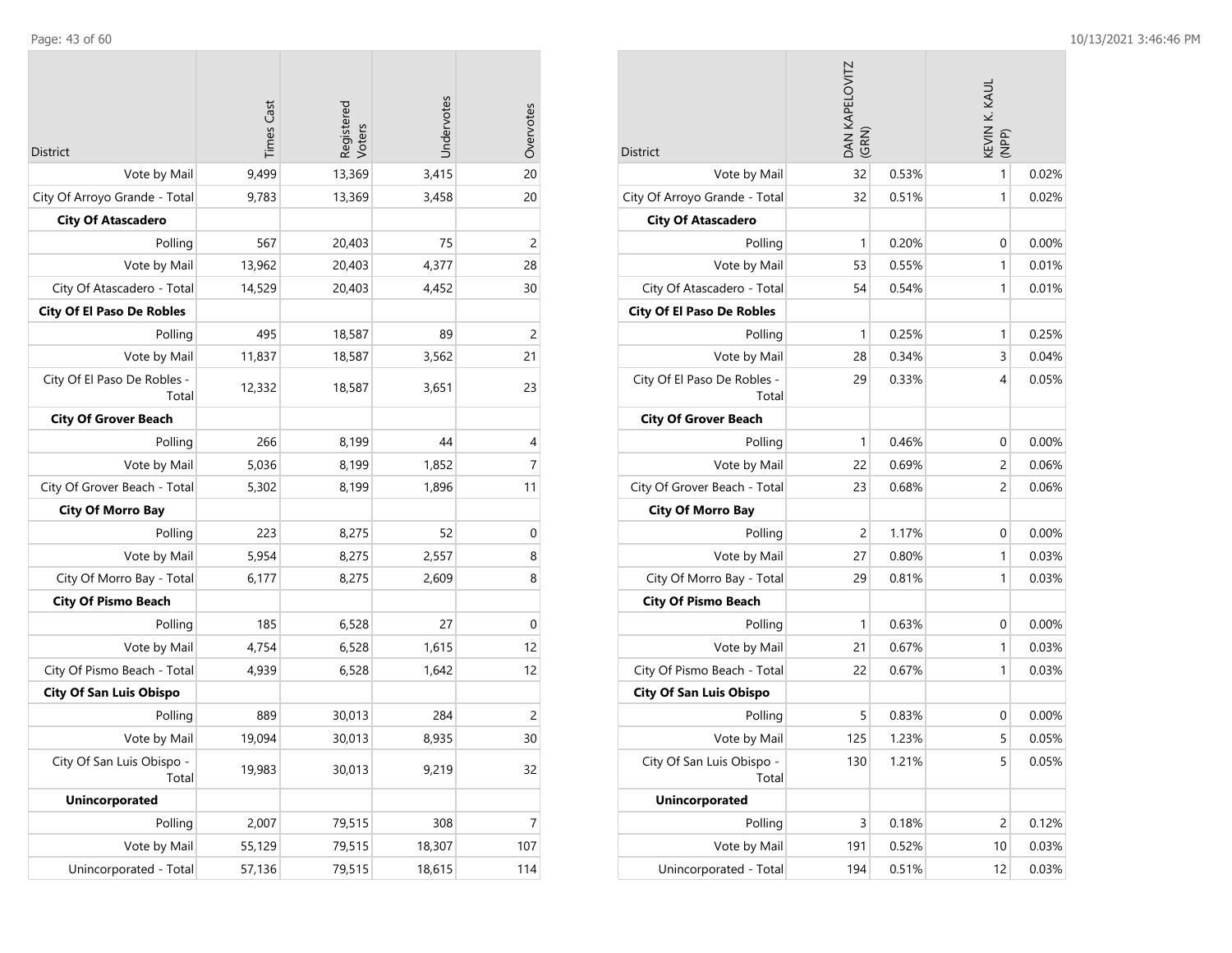| District | Times Cast | Registered Voters | Undervotes | Overvotes |
|---|---|---|---|---|
| Vote by Mail | 9,499 | 13,369 | 3,415 | 20 |
| City Of Arroyo Grande - Total | 9,783 | 13,369 | 3,458 | 20 |
| **City Of Atascadero** | | | | |
| Polling | 567 | 20,403 | 75 | 2 |
| Vote by Mail | 13,962 | 20,403 | 4,377 | 28 |
| City Of Atascadero - Total | 14,529 | 20,403 | 4,452 | 30 |
| **City Of El Paso De Robles** | | | | |
| Polling | 495 | 18,587 | 89 | 2 |
| Vote by Mail | 11,837 | 18,587 | 3,562 | 21 |
| City Of El Paso De Robles - Total | 12,332 | 18,587 | 3,651 | 23 |
| **City Of Grover Beach** | | | | |
| Polling | 266 | 8,199 | 44 | 4 |
| Vote by Mail | 5,036 | 8,199 | 1,852 | 7 |
| City Of Grover Beach - Total | 5,302 | 8,199 | 1,896 | 11 |
| **City Of Morro Bay** | | | | |
| Polling | 223 | 8,275 | 52 | 0 |
| Vote by Mail | 5,954 | 8,275 | 2,557 | 8 |
| City Of Morro Bay - Total | 6,177 | 8,275 | 2,609 | 8 |
| **City Of Pismo Beach** | | | | |
| Polling | 185 | 6,528 | 27 | 0 |
| Vote by Mail | 4,754 | 6,528 | 1,615 | 12 |
| City Of Pismo Beach - Total | 4,939 | 6,528 | 1,642 | 12 |
| **City Of San Luis Obispo** | | | | |
| Polling | 889 | 30,013 | 284 | 2 |
| Vote by Mail | 19,094 | 30,013 | 8,935 | 30 |
| City Of San Luis Obispo - Total | 19,983 | 30,013 | 9,219 | 32 |
| **Unincorporated** | | | | |
| Polling | 2,007 | 79,515 | 308 | 7 |
| Vote by Mail | 55,129 | 79,515 | 18,307 | 107 |
| Unincorporated - Total | 57,136 | 79,515 | 18,615 | 114 |

| District | DAN KAPELOVITZ (GRN) | | KEVIN K. KAUL (NPP) | |
|---|---|---|---|---|
| Vote by Mail | 32 | 0.53% | 1 | 0.02% |
| City Of Arroyo Grande - Total | 32 | 0.51% | 1 | 0.02% |
| **City Of Atascadero** | | | | |
| Polling | 1 | 0.20% | 0 | 0.00% |
| Vote by Mail | 53 | 0.55% | 1 | 0.01% |
| City Of Atascadero - Total | 54 | 0.54% | 1 | 0.01% |
| **City Of El Paso De Robles** | | | | |
| Polling | 1 | 0.25% | 1 | 0.25% |
| Vote by Mail | 28 | 0.34% | 3 | 0.04% |
| City Of El Paso De Robles - Total | 29 | 0.33% | 4 | 0.05% |
| **City Of Grover Beach** | | | | |
| Polling | 1 | 0.46% | 0 | 0.00% |
| Vote by Mail | 22 | 0.69% | 2 | 0.06% |
| City Of Grover Beach - Total | 23 | 0.68% | 2 | 0.06% |
| **City Of Morro Bay** | | | | |
| Polling | 2 | 1.17% | 0 | 0.00% |
| Vote by Mail | 27 | 0.80% | 1 | 0.03% |
| City Of Morro Bay - Total | 29 | 0.81% | 1 | 0.03% |
| **City Of Pismo Beach** | | | | |
| Polling | 1 | 0.63% | 0 | 0.00% |
| Vote by Mail | 21 | 0.67% | 1 | 0.03% |
| City Of Pismo Beach - Total | 22 | 0.67% | 1 | 0.03% |
| **City Of San Luis Obispo** | | | | |
| Polling | 5 | 0.83% | 0 | 0.00% |
| Vote by Mail | 125 | 1.23% | 5 | 0.05% |
| City Of San Luis Obispo - Total | 130 | 1.21% | 5 | 0.05% |
| **Unincorporated** | | | | |
| Polling | 3 | 0.18% | 2 | 0.12% |
| Vote by Mail | 191 | 0.52% | 10 | 0.03% |
| Unincorporated - Total | 194 | 0.51% | 12 | 0.03% |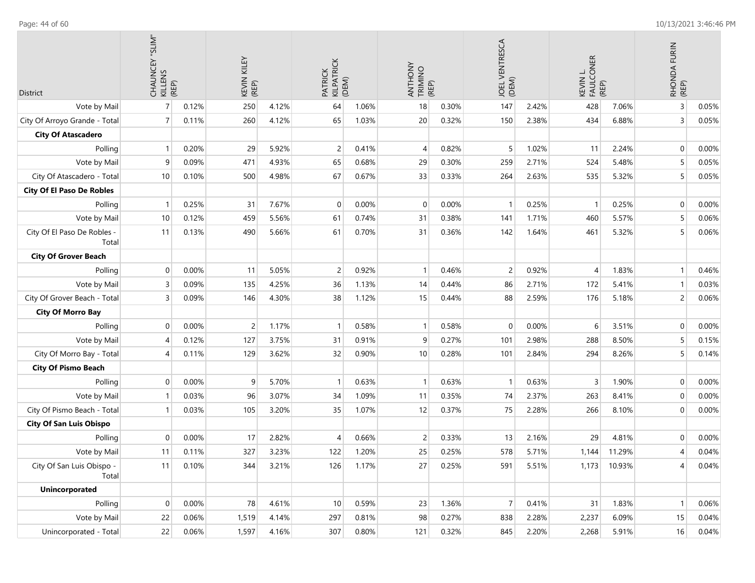| District | CHAUNCEY "SLIM" KILLENS (REP) | | KEVIN KILEY (REP) | | PATRICK KILPATRICK (DEM) | | ANTHONY TRIMINO (REP) | | JOEL VENTRESCA (DEM) | | KEVIN L. FAULCONER (REP) | | RHONDA FURIN (REP) | |
|---|---|---|---|---|---|---|---|---|---|---|---|---|---|---|
| Vote by Mail | 7 | 0.12% | 250 | 4.12% | 64 | 1.06% | 18 | 0.30% | 147 | 2.42% | 428 | 7.06% | 3 | 0.05% |
| City Of Arroyo Grande - Total | 7 | 0.11% | 260 | 4.12% | 65 | 1.03% | 20 | 0.32% | 150 | 2.38% | 434 | 6.88% | 3 | 0.05% |
| **City Of Atascadero** | | | | | | | | | | | | | | |
| Polling | 1 | 0.20% | 29 | 5.92% | 2 | 0.41% | 4 | 0.82% | 5 | 1.02% | 11 | 2.24% | 0 | 0.00% |
| Vote by Mail | 9 | 0.09% | 471 | 4.93% | 65 | 0.68% | 29 | 0.30% | 259 | 2.71% | 524 | 5.48% | 5 | 0.05% |
| City Of Atascadero - Total | 10 | 0.10% | 500 | 4.98% | 67 | 0.67% | 33 | 0.33% | 264 | 2.63% | 535 | 5.32% | 5 | 0.05% |
| **City Of El Paso De Robles** | | | | | | | | | | | | | | |
| Polling | 1 | 0.25% | 31 | 7.67% | 0 | 0.00% | 0 | 0.00% | 1 | 0.25% | 1 | 0.25% | 0 | 0.00% |
| Vote by Mail | 10 | 0.12% | 459 | 5.56% | 61 | 0.74% | 31 | 0.38% | 141 | 1.71% | 460 | 5.57% | 5 | 0.06% |
| City Of El Paso De Robles - Total | 11 | 0.13% | 490 | 5.66% | 61 | 0.70% | 31 | 0.36% | 142 | 1.64% | 461 | 5.32% | 5 | 0.06% |
| **City Of Grover Beach** | | | | | | | | | | | | | | |
| Polling | 0 | 0.00% | 11 | 5.05% | 2 | 0.92% | 1 | 0.46% | 2 | 0.92% | 4 | 1.83% | 1 | 0.46% |
| Vote by Mail | 3 | 0.09% | 135 | 4.25% | 36 | 1.13% | 14 | 0.44% | 86 | 2.71% | 172 | 5.41% | 1 | 0.03% |
| City Of Grover Beach - Total | 3 | 0.09% | 146 | 4.30% | 38 | 1.12% | 15 | 0.44% | 88 | 2.59% | 176 | 5.18% | 2 | 0.06% |
| **City Of Morro Bay** | | | | | | | | | | | | | | |
| Polling | 0 | 0.00% | 2 | 1.17% | 1 | 0.58% | 1 | 0.58% | 0 | 0.00% | 6 | 3.51% | 0 | 0.00% |
| Vote by Mail | 4 | 0.12% | 127 | 3.75% | 31 | 0.91% | 9 | 0.27% | 101 | 2.98% | 288 | 8.50% | 5 | 0.15% |
| City Of Morro Bay - Total | 4 | 0.11% | 129 | 3.62% | 32 | 0.90% | 10 | 0.28% | 101 | 2.84% | 294 | 8.26% | 5 | 0.14% |
| **City Of Pismo Beach** | | | | | | | | | | | | | | |
| Polling | 0 | 0.00% | 9 | 5.70% | 1 | 0.63% | 1 | 0.63% | 1 | 0.63% | 3 | 1.90% | 0 | 0.00% |
| Vote by Mail | 1 | 0.03% | 96 | 3.07% | 34 | 1.09% | 11 | 0.35% | 74 | 2.37% | 263 | 8.41% | 0 | 0.00% |
| City Of Pismo Beach - Total | 1 | 0.03% | 105 | 3.20% | 35 | 1.07% | 12 | 0.37% | 75 | 2.28% | 266 | 8.10% | 0 | 0.00% |
| **City Of San Luis Obispo** | | | | | | | | | | | | | | |
| Polling | 0 | 0.00% | 17 | 2.82% | 4 | 0.66% | 2 | 0.33% | 13 | 2.16% | 29 | 4.81% | 0 | 0.00% |
| Vote by Mail | 11 | 0.11% | 327 | 3.23% | 122 | 1.20% | 25 | 0.25% | 578 | 5.71% | 1,144 | 11.29% | 4 | 0.04% |
| City Of San Luis Obispo - Total | 11 | 0.10% | 344 | 3.21% | 126 | 1.17% | 27 | 0.25% | 591 | 5.51% | 1,173 | 10.93% | 4 | 0.04% |
| **Unincorporated** | | | | | | | | | | | | | | |
| Polling | 0 | 0.00% | 78 | 4.61% | 10 | 0.59% | 23 | 1.36% | 7 | 0.41% | 31 | 1.83% | 1 | 0.06% |
| Vote by Mail | 22 | 0.06% | 1,519 | 4.14% | 297 | 0.81% | 98 | 0.27% | 838 | 2.28% | 2,237 | 6.09% | 15 | 0.04% |
| Unincorporated - Total | 22 | 0.06% | 1,597 | 4.16% | 307 | 0.80% | 121 | 0.32% | 845 | 2.20% | 2,268 | 5.91% | 16 | 0.04% |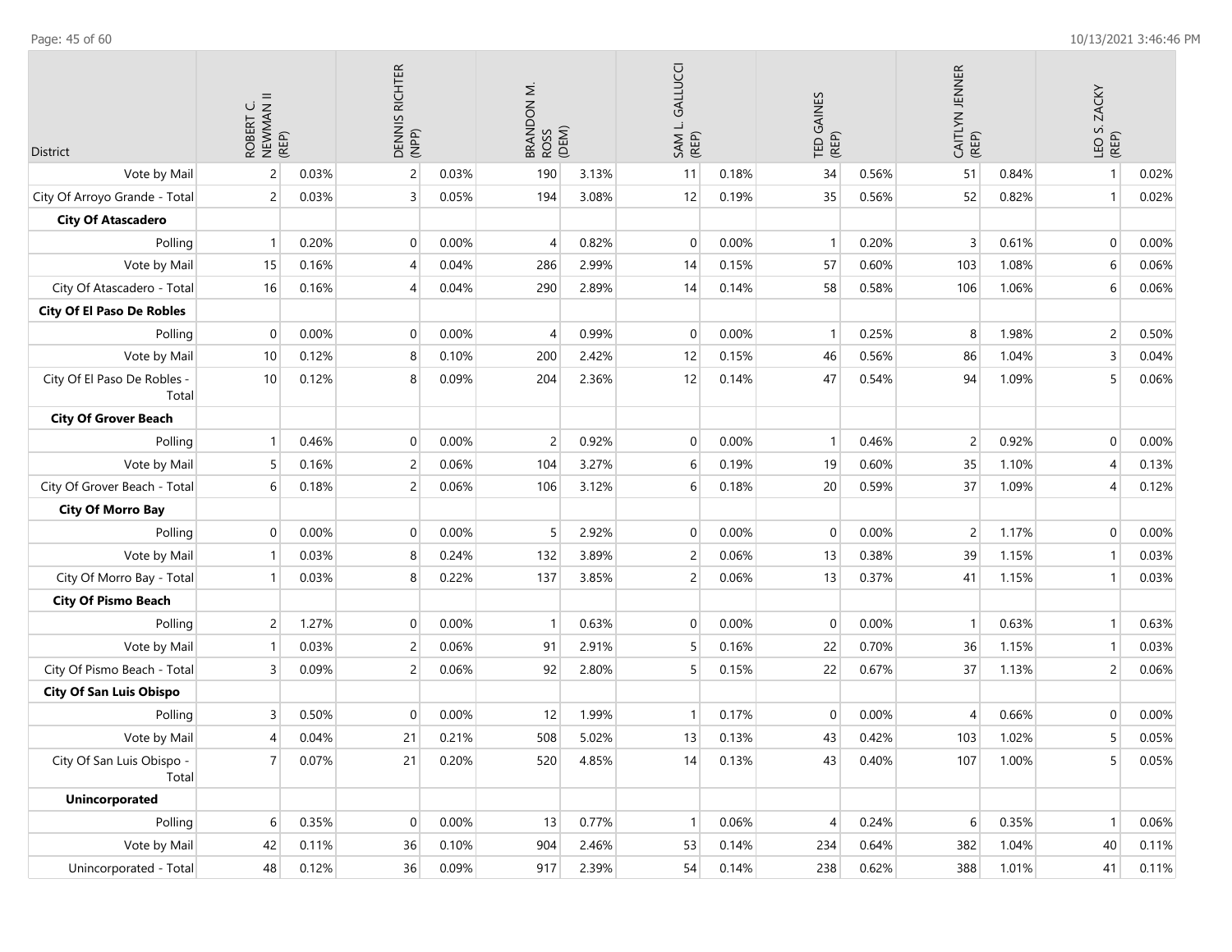| District | ROBERT C. NEWMAN II (REP) | | DENNIS RICHTER (NPP) | | BRANDON M. ROSS (DEM) | | SAM L. GALLUCCI (REP) | | TED GAINES (REP) | | CAITLYN JENNER (REP) | | LEO S. ZACKY (REP) | |
|---|---|---|---|---|---|---|---|---|---|---|---|---|---|---|
| Vote by Mail | 2 | 0.03% | 2 | 0.03% | 190 | 3.13% | 11 | 0.18% | 34 | 0.56% | 51 | 0.84% | 1 | 0.02% |
| City Of Arroyo Grande - Total | 2 | 0.03% | 3 | 0.05% | 194 | 3.08% | 12 | 0.19% | 35 | 0.56% | 52 | 0.82% | 1 | 0.02% |
| **City Of Atascadero** | | | | | | | | | | | | | | |
| Polling | 1 | 0.20% | 0 | 0.00% | 4 | 0.82% | 0 | 0.00% | 1 | 0.20% | 3 | 0.61% | 0 | 0.00% |
| Vote by Mail | 15 | 0.16% | 4 | 0.04% | 286 | 2.99% | 14 | 0.15% | 57 | 0.60% | 103 | 1.08% | 6 | 0.06% |
| City Of Atascadero - Total | 16 | 0.16% | 4 | 0.04% | 290 | 2.89% | 14 | 0.14% | 58 | 0.58% | 106 | 1.06% | 6 | 0.06% |
| **City Of El Paso De Robles** | | | | | | | | | | | | | | |
| Polling | 0 | 0.00% | 0 | 0.00% | 4 | 0.99% | 0 | 0.00% | 1 | 0.25% | 8 | 1.98% | 2 | 0.50% |
| Vote by Mail | 10 | 0.12% | 8 | 0.10% | 200 | 2.42% | 12 | 0.15% | 46 | 0.56% | 86 | 1.04% | 3 | 0.04% |
| City Of El Paso De Robles - Total | 10 | 0.12% | 8 | 0.09% | 204 | 2.36% | 12 | 0.14% | 47 | 0.54% | 94 | 1.09% | 5 | 0.06% |
| **City Of Grover Beach** | | | | | | | | | | | | | | |
| Polling | 1 | 0.46% | 0 | 0.00% | 2 | 0.92% | 0 | 0.00% | 1 | 0.46% | 2 | 0.92% | 0 | 0.00% |
| Vote by Mail | 5 | 0.16% | 2 | 0.06% | 104 | 3.27% | 6 | 0.19% | 19 | 0.60% | 35 | 1.10% | 4 | 0.13% |
| City Of Grover Beach - Total | 6 | 0.18% | 2 | 0.06% | 106 | 3.12% | 6 | 0.18% | 20 | 0.59% | 37 | 1.09% | 4 | 0.12% |
| **City Of Morro Bay** | | | | | | | | | | | | | | |
| Polling | 0 | 0.00% | 0 | 0.00% | 5 | 2.92% | 0 | 0.00% | 0 | 0.00% | 2 | 1.17% | 0 | 0.00% |
| Vote by Mail | 1 | 0.03% | 8 | 0.24% | 132 | 3.89% | 2 | 0.06% | 13 | 0.38% | 39 | 1.15% | 1 | 0.03% |
| City Of Morro Bay - Total | 1 | 0.03% | 8 | 0.22% | 137 | 3.85% | 2 | 0.06% | 13 | 0.37% | 41 | 1.15% | 1 | 0.03% |
| **City Of Pismo Beach** | | | | | | | | | | | | | | |
| Polling | 2 | 1.27% | 0 | 0.00% | 1 | 0.63% | 0 | 0.00% | 0 | 0.00% | 1 | 0.63% | 1 | 0.63% |
| Vote by Mail | 1 | 0.03% | 2 | 0.06% | 91 | 2.91% | 5 | 0.16% | 22 | 0.70% | 36 | 1.15% | 1 | 0.03% |
| City Of Pismo Beach - Total | 3 | 0.09% | 2 | 0.06% | 92 | 2.80% | 5 | 0.15% | 22 | 0.67% | 37 | 1.13% | 2 | 0.06% |
| **City Of San Luis Obispo** | | | | | | | | | | | | | | |
| Polling | 3 | 0.50% | 0 | 0.00% | 12 | 1.99% | 1 | 0.17% | 0 | 0.00% | 4 | 0.66% | 0 | 0.00% |
| Vote by Mail | 4 | 0.04% | 21 | 0.21% | 508 | 5.02% | 13 | 0.13% | 43 | 0.42% | 103 | 1.02% | 5 | 0.05% |
| City Of San Luis Obispo - Total | 7 | 0.07% | 21 | 0.20% | 520 | 4.85% | 14 | 0.13% | 43 | 0.40% | 107 | 1.00% | 5 | 0.05% |
| **Unincorporated** | | | | | | | | | | | | | | |
| Polling | 6 | 0.35% | 0 | 0.00% | 13 | 0.77% | 1 | 0.06% | 4 | 0.24% | 6 | 0.35% | 1 | 0.06% |
| Vote by Mail | 42 | 0.11% | 36 | 0.10% | 904 | 2.46% | 53 | 0.14% | 234 | 0.64% | 382 | 1.04% | 40 | 0.11% |
| Unincorporated - Total | 48 | 0.12% | 36 | 0.09% | 917 | 2.39% | 54 | 0.14% | 238 | 0.62% | 388 | 1.01% | 41 | 0.11% |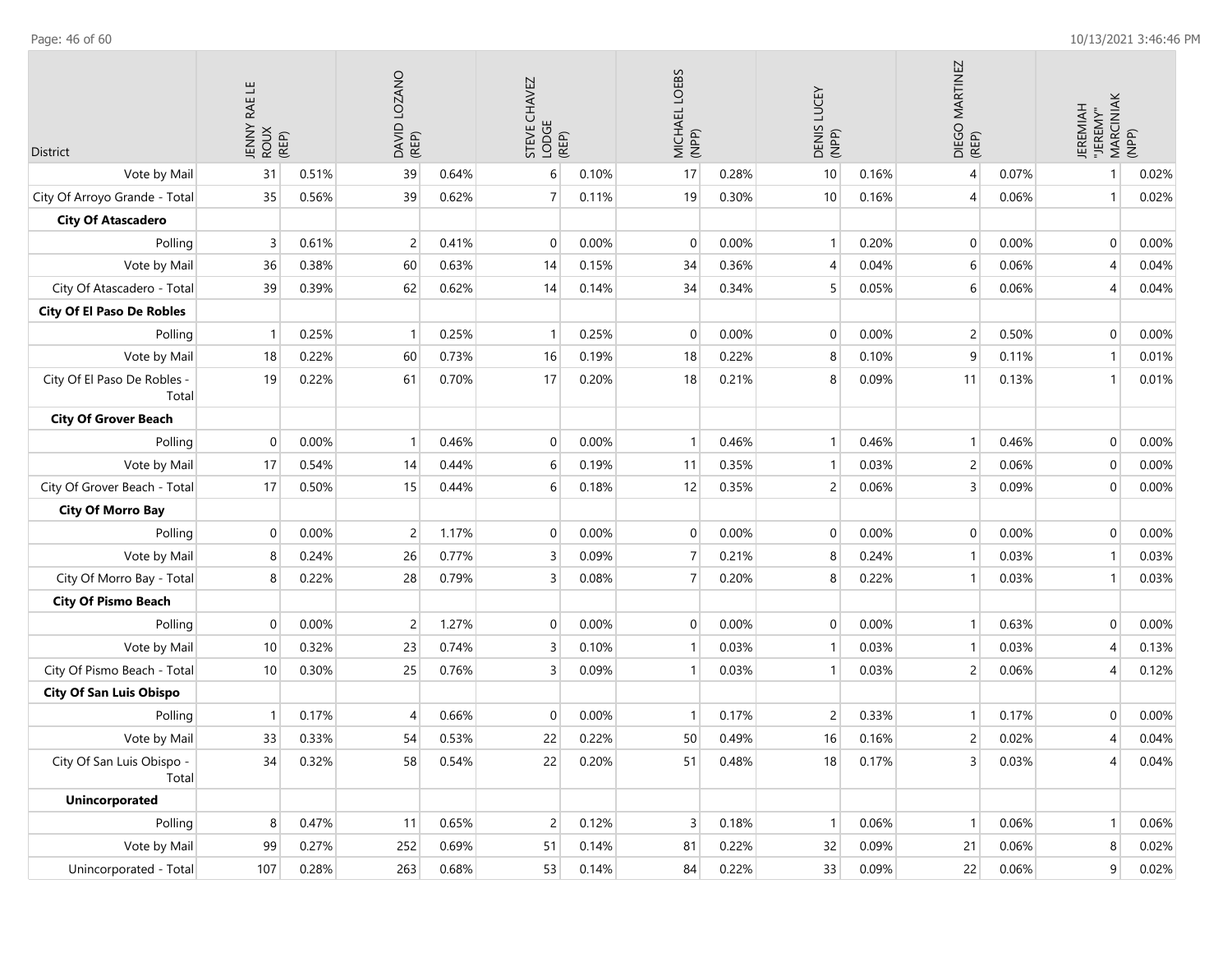| District | JENNY RAE LE ROUX (REP) | | DAVID LOZANO (REP) | | STEVE CHAVEZ LODGE (REP) | | MICHAEL LOEBS (NPP) | | DENIS LUCEY (NPP) | | DIEGO MARTINEZ (REP) | | JEREMIAH "JEREMY" MARCINIAK (NPP) | |
|---|---|---|---|---|---|---|---|---|---|---|---|---|---|---|
| Vote by Mail | 31 | 0.51% | 39 | 0.64% | 6 | 0.10% | 17 | 0.28% | 10 | 0.16% | 4 | 0.07% | 1 | 0.02% |
| City Of Arroyo Grande - Total | 35 | 0.56% | 39 | 0.62% | 7 | 0.11% | 19 | 0.30% | 10 | 0.16% | 4 | 0.06% | 1 | 0.02% |
| **City Of Atascadero** | | | | | | | | | | | | | | |
| Polling | 3 | 0.61% | 2 | 0.41% | 0 | 0.00% | 0 | 0.00% | 1 | 0.20% | 0 | 0.00% | 0 | 0.00% |
| Vote by Mail | 36 | 0.38% | 60 | 0.63% | 14 | 0.15% | 34 | 0.36% | 4 | 0.04% | 6 | 0.06% | 4 | 0.04% |
| City Of Atascadero - Total | 39 | 0.39% | 62 | 0.62% | 14 | 0.14% | 34 | 0.34% | 5 | 0.05% | 6 | 0.06% | 4 | 0.04% |
| **City Of El Paso De Robles** | | | | | | | | | | | | | | |
| Polling | 1 | 0.25% | 1 | 0.25% | 1 | 0.25% | 0 | 0.00% | 0 | 0.00% | 2 | 0.50% | 0 | 0.00% |
| Vote by Mail | 18 | 0.22% | 60 | 0.73% | 16 | 0.19% | 18 | 0.22% | 8 | 0.10% | 9 | 0.11% | 1 | 0.01% |
| City Of El Paso De Robles - Total | 19 | 0.22% | 61 | 0.70% | 17 | 0.20% | 18 | 0.21% | 8 | 0.09% | 11 | 0.13% | 1 | 0.01% |
| **City Of Grover Beach** | | | | | | | | | | | | | | |
| Polling | 0 | 0.00% | 1 | 0.46% | 0 | 0.00% | 1 | 0.46% | 1 | 0.46% | 1 | 0.46% | 0 | 0.00% |
| Vote by Mail | 17 | 0.54% | 14 | 0.44% | 6 | 0.19% | 11 | 0.35% | 1 | 0.03% | 2 | 0.06% | 0 | 0.00% |
| City Of Grover Beach - Total | 17 | 0.50% | 15 | 0.44% | 6 | 0.18% | 12 | 0.35% | 2 | 0.06% | 3 | 0.09% | 0 | 0.00% |
| **City Of Morro Bay** | | | | | | | | | | | | | | |
| Polling | 0 | 0.00% | 2 | 1.17% | 0 | 0.00% | 0 | 0.00% | 0 | 0.00% | 0 | 0.00% | 0 | 0.00% |
| Vote by Mail | 8 | 0.24% | 26 | 0.77% | 3 | 0.09% | 7 | 0.21% | 8 | 0.24% | 1 | 0.03% | 1 | 0.03% |
| City Of Morro Bay - Total | 8 | 0.22% | 28 | 0.79% | 3 | 0.08% | 7 | 0.20% | 8 | 0.22% | 1 | 0.03% | 1 | 0.03% |
| **City Of Pismo Beach** | | | | | | | | | | | | | | |
| Polling | 0 | 0.00% | 2 | 1.27% | 0 | 0.00% | 0 | 0.00% | 0 | 0.00% | 1 | 0.63% | 0 | 0.00% |
| Vote by Mail | 10 | 0.32% | 23 | 0.74% | 3 | 0.10% | 1 | 0.03% | 1 | 0.03% | 1 | 0.03% | 4 | 0.13% |
| City Of Pismo Beach - Total | 10 | 0.30% | 25 | 0.76% | 3 | 0.09% | 1 | 0.03% | 1 | 0.03% | 2 | 0.06% | 4 | 0.12% |
| **City Of San Luis Obispo** | | | | | | | | | | | | | | |
| Polling | 1 | 0.17% | 4 | 0.66% | 0 | 0.00% | 1 | 0.17% | 2 | 0.33% | 1 | 0.17% | 0 | 0.00% |
| Vote by Mail | 33 | 0.33% | 54 | 0.53% | 22 | 0.22% | 50 | 0.49% | 16 | 0.16% | 2 | 0.02% | 4 | 0.04% |
| City Of San Luis Obispo - Total | 34 | 0.32% | 58 | 0.54% | 22 | 0.20% | 51 | 0.48% | 18 | 0.17% | 3 | 0.03% | 4 | 0.04% |
| **Unincorporated** | | | | | | | | | | | | | | |
| Polling | 8 | 0.47% | 11 | 0.65% | 2 | 0.12% | 3 | 0.18% | 1 | 0.06% | 1 | 0.06% | 1 | 0.06% |
| Vote by Mail | 99 | 0.27% | 252 | 0.69% | 51 | 0.14% | 81 | 0.22% | 32 | 0.09% | 21 | 0.06% | 8 | 0.02% |
| Unincorporated - Total | 107 | 0.28% | 263 | 0.68% | 53 | 0.14% | 84 | 0.22% | 33 | 0.09% | 22 | 0.06% | 9 | 0.02% |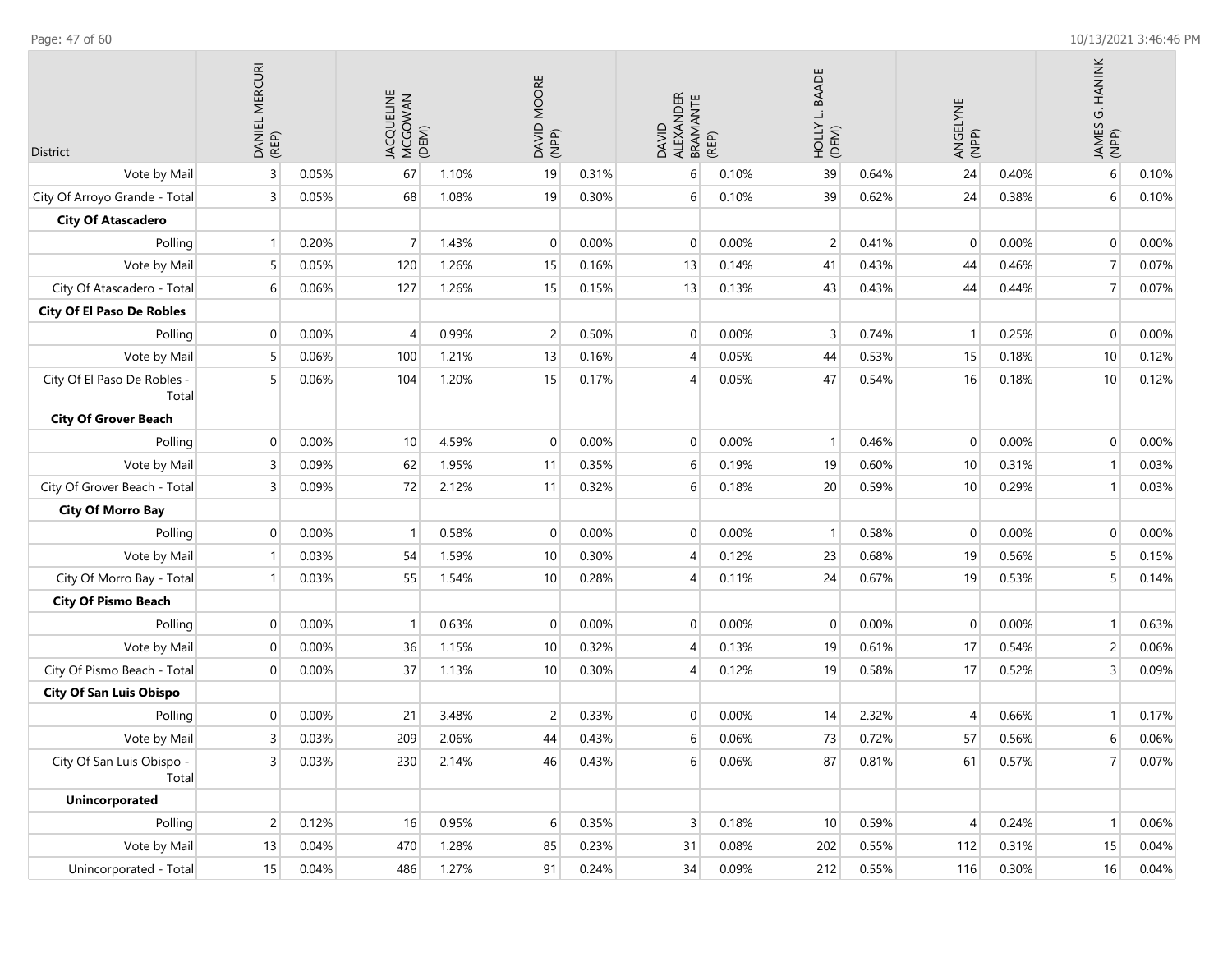| District | DANIEL MERCURI (REP) | | JACQUELINE MCGOWAN (DEM) | | DAVID MOORE (NPP) | | DAVID ALEXANDER BRAMANTE (REP) | | HOLLY L. BAADE (DEM) | | ANGELYNE (NPP) | | JAMES G. HANINK (NPP) | |
|---|---|---|---|---|---|---|---|---|---|---|---|---|---|---|
| Vote by Mail | 3 | 0.05% | 67 | 1.10% | 19 | 0.31% | 6 | 0.10% | 39 | 0.64% | 24 | 0.40% | 6 | 0.10% |
| City Of Arroyo Grande - Total | 3 | 0.05% | 68 | 1.08% | 19 | 0.30% | 6 | 0.10% | 39 | 0.62% | 24 | 0.38% | 6 | 0.10% |
| **City Of Atascadero** | | | | | | | | | | | | | | |
| Polling | 1 | 0.20% | 7 | 1.43% | 0 | 0.00% | 0 | 0.00% | 2 | 0.41% | 0 | 0.00% | 0 | 0.00% |
| Vote by Mail | 5 | 0.05% | 120 | 1.26% | 15 | 0.16% | 13 | 0.14% | 41 | 0.43% | 44 | 0.46% | 7 | 0.07% |
| City Of Atascadero - Total | 6 | 0.06% | 127 | 1.26% | 15 | 0.15% | 13 | 0.13% | 43 | 0.43% | 44 | 0.44% | 7 | 0.07% |
| **City Of El Paso De Robles** | | | | | | | | | | | | | | |
| Polling | 0 | 0.00% | 4 | 0.99% | 2 | 0.50% | 0 | 0.00% | 3 | 0.74% | 1 | 0.25% | 0 | 0.00% |
| Vote by Mail | 5 | 0.06% | 100 | 1.21% | 13 | 0.16% | 4 | 0.05% | 44 | 0.53% | 15 | 0.18% | 10 | 0.12% |
| City Of El Paso De Robles - Total | 5 | 0.06% | 104 | 1.20% | 15 | 0.17% | 4 | 0.05% | 47 | 0.54% | 16 | 0.18% | 10 | 0.12% |
| **City Of Grover Beach** | | | | | | | | | | | | | | |
| Polling | 0 | 0.00% | 10 | 4.59% | 0 | 0.00% | 0 | 0.00% | 1 | 0.46% | 0 | 0.00% | 0 | 0.00% |
| Vote by Mail | 3 | 0.09% | 62 | 1.95% | 11 | 0.35% | 6 | 0.19% | 19 | 0.60% | 10 | 0.31% | 1 | 0.03% |
| City Of Grover Beach - Total | 3 | 0.09% | 72 | 2.12% | 11 | 0.32% | 6 | 0.18% | 20 | 0.59% | 10 | 0.29% | 1 | 0.03% |
| **City Of Morro Bay** | | | | | | | | | | | | | | |
| Polling | 0 | 0.00% | 1 | 0.58% | 0 | 0.00% | 0 | 0.00% | 1 | 0.58% | 0 | 0.00% | 0 | 0.00% |
| Vote by Mail | 1 | 0.03% | 54 | 1.59% | 10 | 0.30% | 4 | 0.12% | 23 | 0.68% | 19 | 0.56% | 5 | 0.15% |
| City Of Morro Bay - Total | 1 | 0.03% | 55 | 1.54% | 10 | 0.28% | 4 | 0.11% | 24 | 0.67% | 19 | 0.53% | 5 | 0.14% |
| **City Of Pismo Beach** | | | | | | | | | | | | | | |
| Polling | 0 | 0.00% | 1 | 0.63% | 0 | 0.00% | 0 | 0.00% | 0 | 0.00% | 0 | 0.00% | 1 | 0.63% |
| Vote by Mail | 0 | 0.00% | 36 | 1.15% | 10 | 0.32% | 4 | 0.13% | 19 | 0.61% | 17 | 0.54% | 2 | 0.06% |
| City Of Pismo Beach - Total | 0 | 0.00% | 37 | 1.13% | 10 | 0.30% | 4 | 0.12% | 19 | 0.58% | 17 | 0.52% | 3 | 0.09% |
| **City Of San Luis Obispo** | | | | | | | | | | | | | | |
| Polling | 0 | 0.00% | 21 | 3.48% | 2 | 0.33% | 0 | 0.00% | 14 | 2.32% | 4 | 0.66% | 1 | 0.17% |
| Vote by Mail | 3 | 0.03% | 209 | 2.06% | 44 | 0.43% | 6 | 0.06% | 73 | 0.72% | 57 | 0.56% | 6 | 0.06% |
| City Of San Luis Obispo - Total | 3 | 0.03% | 230 | 2.14% | 46 | 0.43% | 6 | 0.06% | 87 | 0.81% | 61 | 0.57% | 7 | 0.07% |
| **Unincorporated** | | | | | | | | | | | | | | |
| Polling | 2 | 0.12% | 16 | 0.95% | 6 | 0.35% | 3 | 0.18% | 10 | 0.59% | 4 | 0.24% | 1 | 0.06% |
| Vote by Mail | 13 | 0.04% | 470 | 1.28% | 85 | 0.23% | 31 | 0.08% | 202 | 0.55% | 112 | 0.31% | 15 | 0.04% |
| Unincorporated - Total | 15 | 0.04% | 486 | 1.27% | 91 | 0.24% | 34 | 0.09% | 212 | 0.55% | 116 | 0.30% | 16 | 0.04% |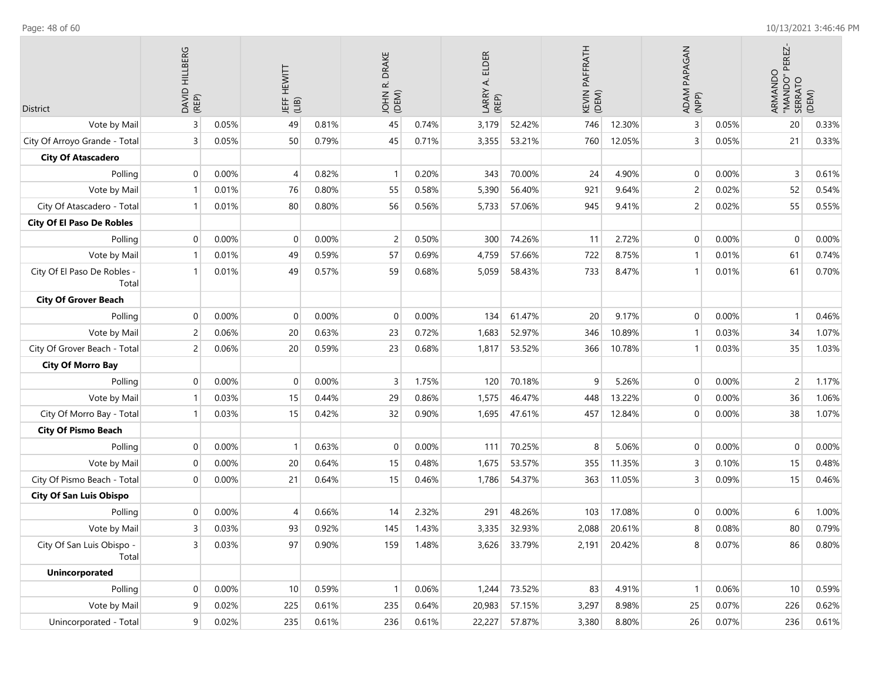| District | DAVID HILLBERG (REP) | | JEFF HEWITT (LIB) | | JOHN R. DRAKE (DEM) | | LARRY A. ELDER (REP) | | KEVIN PAFFRATH (DEM) | | ADAM PAPAGAN (NPP) | | ARMANDO "MANDO" PEREZ-SERRATO (DEM) | |
|---|---|---|---|---|---|---|---|---|---|---|---|---|---|---|
| Vote by Mail | 3 | 0.05% | 49 | 0.81% | 45 | 0.74% | 3,179 | 52.42% | 746 | 12.30% | 3 | 0.05% | 20 | 0.33% |
| City Of Arroyo Grande - Total | 3 | 0.05% | 50 | 0.79% | 45 | 0.71% | 3,355 | 53.21% | 760 | 12.05% | 3 | 0.05% | 21 | 0.33% |
| **City Of Atascadero** | | | | | | | | | | | | | | |
| Polling | 0 | 0.00% | 4 | 0.82% | 1 | 0.20% | 343 | 70.00% | 24 | 4.90% | 0 | 0.00% | 3 | 0.61% |
| Vote by Mail | 1 | 0.01% | 76 | 0.80% | 55 | 0.58% | 5,390 | 56.40% | 921 | 9.64% | 2 | 0.02% | 52 | 0.54% |
| City Of Atascadero - Total | 1 | 0.01% | 80 | 0.80% | 56 | 0.56% | 5,733 | 57.06% | 945 | 9.41% | 2 | 0.02% | 55 | 0.55% |
| **City Of El Paso De Robles** | | | | | | | | | | | | | | |
| Polling | 0 | 0.00% | 0 | 0.00% | 2 | 0.50% | 300 | 74.26% | 11 | 2.72% | 0 | 0.00% | 0 | 0.00% |
| Vote by Mail | 1 | 0.01% | 49 | 0.59% | 57 | 0.69% | 4,759 | 57.66% | 722 | 8.75% | 1 | 0.01% | 61 | 0.74% |
| City Of El Paso De Robles - Total | 1 | 0.01% | 49 | 0.57% | 59 | 0.68% | 5,059 | 58.43% | 733 | 8.47% | 1 | 0.01% | 61 | 0.70% |
| **City Of Grover Beach** | | | | | | | | | | | | | | |
| Polling | 0 | 0.00% | 0 | 0.00% | 0 | 0.00% | 134 | 61.47% | 20 | 9.17% | 0 | 0.00% | 1 | 0.46% |
| Vote by Mail | 2 | 0.06% | 20 | 0.63% | 23 | 0.72% | 1,683 | 52.97% | 346 | 10.89% | 1 | 0.03% | 34 | 1.07% |
| City Of Grover Beach - Total | 2 | 0.06% | 20 | 0.59% | 23 | 0.68% | 1,817 | 53.52% | 366 | 10.78% | 1 | 0.03% | 35 | 1.03% |
| **City Of Morro Bay** | | | | | | | | | | | | | | |
| Polling | 0 | 0.00% | 0 | 0.00% | 3 | 1.75% | 120 | 70.18% | 9 | 5.26% | 0 | 0.00% | 2 | 1.17% |
| Vote by Mail | 1 | 0.03% | 15 | 0.44% | 29 | 0.86% | 1,575 | 46.47% | 448 | 13.22% | 0 | 0.00% | 36 | 1.06% |
| City Of Morro Bay - Total | 1 | 0.03% | 15 | 0.42% | 32 | 0.90% | 1,695 | 47.61% | 457 | 12.84% | 0 | 0.00% | 38 | 1.07% |
| **City Of Pismo Beach** | | | | | | | | | | | | | | |
| Polling | 0 | 0.00% | 1 | 0.63% | 0 | 0.00% | 111 | 70.25% | 8 | 5.06% | 0 | 0.00% | 0 | 0.00% |
| Vote by Mail | 0 | 0.00% | 20 | 0.64% | 15 | 0.48% | 1,675 | 53.57% | 355 | 11.35% | 3 | 0.10% | 15 | 0.48% |
| City Of Pismo Beach - Total | 0 | 0.00% | 21 | 0.64% | 15 | 0.46% | 1,786 | 54.37% | 363 | 11.05% | 3 | 0.09% | 15 | 0.46% |
| **City Of San Luis Obispo** | | | | | | | | | | | | | | |
| Polling | 0 | 0.00% | 4 | 0.66% | 14 | 2.32% | 291 | 48.26% | 103 | 17.08% | 0 | 0.00% | 6 | 1.00% |
| Vote by Mail | 3 | 0.03% | 93 | 0.92% | 145 | 1.43% | 3,335 | 32.93% | 2,088 | 20.61% | 8 | 0.08% | 80 | 0.79% |
| City Of San Luis Obispo - Total | 3 | 0.03% | 97 | 0.90% | 159 | 1.48% | 3,626 | 33.79% | 2,191 | 20.42% | 8 | 0.07% | 86 | 0.80% |
| **Unincorporated** | | | | | | | | | | | | | | |
| Polling | 0 | 0.00% | 10 | 0.59% | 1 | 0.06% | 1,244 | 73.52% | 83 | 4.91% | 1 | 0.06% | 10 | 0.59% |
| Vote by Mail | 9 | 0.02% | 225 | 0.61% | 235 | 0.64% | 20,983 | 57.15% | 3,297 | 8.98% | 25 | 0.07% | 226 | 0.62% |
| Unincorporated - Total | 9 | 0.02% | 235 | 0.61% | 236 | 0.61% | 22,227 | 57.87% | 3,380 | 8.80% | 26 | 0.07% | 236 | 0.61% |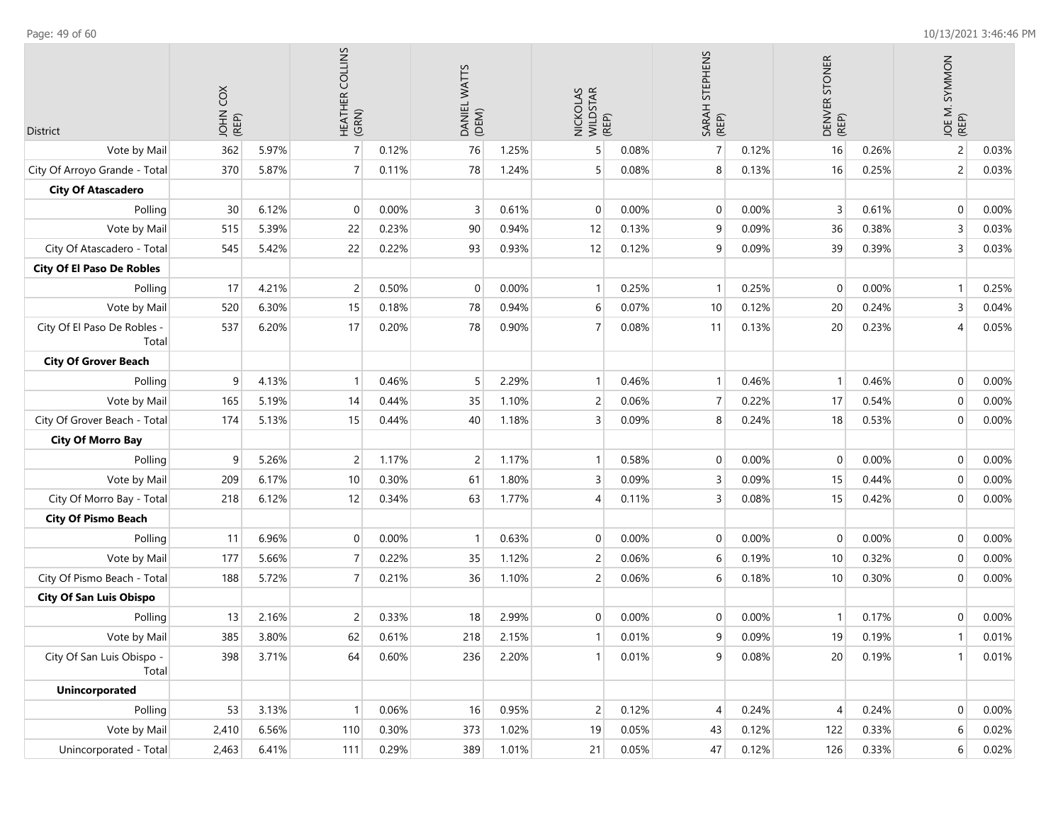| District | JOHN COX (REP) | | HEATHER COLLINS (GRN) | | DANIEL WATTS (DEM) | | NICKOLAS WILDSTAR (REP) | | SARAH STEPHENS (REP) | | DENVER STONER (REP) | | JOE M. SYMMON (REP) | |
|---|---|---|---|---|---|---|---|---|---|---|---|---|---|---|
| Vote by Mail | 362 | 5.97% | 7 | 0.12% | 76 | 1.25% | 5 | 0.08% | 7 | 0.12% | 16 | 0.26% | 2 | 0.03% |
| City Of Arroyo Grande - Total | 370 | 5.87% | 7 | 0.11% | 78 | 1.24% | 5 | 0.08% | 8 | 0.13% | 16 | 0.25% | 2 | 0.03% |
| **City Of Atascadero** | | | | | | | | | | | | | | |
| Polling | 30 | 6.12% | 0 | 0.00% | 3 | 0.61% | 0 | 0.00% | 0 | 0.00% | 3 | 0.61% | 0 | 0.00% |
| Vote by Mail | 515 | 5.39% | 22 | 0.23% | 90 | 0.94% | 12 | 0.13% | 9 | 0.09% | 36 | 0.38% | 3 | 0.03% |
| City Of Atascadero - Total | 545 | 5.42% | 22 | 0.22% | 93 | 0.93% | 12 | 0.12% | 9 | 0.09% | 39 | 0.39% | 3 | 0.03% |
| **City Of El Paso De Robles** | | | | | | | | | | | | | | |
| Polling | 17 | 4.21% | 2 | 0.50% | 0 | 0.00% | 1 | 0.25% | 1 | 0.25% | 0 | 0.00% | 1 | 0.25% |
| Vote by Mail | 520 | 6.30% | 15 | 0.18% | 78 | 0.94% | 6 | 0.07% | 10 | 0.12% | 20 | 0.24% | 3 | 0.04% |
| City Of El Paso De Robles - Total | 537 | 6.20% | 17 | 0.20% | 78 | 0.90% | 7 | 0.08% | 11 | 0.13% | 20 | 0.23% | 4 | 0.05% |
| **City Of Grover Beach** | | | | | | | | | | | | | | |
| Polling | 9 | 4.13% | 1 | 0.46% | 5 | 2.29% | 1 | 0.46% | 1 | 0.46% | 1 | 0.46% | 0 | 0.00% |
| Vote by Mail | 165 | 5.19% | 14 | 0.44% | 35 | 1.10% | 2 | 0.06% | 7 | 0.22% | 17 | 0.54% | 0 | 0.00% |
| City Of Grover Beach - Total | 174 | 5.13% | 15 | 0.44% | 40 | 1.18% | 3 | 0.09% | 8 | 0.24% | 18 | 0.53% | 0 | 0.00% |
| **City Of Morro Bay** | | | | | | | | | | | | | | |
| Polling | 9 | 5.26% | 2 | 1.17% | 2 | 1.17% | 1 | 0.58% | 0 | 0.00% | 0 | 0.00% | 0 | 0.00% |
| Vote by Mail | 209 | 6.17% | 10 | 0.30% | 61 | 1.80% | 3 | 0.09% | 3 | 0.09% | 15 | 0.44% | 0 | 0.00% |
| City Of Morro Bay - Total | 218 | 6.12% | 12 | 0.34% | 63 | 1.77% | 4 | 0.11% | 3 | 0.08% | 15 | 0.42% | 0 | 0.00% |
| **City Of Pismo Beach** | | | | | | | | | | | | | | |
| Polling | 11 | 6.96% | 0 | 0.00% | 1 | 0.63% | 0 | 0.00% | 0 | 0.00% | 0 | 0.00% | 0 | 0.00% |
| Vote by Mail | 177 | 5.66% | 7 | 0.22% | 35 | 1.12% | 2 | 0.06% | 6 | 0.19% | 10 | 0.32% | 0 | 0.00% |
| City Of Pismo Beach - Total | 188 | 5.72% | 7 | 0.21% | 36 | 1.10% | 2 | 0.06% | 6 | 0.18% | 10 | 0.30% | 0 | 0.00% |
| **City Of San Luis Obispo** | | | | | | | | | | | | | | |
| Polling | 13 | 2.16% | 2 | 0.33% | 18 | 2.99% | 0 | 0.00% | 0 | 0.00% | 1 | 0.17% | 0 | 0.00% |
| Vote by Mail | 385 | 3.80% | 62 | 0.61% | 218 | 2.15% | 1 | 0.01% | 9 | 0.09% | 19 | 0.19% | 1 | 0.01% |
| City Of San Luis Obispo - Total | 398 | 3.71% | 64 | 0.60% | 236 | 2.20% | 1 | 0.01% | 9 | 0.08% | 20 | 0.19% | 1 | 0.01% |
| **Unincorporated** | | | | | | | | | | | | | | |
| Polling | 53 | 3.13% | 1 | 0.06% | 16 | 0.95% | 2 | 0.12% | 4 | 0.24% | 4 | 0.24% | 0 | 0.00% |
| Vote by Mail | 2,410 | 6.56% | 110 | 0.30% | 373 | 1.02% | 19 | 0.05% | 43 | 0.12% | 122 | 0.33% | 6 | 0.02% |
| Unincorporated - Total | 2,463 | 6.41% | 111 | 0.29% | 389 | 1.01% | 21 | 0.05% | 47 | 0.12% | 126 | 0.33% | 6 | 0.02% |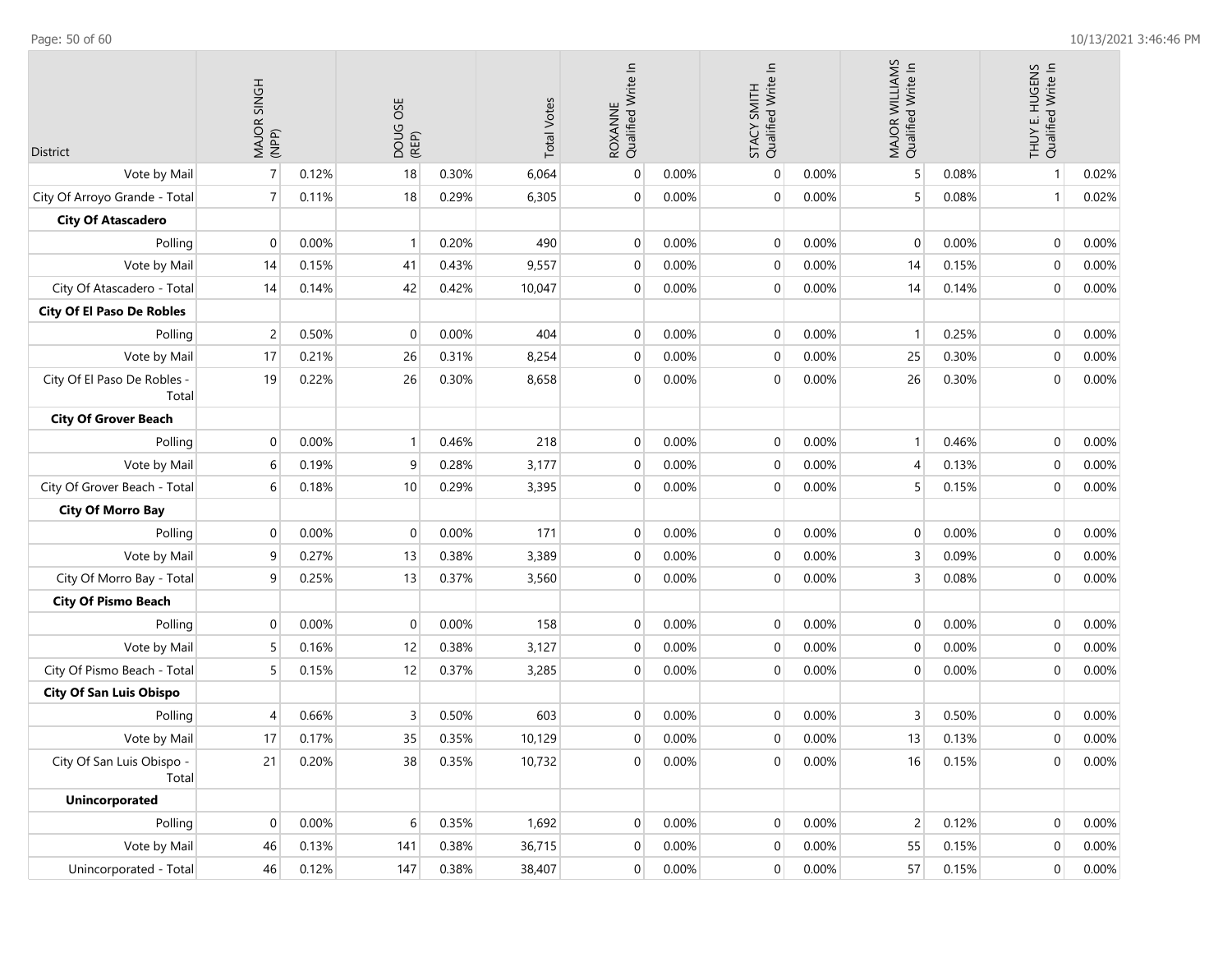| District | MAJOR SINGH (NPP) | | DOUG OSE (REP) | | Total Votes | ROXANNE Qualified Write In | | STACY SMITH Qualified Write In | | MAJOR WILLIAMS Qualified Write In | | THUY E. HUGENS Qualified Write In | |
|---|---|---|---|---|---|---|---|---|---|---|---|---|---|
| Vote by Mail | 7 | 0.12% | 18 | 0.30% | 6,064 | 0 | 0.00% | 0 | 0.00% | 5 | 0.08% | 1 | 0.02% |
| City Of Arroyo Grande - Total | 7 | 0.11% | 18 | 0.29% | 6,305 | 0 | 0.00% | 0 | 0.00% | 5 | 0.08% | 1 | 0.02% |
| **City Of Atascadero** | | | | | | | | | | | | | |
| Polling | 0 | 0.00% | 1 | 0.20% | 490 | 0 | 0.00% | 0 | 0.00% | 0 | 0.00% | 0 | 0.00% |
| Vote by Mail | 14 | 0.15% | 41 | 0.43% | 9,557 | 0 | 0.00% | 0 | 0.00% | 14 | 0.15% | 0 | 0.00% |
| City Of Atascadero - Total | 14 | 0.14% | 42 | 0.42% | 10,047 | 0 | 0.00% | 0 | 0.00% | 14 | 0.14% | 0 | 0.00% |
| **City Of El Paso De Robles** | | | | | | | | | | | | | |
| Polling | 2 | 0.50% | 0 | 0.00% | 404 | 0 | 0.00% | 0 | 0.00% | 1 | 0.25% | 0 | 0.00% |
| Vote by Mail | 17 | 0.21% | 26 | 0.31% | 8,254 | 0 | 0.00% | 0 | 0.00% | 25 | 0.30% | 0 | 0.00% |
| City Of El Paso De Robles - Total | 19 | 0.22% | 26 | 0.30% | 8,658 | 0 | 0.00% | 0 | 0.00% | 26 | 0.30% | 0 | 0.00% |
| **City Of Grover Beach** | | | | | | | | | | | | | |
| Polling | 0 | 0.00% | 1 | 0.46% | 218 | 0 | 0.00% | 0 | 0.00% | 1 | 0.46% | 0 | 0.00% |
| Vote by Mail | 6 | 0.19% | 9 | 0.28% | 3,177 | 0 | 0.00% | 0 | 0.00% | 4 | 0.13% | 0 | 0.00% |
| City Of Grover Beach - Total | 6 | 0.18% | 10 | 0.29% | 3,395 | 0 | 0.00% | 0 | 0.00% | 5 | 0.15% | 0 | 0.00% |
| **City Of Morro Bay** | | | | | | | | | | | | | |
| Polling | 0 | 0.00% | 0 | 0.00% | 171 | 0 | 0.00% | 0 | 0.00% | 0 | 0.00% | 0 | 0.00% |
| Vote by Mail | 9 | 0.27% | 13 | 0.38% | 3,389 | 0 | 0.00% | 0 | 0.00% | 3 | 0.09% | 0 | 0.00% |
| City Of Morro Bay - Total | 9 | 0.25% | 13 | 0.37% | 3,560 | 0 | 0.00% | 0 | 0.00% | 3 | 0.08% | 0 | 0.00% |
| **City Of Pismo Beach** | | | | | | | | | | | | | |
| Polling | 0 | 0.00% | 0 | 0.00% | 158 | 0 | 0.00% | 0 | 0.00% | 0 | 0.00% | 0 | 0.00% |
| Vote by Mail | 5 | 0.16% | 12 | 0.38% | 3,127 | 0 | 0.00% | 0 | 0.00% | 0 | 0.00% | 0 | 0.00% |
| City Of Pismo Beach - Total | 5 | 0.15% | 12 | 0.37% | 3,285 | 0 | 0.00% | 0 | 0.00% | 0 | 0.00% | 0 | 0.00% |
| **City Of San Luis Obispo** | | | | | | | | | | | | | |
| Polling | 4 | 0.66% | 3 | 0.50% | 603 | 0 | 0.00% | 0 | 0.00% | 3 | 0.50% | 0 | 0.00% |
| Vote by Mail | 17 | 0.17% | 35 | 0.35% | 10,129 | 0 | 0.00% | 0 | 0.00% | 13 | 0.13% | 0 | 0.00% |
| City Of San Luis Obispo - Total | 21 | 0.20% | 38 | 0.35% | 10,732 | 0 | 0.00% | 0 | 0.00% | 16 | 0.15% | 0 | 0.00% |
| **Unincorporated** | | | | | | | | | | | | | |
| Polling | 0 | 0.00% | 6 | 0.35% | 1,692 | 0 | 0.00% | 0 | 0.00% | 2 | 0.12% | 0 | 0.00% |
| Vote by Mail | 46 | 0.13% | 141 | 0.38% | 36,715 | 0 | 0.00% | 0 | 0.00% | 55 | 0.15% | 0 | 0.00% |
| Unincorporated - Total | 46 | 0.12% | 147 | 0.38% | 38,407 | 0 | 0.00% | 0 | 0.00% | 57 | 0.15% | 0 | 0.00% |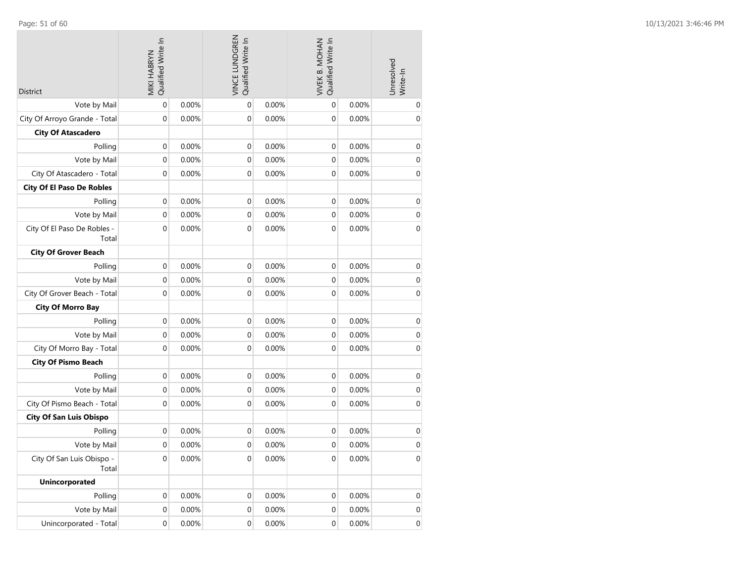| District | MIKI HABRYN Qualified Write In | | VINCE LUNDGREN Qualified Write In | | VIVEK B. MOHAN Qualified Write In | | Unresolved Write-In |
|---|---|---|---|---|---|---|---|
| Vote by Mail | 0 | 0.00% | 0 | 0.00% | 0 | 0.00% | 0 |
| City Of Arroyo Grande - Total | 0 | 0.00% | 0 | 0.00% | 0 | 0.00% | 0 |
| **City Of Atascadero** | | | | | | | |
| Polling | 0 | 0.00% | 0 | 0.00% | 0 | 0.00% | 0 |
| Vote by Mail | 0 | 0.00% | 0 | 0.00% | 0 | 0.00% | 0 |
| City Of Atascadero - Total | 0 | 0.00% | 0 | 0.00% | 0 | 0.00% | 0 |
| **City Of El Paso De Robles** | | | | | | | |
| Polling | 0 | 0.00% | 0 | 0.00% | 0 | 0.00% | 0 |
| Vote by Mail | 0 | 0.00% | 0 | 0.00% | 0 | 0.00% | 0 |
| City Of El Paso De Robles - Total | 0 | 0.00% | 0 | 0.00% | 0 | 0.00% | 0 |
| **City Of Grover Beach** | | | | | | | |
| Polling | 0 | 0.00% | 0 | 0.00% | 0 | 0.00% | 0 |
| Vote by Mail | 0 | 0.00% | 0 | 0.00% | 0 | 0.00% | 0 |
| City Of Grover Beach - Total | 0 | 0.00% | 0 | 0.00% | 0 | 0.00% | 0 |
| **City Of Morro Bay** | | | | | | | |
| Polling | 0 | 0.00% | 0 | 0.00% | 0 | 0.00% | 0 |
| Vote by Mail | 0 | 0.00% | 0 | 0.00% | 0 | 0.00% | 0 |
| City Of Morro Bay - Total | 0 | 0.00% | 0 | 0.00% | 0 | 0.00% | 0 |
| **City Of Pismo Beach** | | | | | | | |
| Polling | 0 | 0.00% | 0 | 0.00% | 0 | 0.00% | 0 |
| Vote by Mail | 0 | 0.00% | 0 | 0.00% | 0 | 0.00% | 0 |
| City Of Pismo Beach - Total | 0 | 0.00% | 0 | 0.00% | 0 | 0.00% | 0 |
| **City Of San Luis Obispo** | | | | | | | |
| Polling | 0 | 0.00% | 0 | 0.00% | 0 | 0.00% | 0 |
| Vote by Mail | 0 | 0.00% | 0 | 0.00% | 0 | 0.00% | 0 |
| City Of San Luis Obispo - Total | 0 | 0.00% | 0 | 0.00% | 0 | 0.00% | 0 |
| **Unincorporated** | | | | | | | |
| Polling | 0 | 0.00% | 0 | 0.00% | 0 | 0.00% | 0 |
| Vote by Mail | 0 | 0.00% | 0 | 0.00% | 0 | 0.00% | 0 |
| Unincorporated - Total | 0 | 0.00% | 0 | 0.00% | 0 | 0.00% | 0 |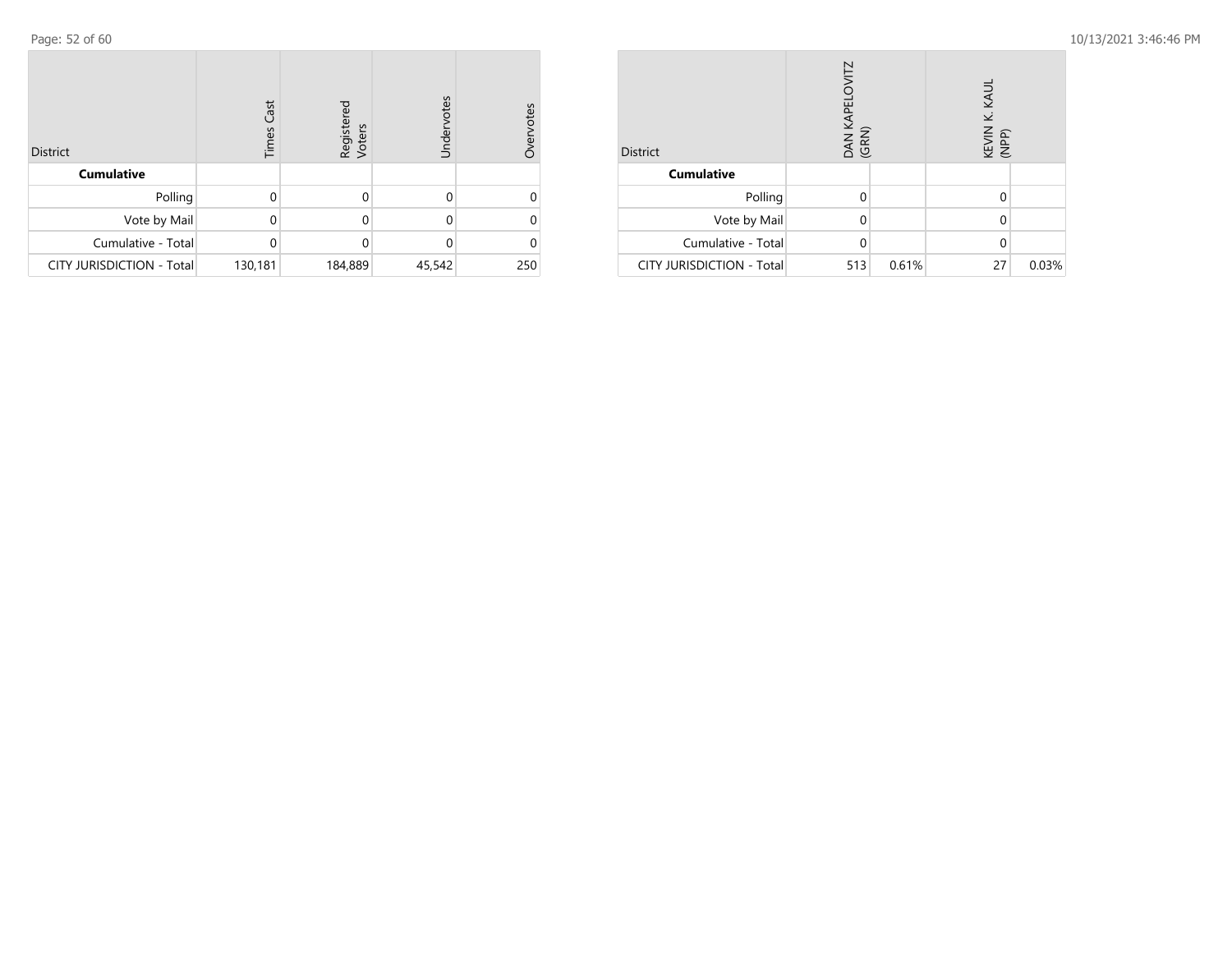| District | Times Cast | Registered Voters | Undervotes | Overvotes |
|---|---|---|---|---|
| **Cumulative** | | | | |
| Polling | 0 | 0 | 0 | 0 |
| Vote by Mail | 0 | 0 | 0 | 0 |
| Cumulative - Total | 0 | 0 | 0 | 0 |
| CITY JURISDICTION - Total | 130,181 | 184,889 | 45,542 | 250 |

| District | DAN KAPELOVITZ (GRN) | | KEVIN K. KAUL (NPP) | |
|---|---|---|---|---|
| **Cumulative** | | | | |
| Polling | 0 | | 0 | |
| Vote by Mail | 0 | | 0 | |
| Cumulative - Total | 0 | | 0 | |
| CITY JURISDICTION - Total | 513 | 0.61% | 27 | 0.03% |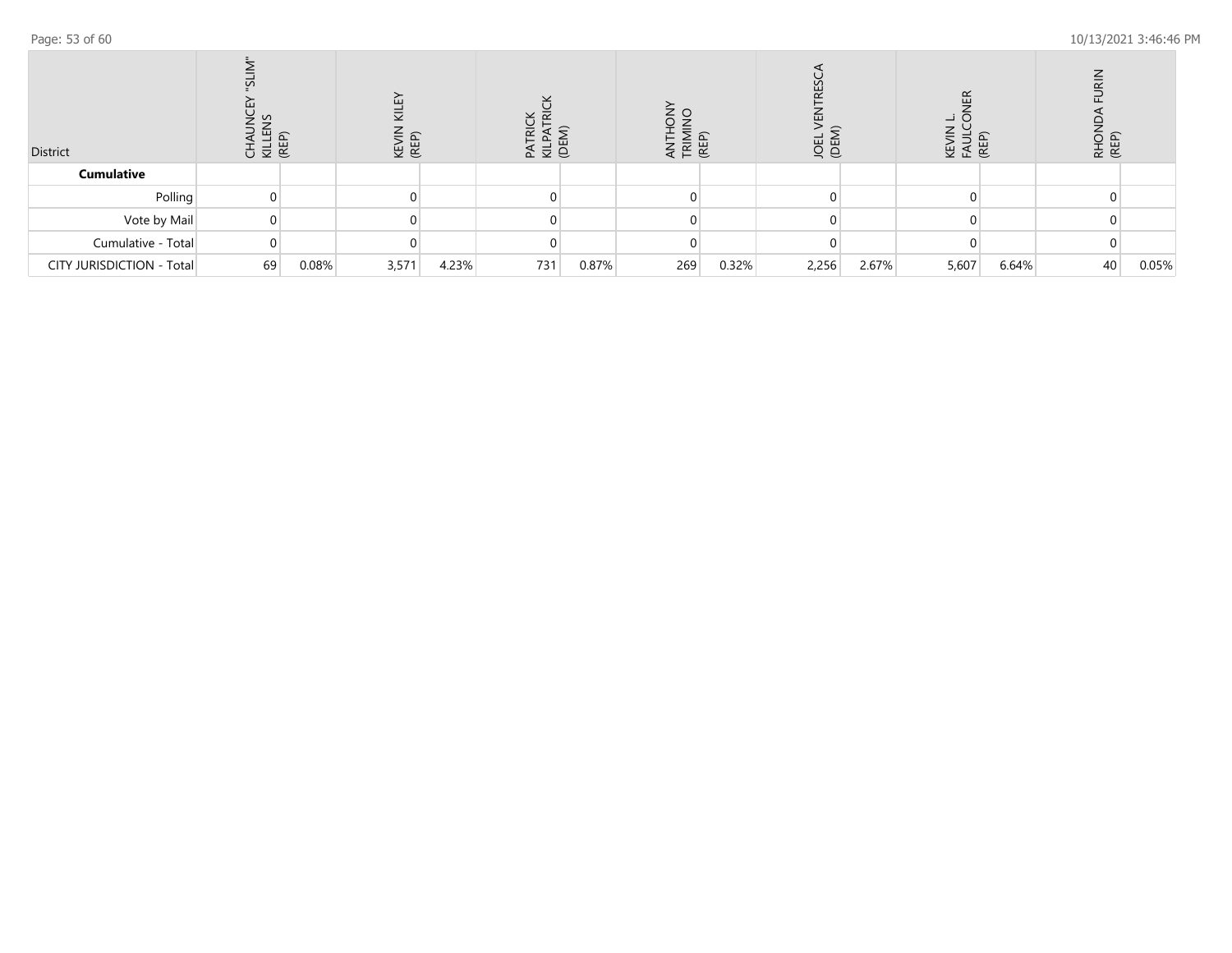| District | CHAUNCEY "SLIM" KILLENS (REP) | | KEVIN KILEY (REP) | | PATRICK KILPATRICK (DEM) | | ANTHONY TRIMINO (REP) | | JOEL VENTRESCA (DEM) | | KEVIN L. FAULCONER (REP) | | RHONDA FURIN (REP) | |
|---|---|---|---|---|---|---|---|---|---|---|---|---|---|---|
| **Cumulative** | | | | | | | | | | | | | | |
| Polling | 0 | | 0 | | 0 | | 0 | | 0 | | 0 | | 0 | |
| Vote by Mail | 0 | | 0 | | 0 | | 0 | | 0 | | 0 | | 0 | |
| Cumulative - Total | 0 | | 0 | | 0 | | 0 | | 0 | | 0 | | 0 | |
| CITY JURISDICTION - Total | 69 | 0.08% | 3,571 | 4.23% | 731 | 0.87% | 269 | 0.32% | 2,256 | 2.67% | 5,607 | 6.64% | 40 | 0.05% |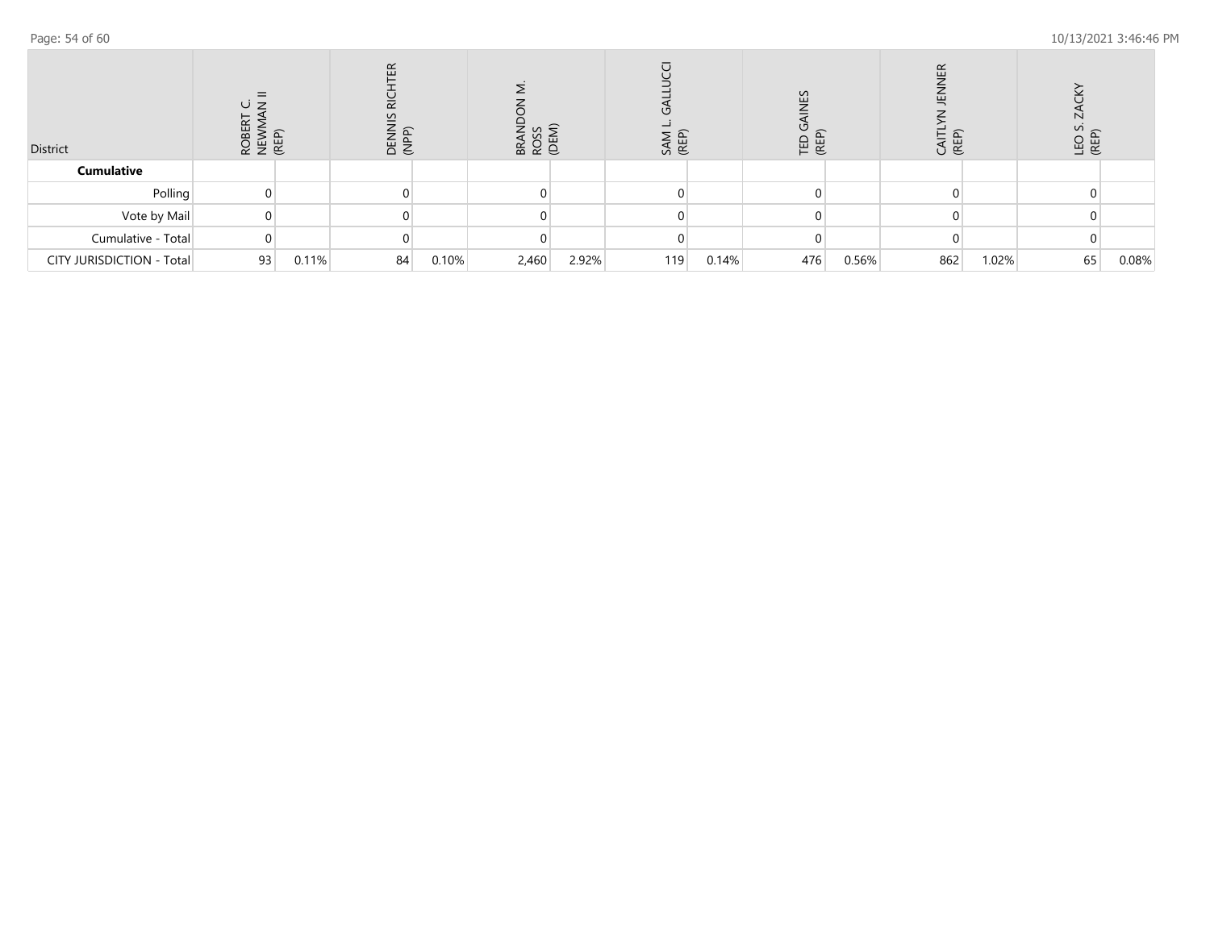| District | ROBERT C. NEWMAN II (REP) | | DENNIS RICHTER (NPP) | | BRANDON M. ROSS (DEM) | | SAM L. GALLUCCI (REP) | | TED GAINES (REP) | | CAITLYN JENNER (REP) | | LEO S. ZACKY (REP) | |
|---|---|---|---|---|---|---|---|---|---|---|---|---|---|---|
| **Cumulative** | | | | | | | | | | | | | | |
| Polling | 0 | | 0 | | 0 | | 0 | | 0 | | 0 | | 0 | |
| Vote by Mail | 0 | | 0 | | 0 | | 0 | | 0 | | 0 | | 0 | |
| Cumulative - Total | 0 | | 0 | | 0 | | 0 | | 0 | | 0 | | 0 | |
| CITY JURISDICTION - Total | 93 | 0.11% | 84 | 0.10% | 2,460 | 2.92% | 119 | 0.14% | 476 | 0.56% | 862 | 1.02% | 65 | 0.08% |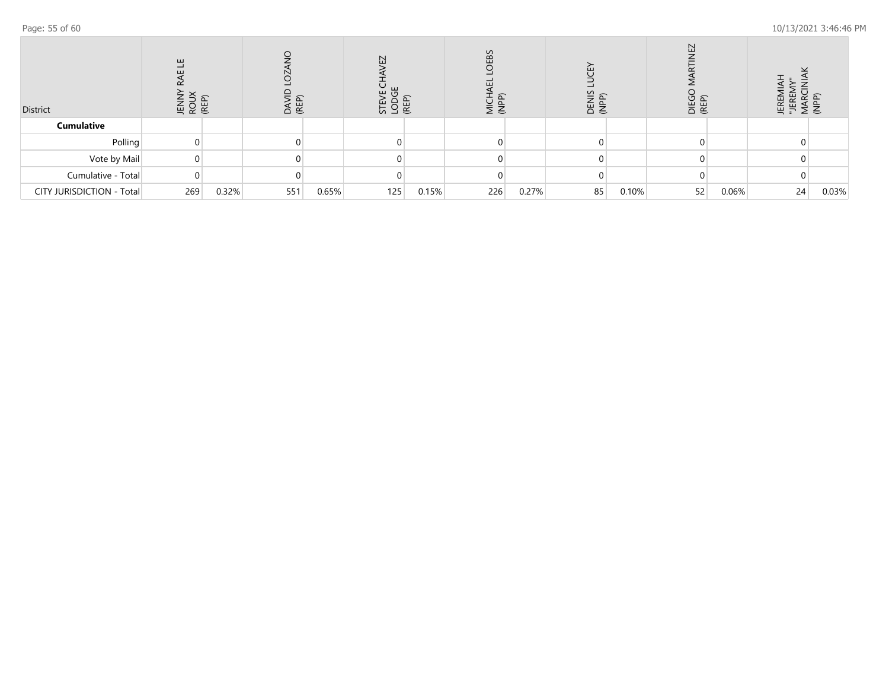| District | JENNY RAE LE ROUX (REP) | | DAVID LOZANO (REP) | | STEVE CHAVEZ LODGE (REP) | | MICHAEL LOEBS (NPP) | | DENIS LUCEY (NPP) | | DIEGO MARTINEZ (REP) | | JEREMIAH "JEREMY" MARCINIAK (NPP) | |
|---|---|---|---|---|---|---|---|---|---|---|---|---|---|---|
| **Cumulative** | | | | | | | | | | | | | | |
| Polling | 0 | | 0 | | 0 | | 0 | | 0 | | 0 | | 0 | |
| Vote by Mail | 0 | | 0 | | 0 | | 0 | | 0 | | 0 | | 0 | |
| Cumulative - Total | 0 | | 0 | | 0 | | 0 | | 0 | | 0 | | 0 | |
| CITY JURISDICTION - Total | 269 | 0.32% | 551 | 0.65% | 125 | 0.15% | 226 | 0.27% | 85 | 0.10% | 52 | 0.06% | 24 | 0.03% |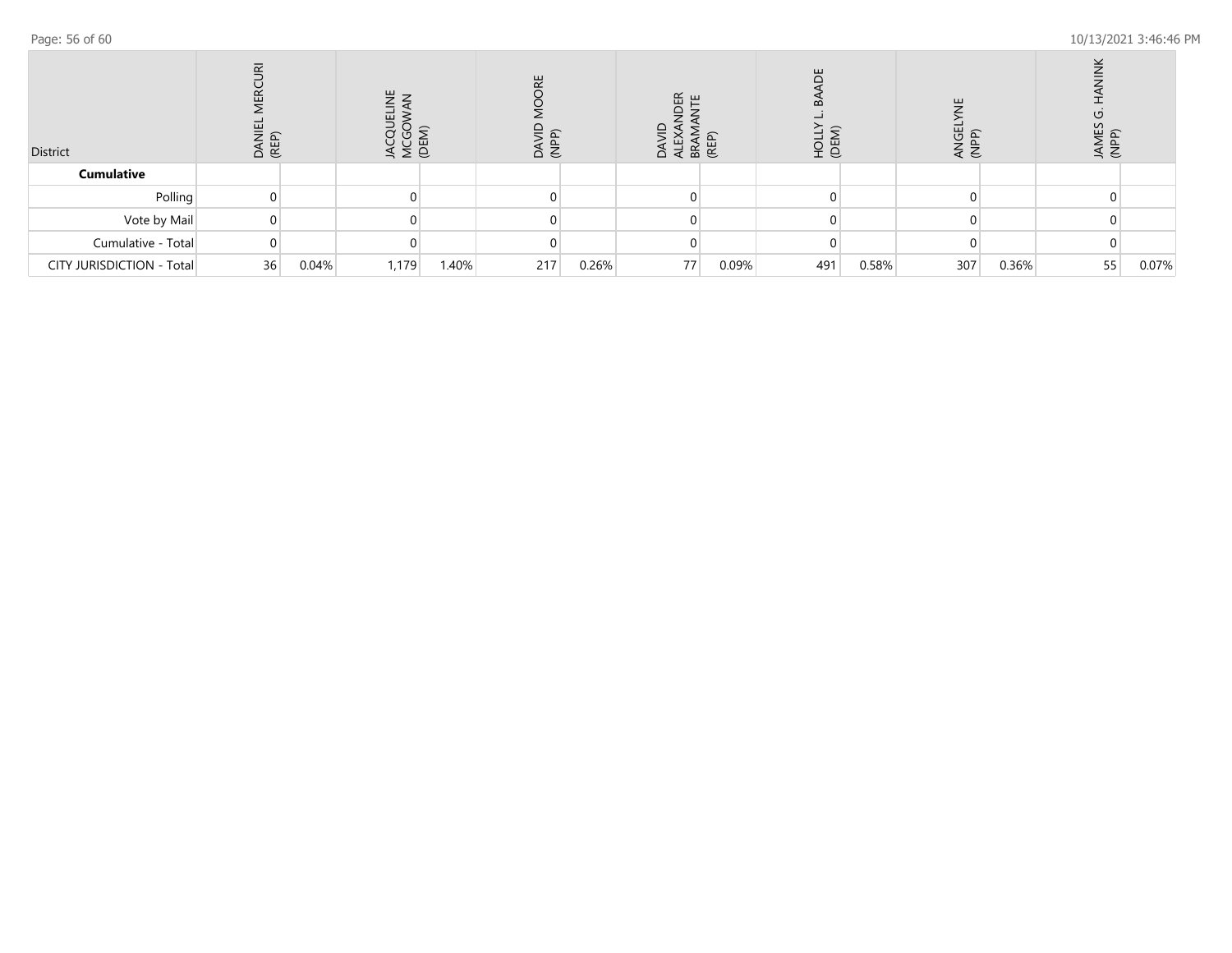| District | DANIEL MERCURI (REP) | | JACQUELINE MCGOWAN (DEM) | | DAVID MOORE (NPP) | | DAVID ALEXANDER BRAMANTE (REP) | | HOLLY L. BAADE (DEM) | | ANGELYNE (NPP) | | JAMES G. HANINK (NPP) | |
|---|---|---|---|---|---|---|---|---|---|---|---|---|---|---|
| **Cumulative** | | | | | | | | | | | | | | |
| Polling | 0 | | 0 | | 0 | | 0 | | 0 | | 0 | | 0 | |
| Vote by Mail | 0 | | 0 | | 0 | | 0 | | 0 | | 0 | | 0 | |
| Cumulative - Total | 0 | | 0 | | 0 | | 0 | | 0 | | 0 | | 0 | |
| CITY JURISDICTION - Total | 36 | 0.04% | 1,179 | 1.40% | 217 | 0.26% | 77 | 0.09% | 491 | 0.58% | 307 | 0.36% | 55 | 0.07% |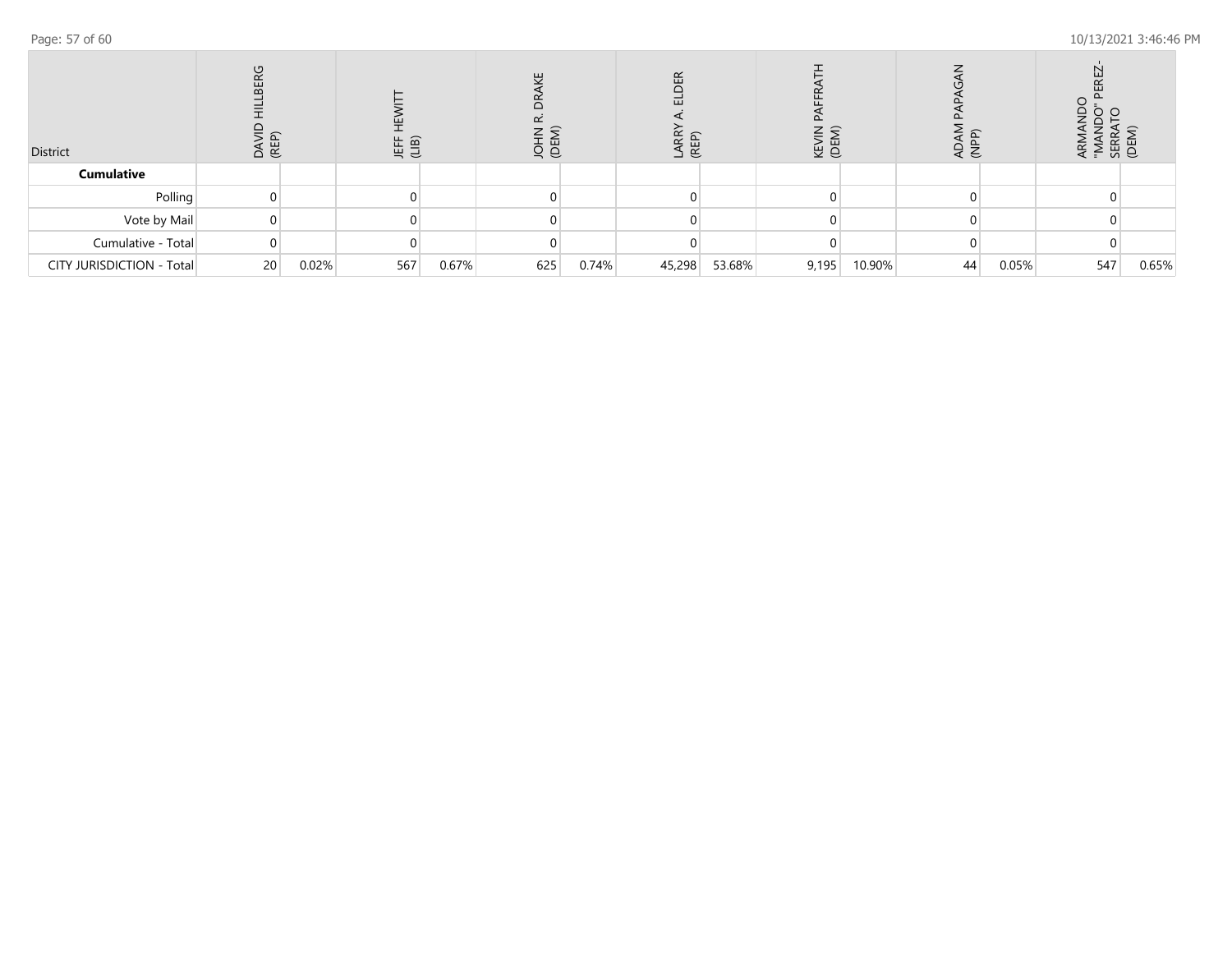| District | DAVID HILLBERG (REP) | | JEFF HEWITT (LIB) | | JOHN R. DRAKE (DEM) | | LARRY A. ELDER (REP) | | KEVIN PAFFRATH (DEM) | | ADAM PAPAGAN (NPP) | | ARMANDO "MANDO" PEREZ-SERRATO (DEM) | |
|---|---|---|---|---|---|---|---|---|---|---|---|---|---|---|
| **Cumulative** | | | | | | | | | | | | | | |
| Polling | 0 | | 0 | | 0 | | 0 | | 0 | | 0 | | 0 | |
| Vote by Mail | 0 | | 0 | | 0 | | 0 | | 0 | | 0 | | 0 | |
| Cumulative - Total | 0 | | 0 | | 0 | | 0 | | 0 | | 0 | | 0 | |
| CITY JURISDICTION - Total | 20 | 0.02% | 567 | 0.67% | 625 | 0.74% | 45,298 | 53.68% | 9,195 | 10.90% | 44 | 0.05% | 547 | 0.65% |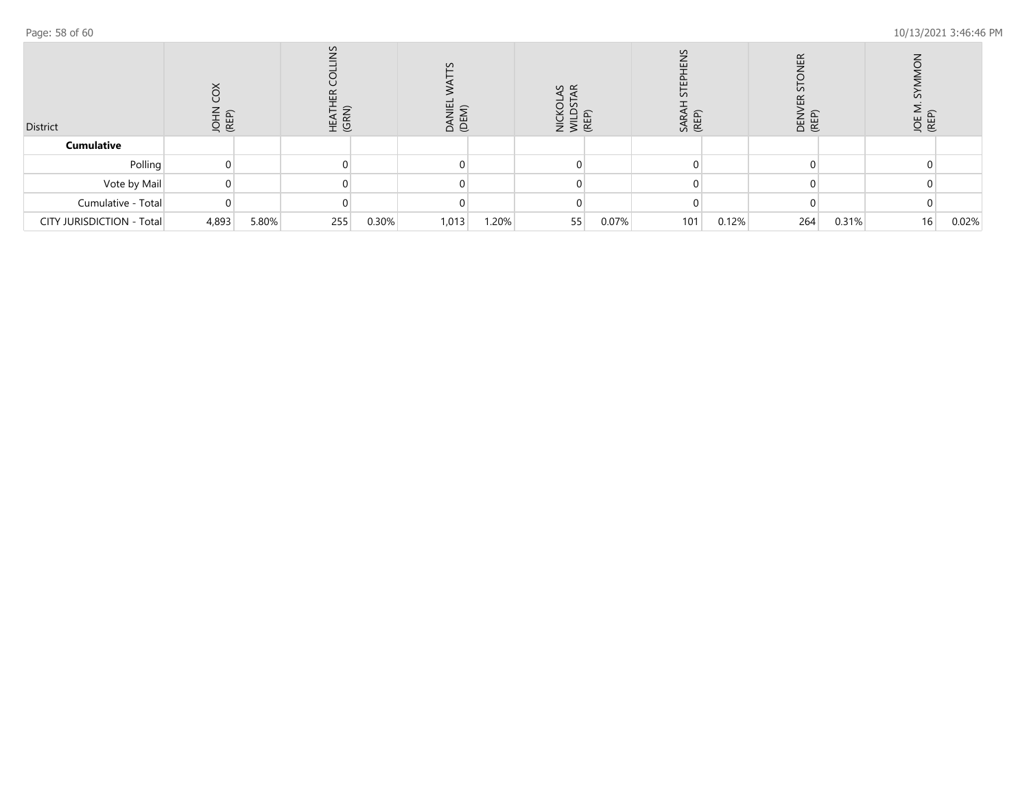| District | JOHN COX (REP) | | HEATHER COLLINS (GRN) | | DANIEL WATTS (DEM) | | NICKOLAS WILDSTAR (REP) | | SARAH STEPHENS (REP) | | DENVER STONER (REP) | | JOE M. SYMMON (REP) | |
|---|---|---|---|---|---|---|---|---|---|---|---|---|---|---|
| **Cumulative** | | | | | | | | | | | | | | |
| Polling | 0 | | 0 | | 0 | | 0 | | 0 | | 0 | | 0 | |
| Vote by Mail | 0 | | 0 | | 0 | | 0 | | 0 | | 0 | | 0 | |
| Cumulative - Total | 0 | | 0 | | 0 | | 0 | | 0 | | 0 | | 0 | |
| CITY JURISDICTION - Total | 4,893 | 5.80% | 255 | 0.30% | 1,013 | 1.20% | 55 | 0.07% | 101 | 0.12% | 264 | 0.31% | 16 | 0.02% |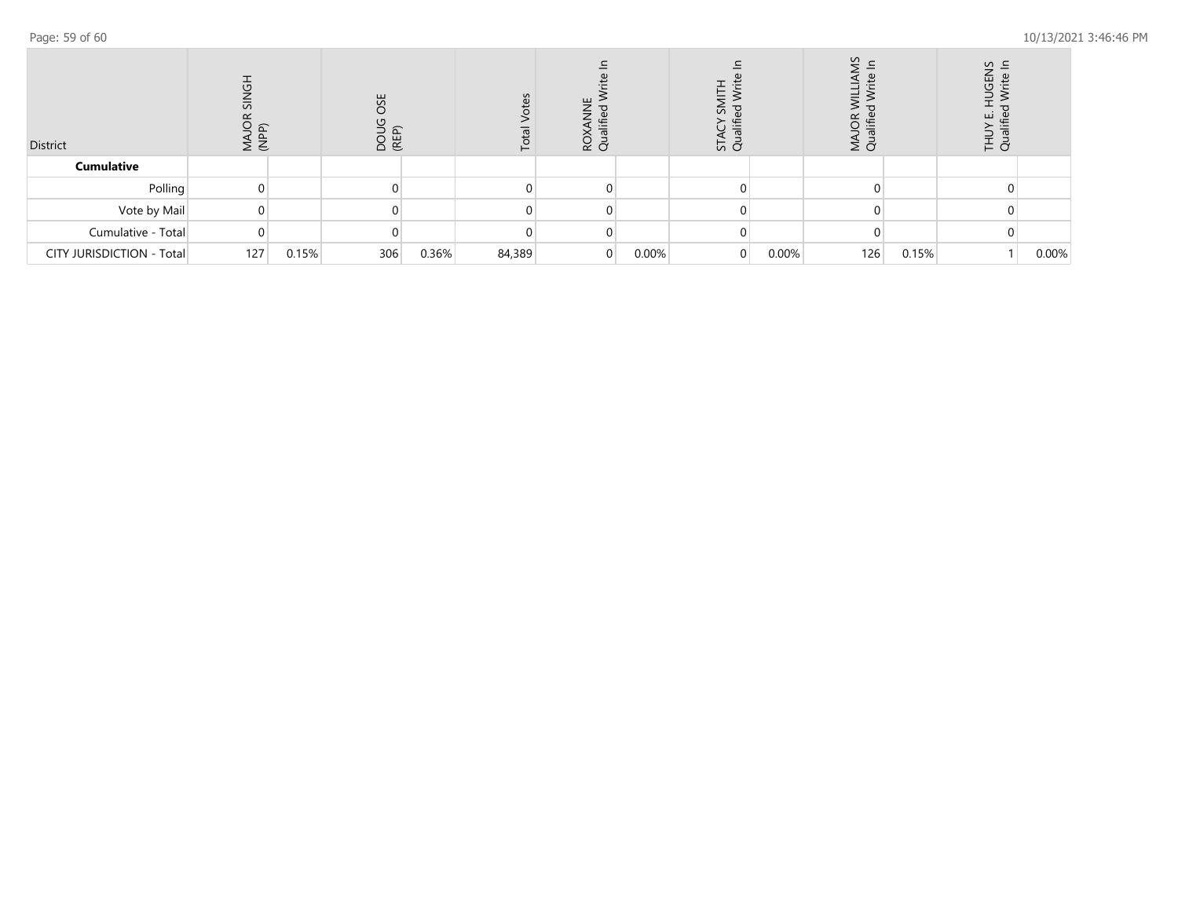| District | MAJOR SINGH (NPP) | | DOUG OSE (REP) | | Total Votes | ROXANNE Qualified Write In | | STACY SMITH Qualified Write In | | MAJOR WILLIAMS Qualified Write In | | THUY E. HUGENS Qualified Write In | |
|---|---|---|---|---|---|---|---|---|---|---|---|---|---|
| **Cumulative** | | | | | | | | | | | | | |
| Polling | 0 | | 0 | | 0 | 0 | | 0 | | 0 | | 0 | |
| Vote by Mail | 0 | | 0 | | 0 | 0 | | 0 | | 0 | | 0 | |
| Cumulative - Total | 0 | | 0 | | 0 | 0 | | 0 | | 0 | | 0 | |
| CITY JURISDICTION - Total | 127 | 0.15% | 306 | 0.36% | 84,389 | 0 | 0.00% | 0 | 0.00% | 126 | 0.15% | 1 | 0.00% |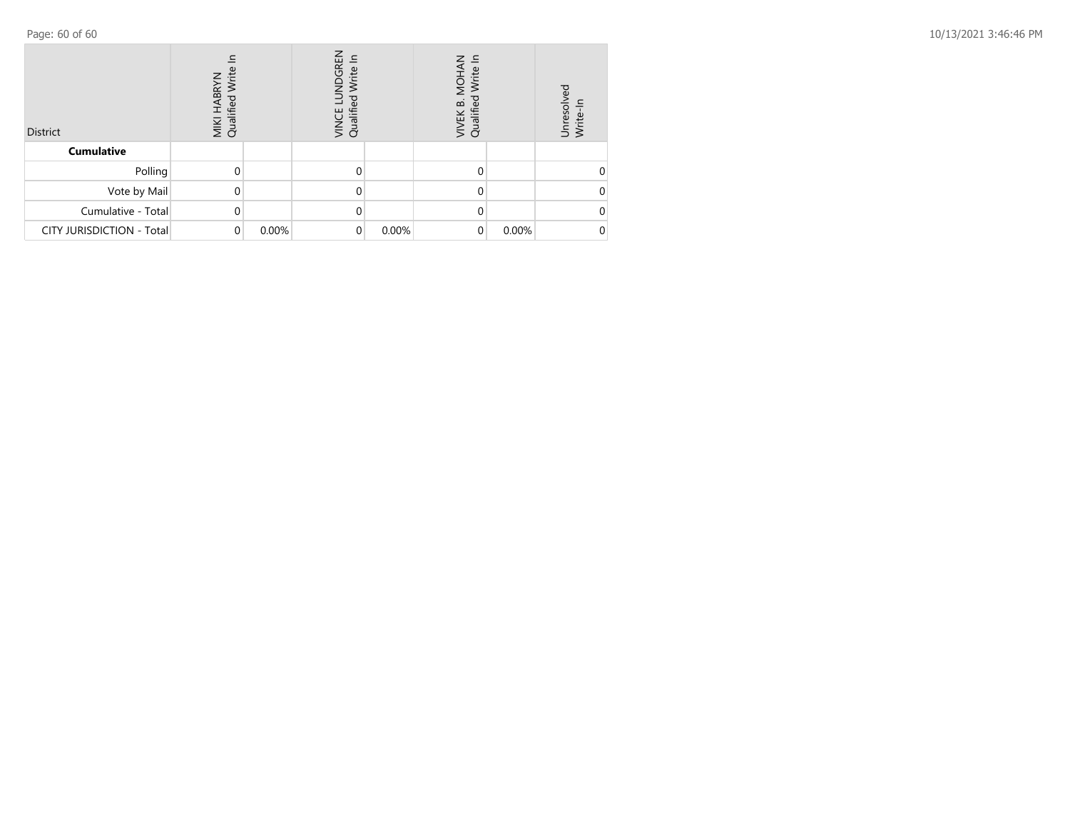| District | MIKI HABRYN Qualified Write In | | VINCE LUNDGREN Qualified Write In | | VIVEK B. MOHAN Qualified Write In | | Unresolved Write-In |
|---|---|---|---|---|---|---|---|
| **Cumulative** | | | | | | | |
| Polling | 0 | | 0 | | 0 | | 0 |
| Vote by Mail | 0 | | 0 | | 0 | | 0 |
| Cumulative - Total | 0 | | 0 | | 0 | | 0 |
| CITY JURISDICTION - Total | 0 | 0.00% | 0 | 0.00% | 0 | 0.00% | 0 |